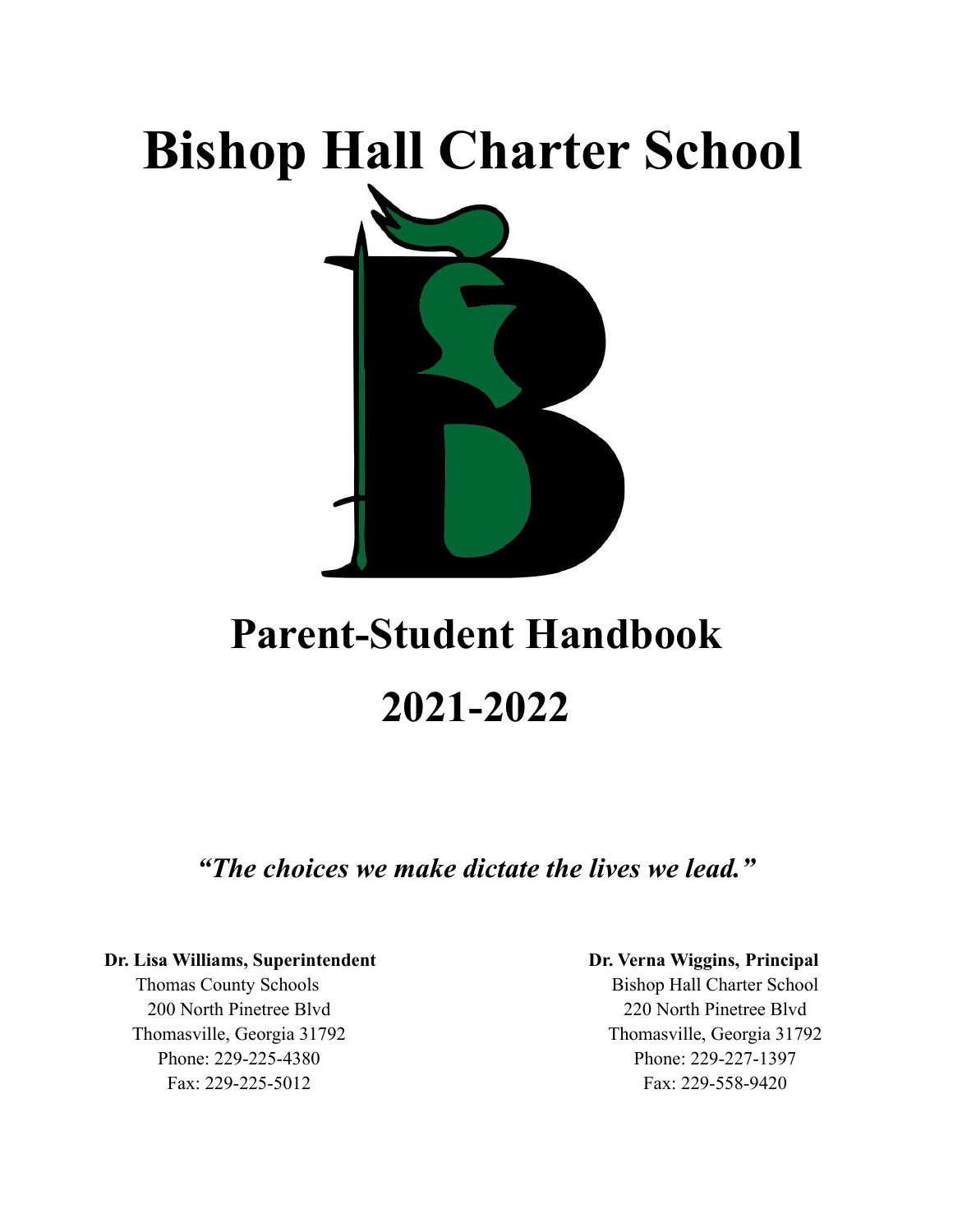# Bishop Hall Charter School

# Parent-Student Handbook

# 2021-2022

***"The choices we make dictate the lives we lead."***

**Dr. Lisa Williams, Superintendent**
Thomas County Schools
200 North Pinetree Blvd
Thomasville, Georgia 31792
Phone: 229-225-4380
Fax: 229-225-5012

**Dr. Verna Wiggins, Principal**
Bishop Hall Charter School
220 North Pinetree Blvd
Thomasville, Georgia 31792
Phone: 229-227-1397
Fax: 229-558-9420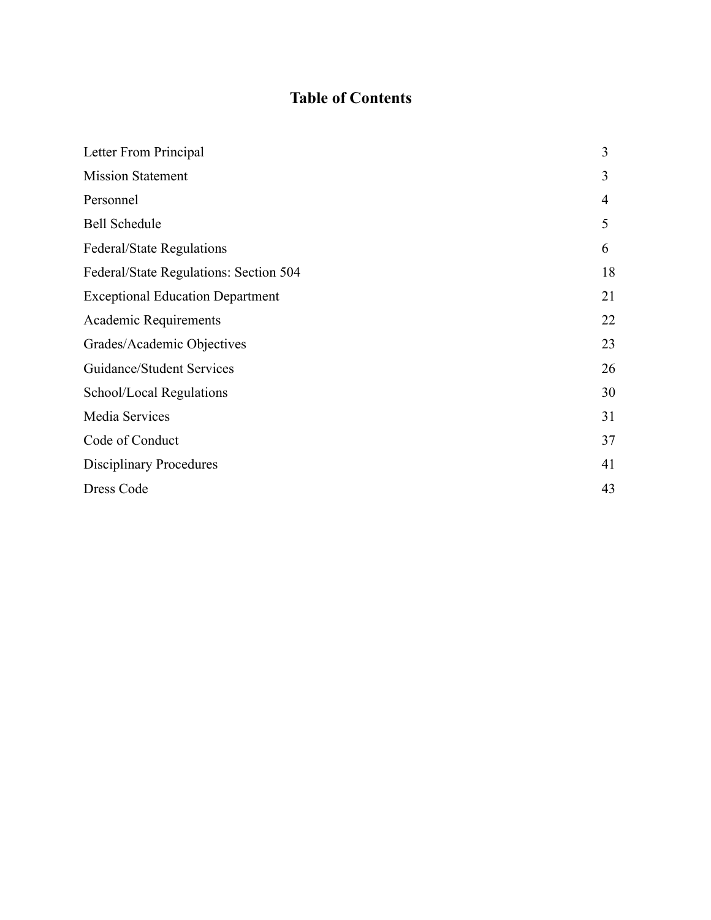# Table of Contents

| | |
|---|---|
| Letter From Principal | 3 |
| Mission Statement | 3 |
| Personnel | 4 |
| Bell Schedule | 5 |
| Federal/State Regulations | 6 |
| Federal/State Regulations: Section 504 | 18 |
| Exceptional Education Department | 21 |
| Academic Requirements | 22 |
| Grades/Academic Objectives | 23 |
| Guidance/Student Services | 26 |
| School/Local Regulations | 30 |
| Media Services | 31 |
| Code of Conduct | 37 |
| Disciplinary Procedures | 41 |
| Dress Code | 43 |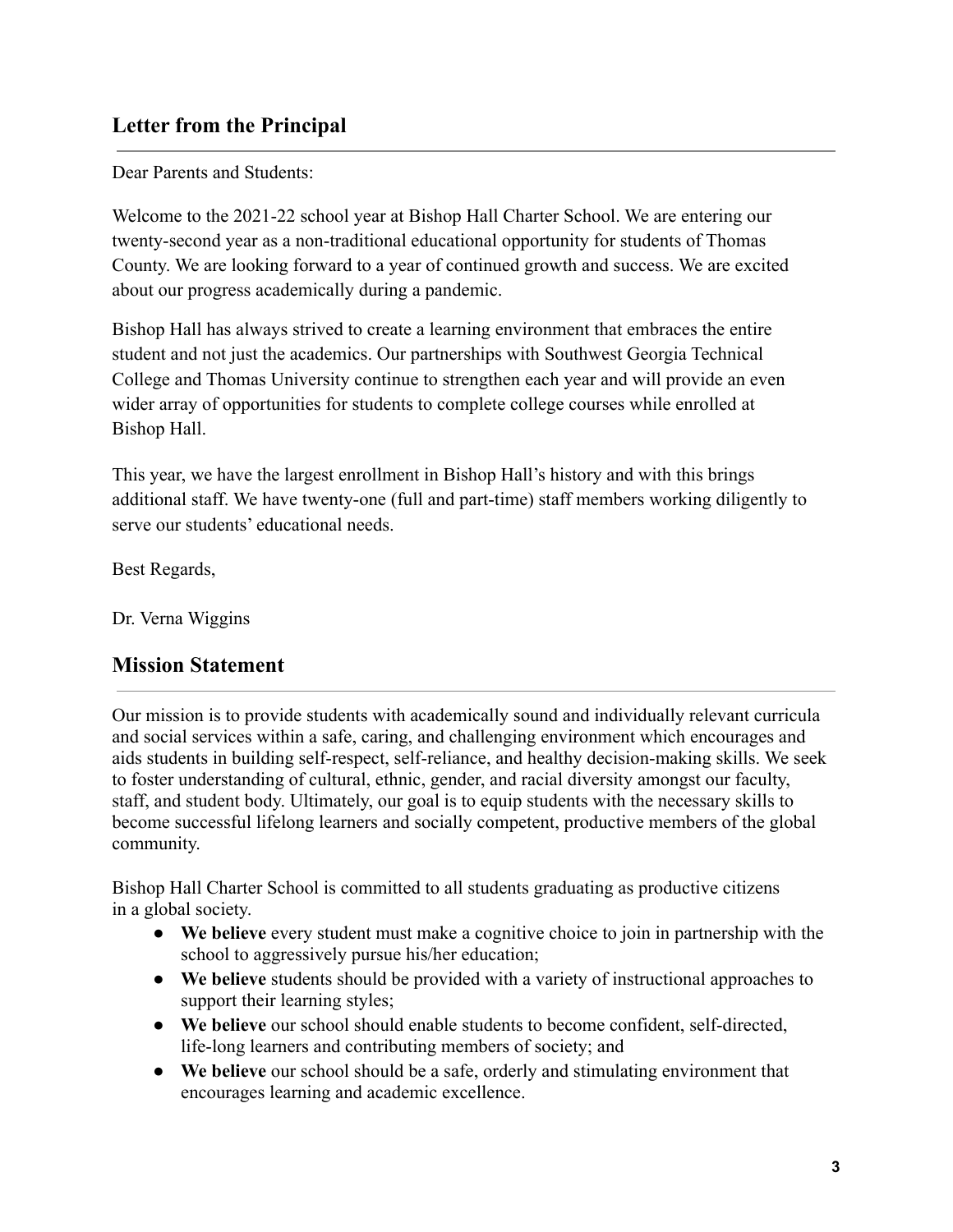## Letter from the Principal

Dear Parents and Students:

Welcome to the 2021-22 school year at Bishop Hall Charter School. We are entering our twenty-second year as a non-traditional educational opportunity for students of Thomas County. We are looking forward to a year of continued growth and success. We are excited about our progress academically during a pandemic.

Bishop Hall has always strived to create a learning environment that embraces the entire student and not just the academics. Our partnerships with Southwest Georgia Technical College and Thomas University continue to strengthen each year and will provide an even wider array of opportunities for students to complete college courses while enrolled at Bishop Hall.

This year, we have the largest enrollment in Bishop Hall's history and with this brings additional staff. We have twenty-one (full and part-time) staff members working diligently to serve our students' educational needs.

Best Regards,

Dr. Verna Wiggins

## Mission Statement

Our mission is to provide students with academically sound and individually relevant curricula and social services within a safe, caring, and challenging environment which encourages and aids students in building self-respect, self-reliance, and healthy decision-making skills. We seek to foster understanding of cultural, ethnic, gender, and racial diversity amongst our faculty, staff, and student body. Ultimately, our goal is to equip students with the necessary skills to become successful lifelong learners and socially competent, productive members of the global community.

Bishop Hall Charter School is committed to all students graduating as productive citizens in a global society.

- **We believe** every student must make a cognitive choice to join in partnership with the school to aggressively pursue his/her education;
- **We believe** students should be provided with a variety of instructional approaches to support their learning styles;
- **We believe** our school should enable students to become confident, self-directed, life-long learners and contributing members of society; and
- **We believe** our school should be a safe, orderly and stimulating environment that encourages learning and academic excellence.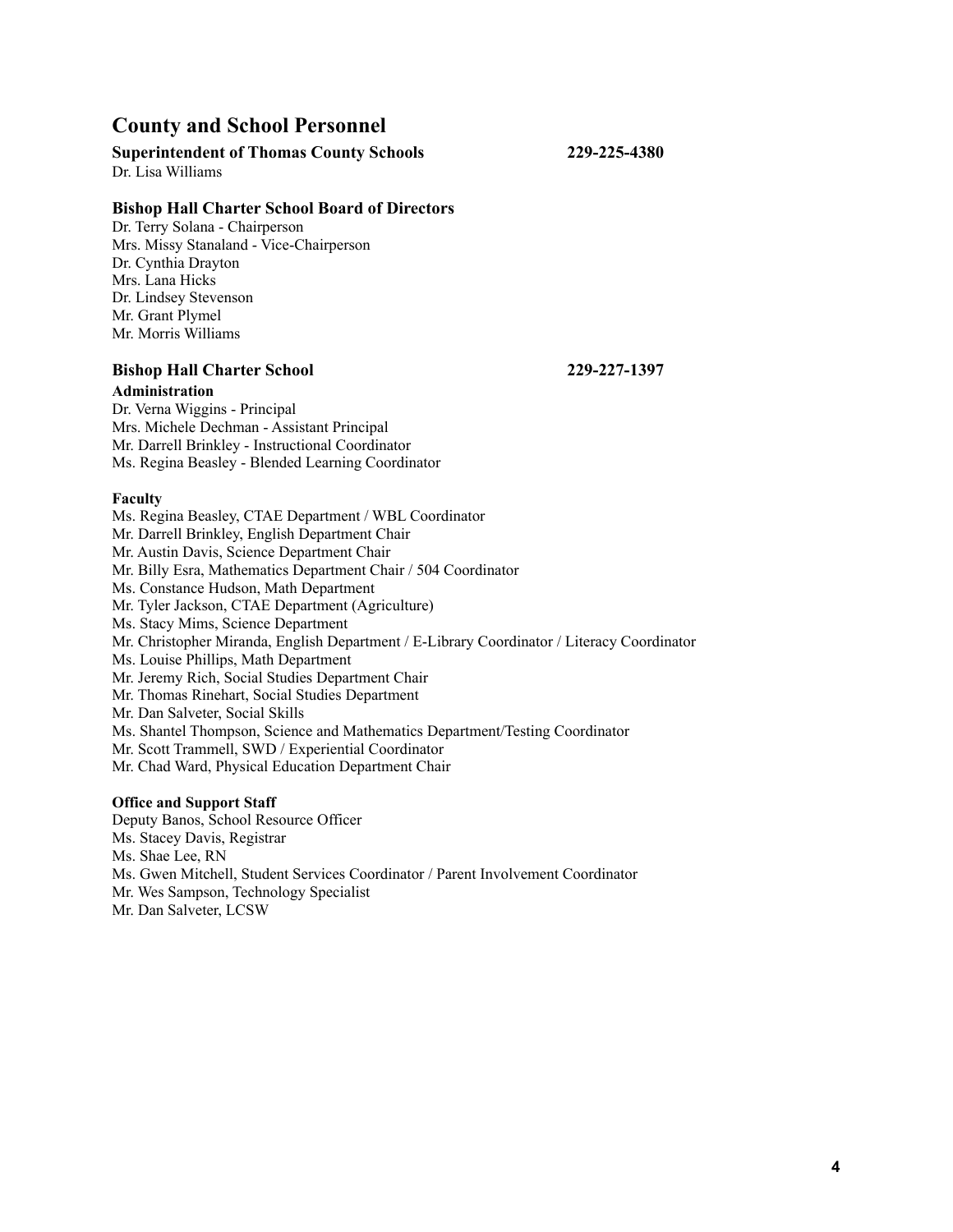## County and School Personnel

**Superintendent of Thomas County Schools** **229-225-4380**

Dr. Lisa Williams

**Bishop Hall Charter School Board of Directors**

Dr. Terry Solana - Chairperson
Mrs. Missy Stanaland - Vice-Chairperson
Dr. Cynthia Drayton
Mrs. Lana Hicks
Dr. Lindsey Stevenson
Mr. Grant Plymel
Mr. Morris Williams

**Bishop Hall Charter School** **229-227-1397**

**Administration**

Dr. Verna Wiggins - Principal
Mrs. Michele Dechman - Assistant Principal
Mr. Darrell Brinkley - Instructional Coordinator
Ms. Regina Beasley - Blended Learning Coordinator

**Faculty**

Ms. Regina Beasley, CTAE Department / WBL Coordinator
Mr. Darrell Brinkley, English Department Chair
Mr. Austin Davis, Science Department Chair
Mr. Billy Esra, Mathematics Department Chair / 504 Coordinator
Ms. Constance Hudson, Math Department
Mr. Tyler Jackson, CTAE Department (Agriculture)
Ms. Stacy Mims, Science Department
Mr. Christopher Miranda, English Department / E-Library Coordinator / Literacy Coordinator
Ms. Louise Phillips, Math Department
Mr. Jeremy Rich, Social Studies Department Chair
Mr. Thomas Rinehart, Social Studies Department
Mr. Dan Salveter, Social Skills
Ms. Shantel Thompson, Science and Mathematics Department/Testing Coordinator
Mr. Scott Trammell, SWD / Experiential Coordinator
Mr. Chad Ward, Physical Education Department Chair

**Office and Support Staff**

Deputy Banos, School Resource Officer
Ms. Stacey Davis, Registrar
Ms. Shae Lee, RN
Ms. Gwen Mitchell, Student Services Coordinator / Parent Involvement Coordinator
Mr. Wes Sampson, Technology Specialist
Mr. Dan Salveter, LCSW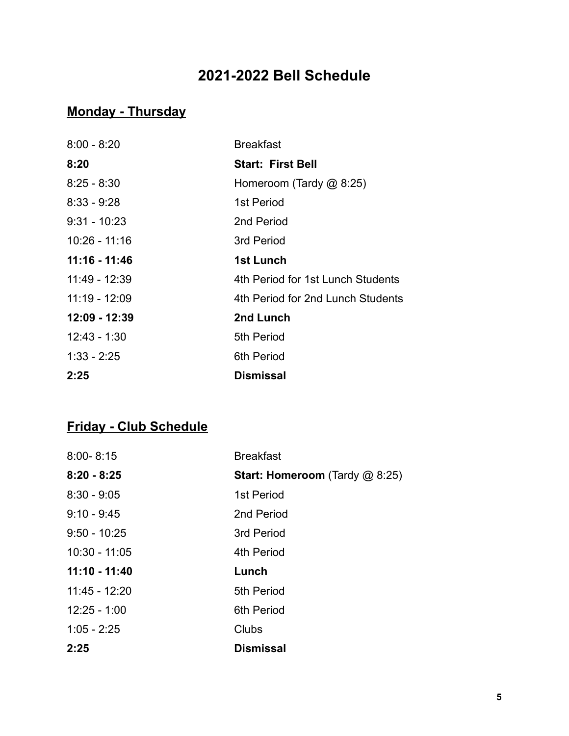# 2021-2022 Bell Schedule

## Monday - Thursday

| | |
|---|---|
| 8:00 - 8:20 | Breakfast |
| **8:20** | **Start: First Bell** |
| 8:25 - 8:30 | Homeroom (Tardy @ 8:25) |
| 8:33 - 9:28 | 1st Period |
| 9:31 - 10:23 | 2nd Period |
| 10:26 - 11:16 | 3rd Period |
| **11:16 - 11:46** | **1st Lunch** |
| 11:49 - 12:39 | 4th Period for 1st Lunch Students |
| 11:19 - 12:09 | 4th Period for 2nd Lunch Students |
| **12:09 - 12:39** | **2nd Lunch** |
| 12:43 - 1:30 | 5th Period |
| 1:33 - 2:25 | 6th Period |
| **2:25** | **Dismissal** |

## Friday - Club Schedule

| | |
|---|---|
| 8:00- 8:15 | Breakfast |
| **8:20 - 8:25** | **Start: Homeroom** (Tardy @ 8:25) |
| 8:30 - 9:05 | 1st Period |
| 9:10 - 9:45 | 2nd Period |
| 9:50 - 10:25 | 3rd Period |
| 10:30 - 11:05 | 4th Period |
| **11:10 - 11:40** | **Lunch** |
| 11:45 - 12:20 | 5th Period |
| 12:25 - 1:00 | 6th Period |
| 1:05 - 2:25 | Clubs |
| **2:25** | **Dismissal** |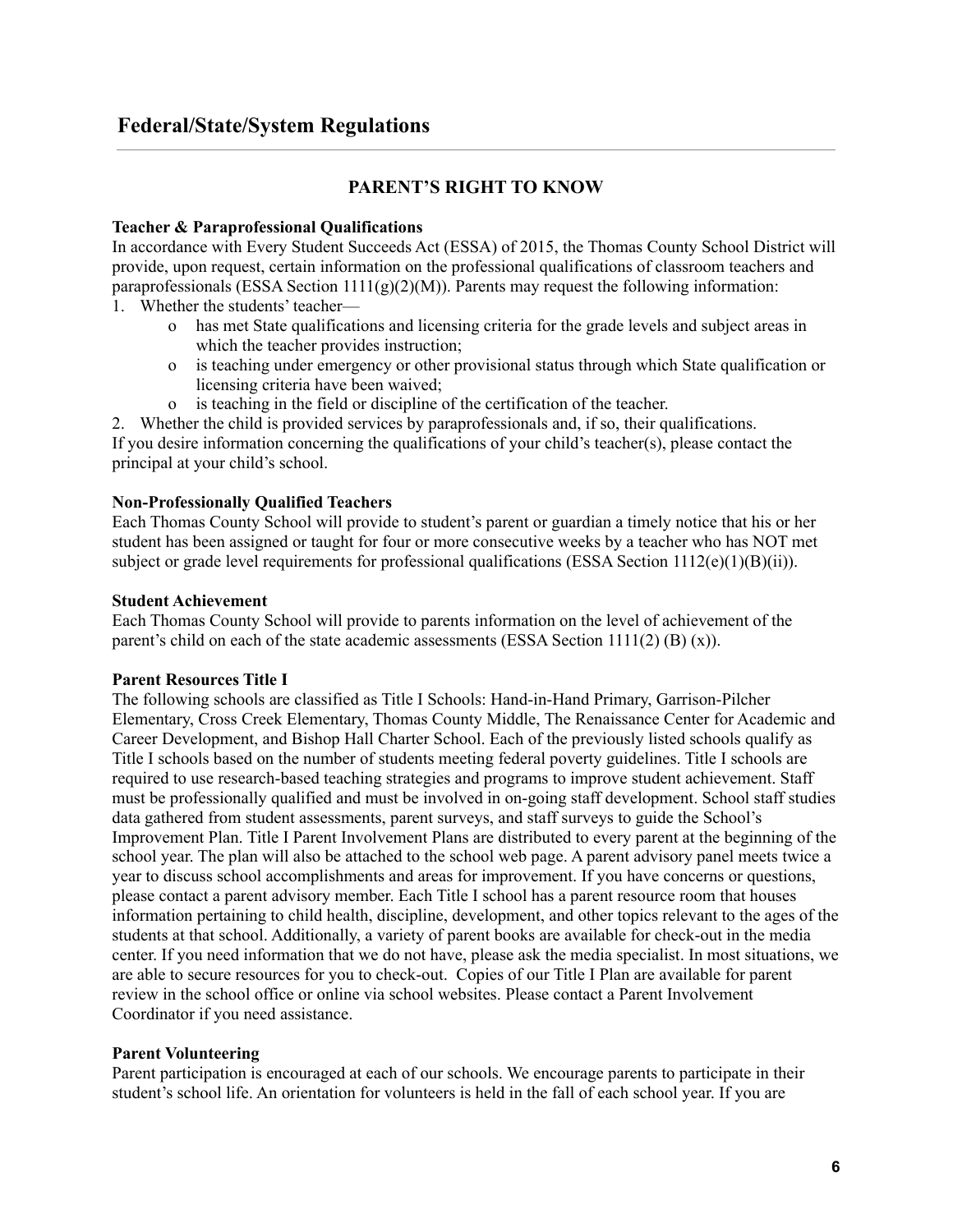# Federal/State/System Regulations

## PARENT'S RIGHT TO KNOW

**Teacher & Paraprofessional Qualifications**

In accordance with Every Student Succeeds Act (ESSA) of 2015, the Thomas County School District will provide, upon request, certain information on the professional qualifications of classroom teachers and paraprofessionals (ESSA Section 1111(g)(2)(M)). Parents may request the following information:

1. Whether the students' teacher—
   - o has met State qualifications and licensing criteria for the grade levels and subject areas in which the teacher provides instruction;
   - o is teaching under emergency or other provisional status through which State qualification or licensing criteria have been waived;
   - o is teaching in the field or discipline of the certification of the teacher.
2. Whether the child is provided services by paraprofessionals and, if so, their qualifications.

If you desire information concerning the qualifications of your child's teacher(s), please contact the principal at your child's school.

**Non-Professionally Qualified Teachers**

Each Thomas County School will provide to student's parent or guardian a timely notice that his or her student has been assigned or taught for four or more consecutive weeks by a teacher who has NOT met subject or grade level requirements for professional qualifications (ESSA Section 1112(e)(1)(B)(ii)).

**Student Achievement**

Each Thomas County School will provide to parents information on the level of achievement of the parent's child on each of the state academic assessments (ESSA Section 1111(2) (B) (x)).

**Parent Resources Title I**

The following schools are classified as Title I Schools: Hand-in-Hand Primary, Garrison-Pilcher Elementary, Cross Creek Elementary, Thomas County Middle, The Renaissance Center for Academic and Career Development, and Bishop Hall Charter School. Each of the previously listed schools qualify as Title I schools based on the number of students meeting federal poverty guidelines. Title I schools are required to use research-based teaching strategies and programs to improve student achievement. Staff must be professionally qualified and must be involved in on-going staff development. School staff studies data gathered from student assessments, parent surveys, and staff surveys to guide the School's Improvement Plan. Title I Parent Involvement Plans are distributed to every parent at the beginning of the school year. The plan will also be attached to the school web page. A parent advisory panel meets twice a year to discuss school accomplishments and areas for improvement. If you have concerns or questions, please contact a parent advisory member. Each Title I school has a parent resource room that houses information pertaining to child health, discipline, development, and other topics relevant to the ages of the students at that school. Additionally, a variety of parent books are available for check-out in the media center. If you need information that we do not have, please ask the media specialist. In most situations, we are able to secure resources for you to check-out. Copies of our Title I Plan are available for parent review in the school office or online via school websites. Please contact a Parent Involvement Coordinator if you need assistance.

**Parent Volunteering**

Parent participation is encouraged at each of our schools. We encourage parents to participate in their student's school life. An orientation for volunteers is held in the fall of each school year. If you are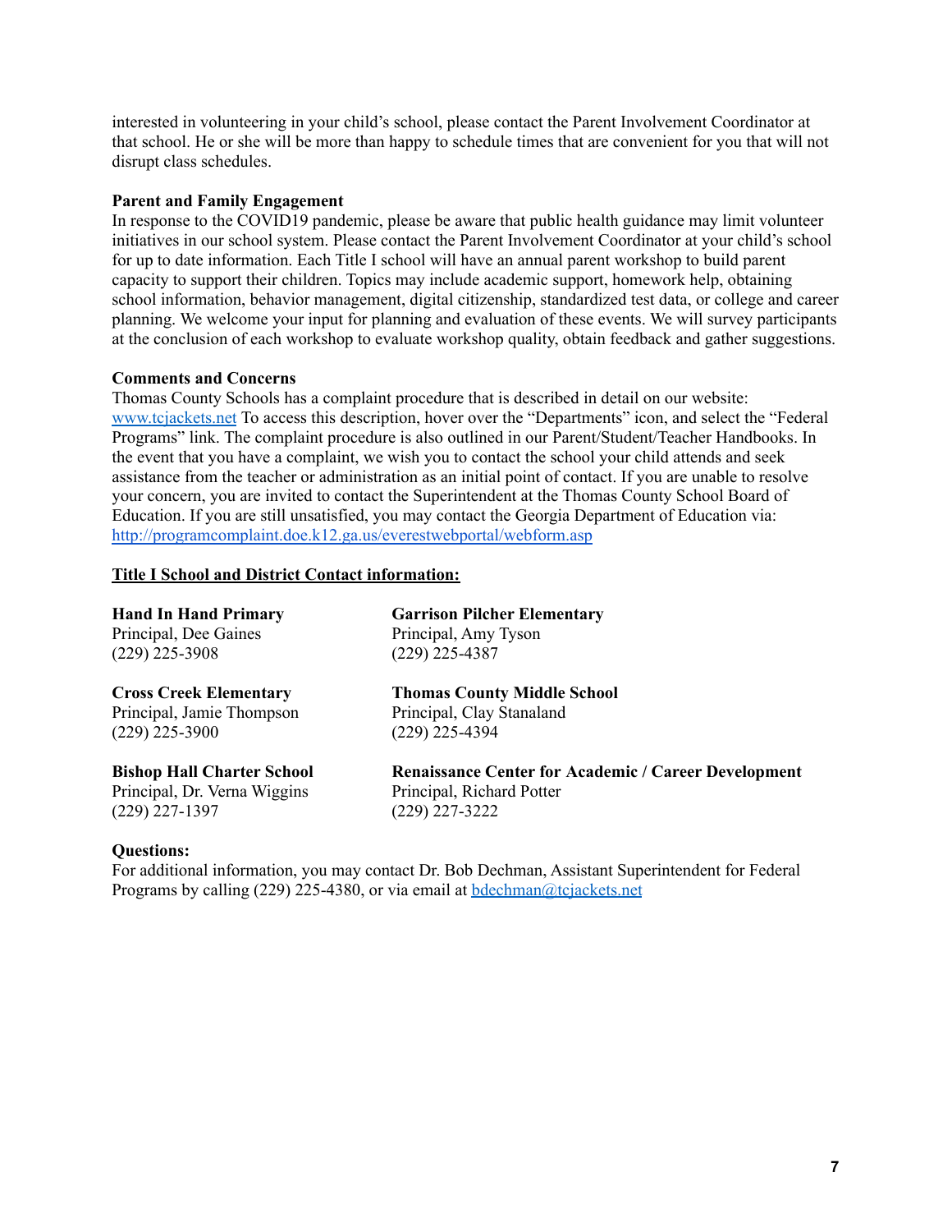interested in volunteering in your child's school, please contact the Parent Involvement Coordinator at that school. He or she will be more than happy to schedule times that are convenient for you that will not disrupt class schedules.

**Parent and Family Engagement**

In response to the COVID19 pandemic, please be aware that public health guidance may limit volunteer initiatives in our school system. Please contact the Parent Involvement Coordinator at your child's school for up to date information. Each Title I school will have an annual parent workshop to build parent capacity to support their children. Topics may include academic support, homework help, obtaining school information, behavior management, digital citizenship, standardized test data, or college and career planning. We welcome your input for planning and evaluation of these events. We will survey participants at the conclusion of each workshop to evaluate workshop quality, obtain feedback and gather suggestions.

**Comments and Concerns**

Thomas County Schools has a complaint procedure that is described in detail on our website: [www.tcjackets.net](http://www.tcjackets.net) To access this description, hover over the "Departments" icon, and select the "Federal Programs" link. The complaint procedure is also outlined in our Parent/Student/Teacher Handbooks. In the event that you have a complaint, we wish you to contact the school your child attends and seek assistance from the teacher or administration as an initial point of contact. If you are unable to resolve your concern, you are invited to contact the Superintendent at the Thomas County School Board of Education. If you are still unsatisfied, you may contact the Georgia Department of Education via: [http://programcomplaint.doe.k12.ga.us/everestwebportal/webform.asp](http://programcomplaint.doe.k12.ga.us/everestwebportal/webform.asp)

**Title I School and District Contact information:**

**Hand In Hand Primary**
Principal, Dee Gaines
(229) 225-3908

**Garrison Pilcher Elementary**
Principal, Amy Tyson
(229) 225-4387

**Cross Creek Elementary**
Principal, Jamie Thompson
(229) 225-3900

**Thomas County Middle School**
Principal, Clay Stanaland
(229) 225-4394

**Bishop Hall Charter School**
Principal, Dr. Verna Wiggins
(229) 227-1397

**Renaissance Center for Academic / Career Development**
Principal, Richard Potter
(229) 227-3222

**Questions:**

For additional information, you may contact Dr. Bob Dechman, Assistant Superintendent for Federal Programs by calling (229) 225-4380, or via email at [bdechman@tcjackets.net](mailto:bdechman@tcjackets.net)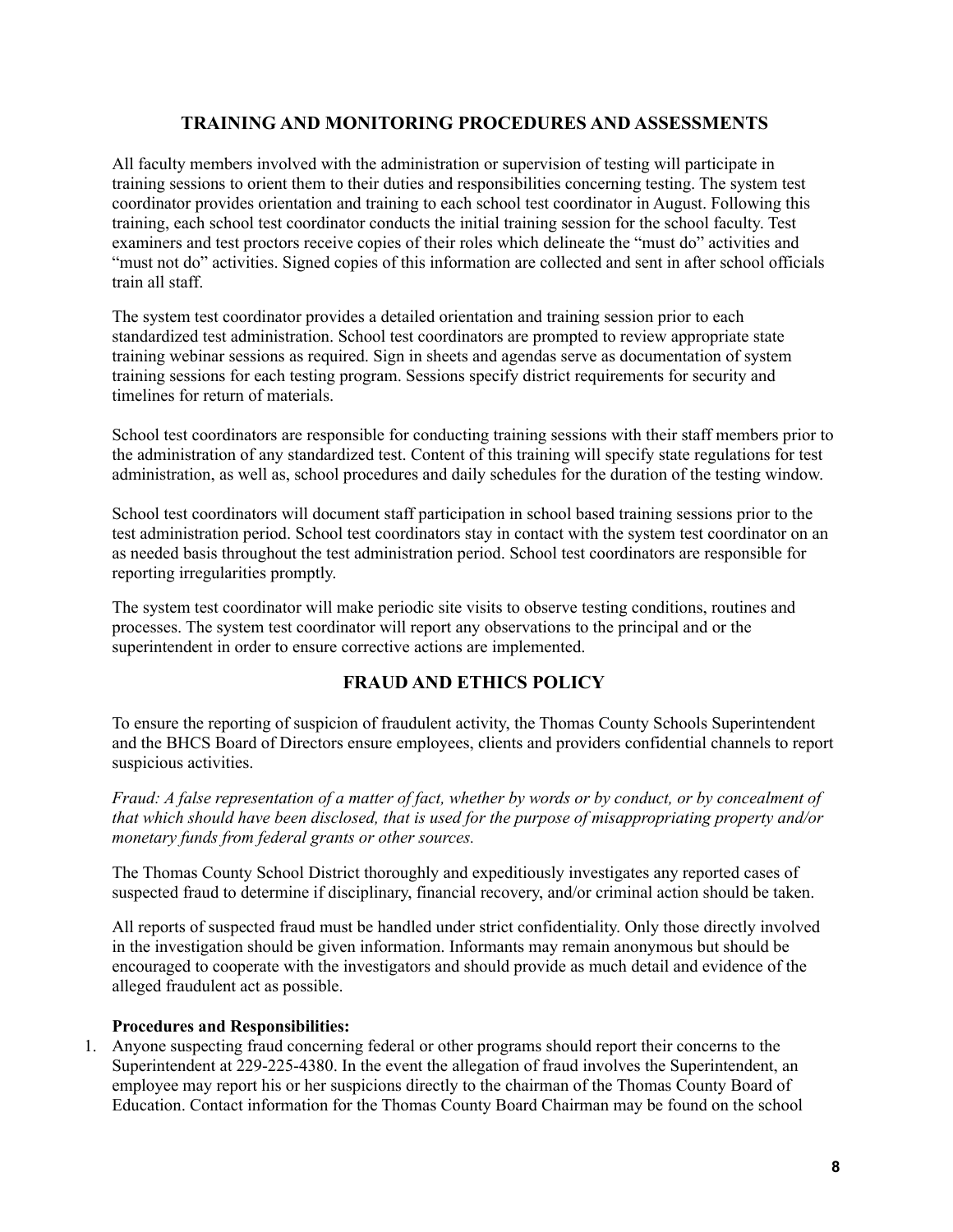## TRAINING AND MONITORING PROCEDURES AND ASSESSMENTS

All faculty members involved with the administration or supervision of testing will participate in training sessions to orient them to their duties and responsibilities concerning testing. The system test coordinator provides orientation and training to each school test coordinator in August. Following this training, each school test coordinator conducts the initial training session for the school faculty. Test examiners and test proctors receive copies of their roles which delineate the "must do" activities and "must not do" activities. Signed copies of this information are collected and sent in after school officials train all staff.

The system test coordinator provides a detailed orientation and training session prior to each standardized test administration. School test coordinators are prompted to review appropriate state training webinar sessions as required. Sign in sheets and agendas serve as documentation of system training sessions for each testing program. Sessions specify district requirements for security and timelines for return of materials.

School test coordinators are responsible for conducting training sessions with their staff members prior to the administration of any standardized test. Content of this training will specify state regulations for test administration, as well as, school procedures and daily schedules for the duration of the testing window.

School test coordinators will document staff participation in school based training sessions prior to the test administration period. School test coordinators stay in contact with the system test coordinator on an as needed basis throughout the test administration period. School test coordinators are responsible for reporting irregularities promptly.

The system test coordinator will make periodic site visits to observe testing conditions, routines and processes. The system test coordinator will report any observations to the principal and or the superintendent in order to ensure corrective actions are implemented.

## FRAUD AND ETHICS POLICY

To ensure the reporting of suspicion of fraudulent activity, the Thomas County Schools Superintendent and the BHCS Board of Directors ensure employees, clients and providers confidential channels to report suspicious activities.

*Fraud: A false representation of a matter of fact, whether by words or by conduct, or by concealment of that which should have been disclosed, that is used for the purpose of misappropriating property and/or monetary funds from federal grants or other sources.*

The Thomas County School District thoroughly and expeditiously investigates any reported cases of suspected fraud to determine if disciplinary, financial recovery, and/or criminal action should be taken.

All reports of suspected fraud must be handled under strict confidentiality. Only those directly involved in the investigation should be given information. Informants may remain anonymous but should be encouraged to cooperate with the investigators and should provide as much detail and evidence of the alleged fraudulent act as possible.

**Procedures and Responsibilities:**

1. Anyone suspecting fraud concerning federal or other programs should report their concerns to the Superintendent at 229-225-4380. In the event the allegation of fraud involves the Superintendent, an employee may report his or her suspicions directly to the chairman of the Thomas County Board of Education. Contact information for the Thomas County Board Chairman may be found on the school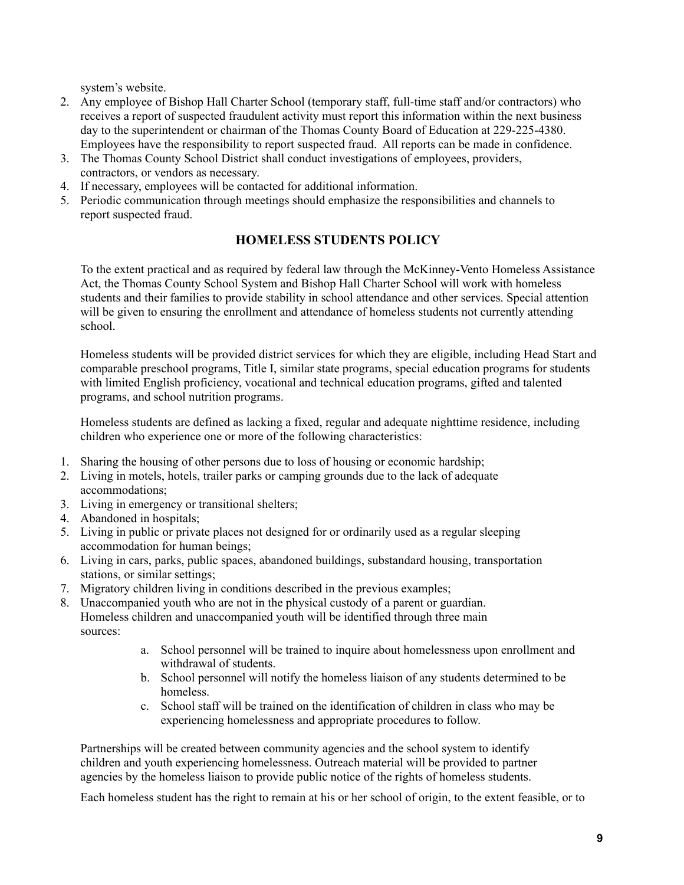system's website.

2. Any employee of Bishop Hall Charter School (temporary staff, full-time staff and/or contractors) who receives a report of suspected fraudulent activity must report this information within the next business day to the superintendent or chairman of the Thomas County Board of Education at 229-225-4380. Employees have the responsibility to report suspected fraud. All reports can be made in confidence.
3. The Thomas County School District shall conduct investigations of employees, providers, contractors, or vendors as necessary.
4. If necessary, employees will be contacted for additional information.
5. Periodic communication through meetings should emphasize the responsibilities and channels to report suspected fraud.

## HOMELESS STUDENTS POLICY

To the extent practical and as required by federal law through the McKinney-Vento Homeless Assistance Act, the Thomas County School System and Bishop Hall Charter School will work with homeless students and their families to provide stability in school attendance and other services. Special attention will be given to ensuring the enrollment and attendance of homeless students not currently attending school.

Homeless students will be provided district services for which they are eligible, including Head Start and comparable preschool programs, Title I, similar state programs, special education programs for students with limited English proficiency, vocational and technical education programs, gifted and talented programs, and school nutrition programs.

Homeless students are defined as lacking a fixed, regular and adequate nighttime residence, including children who experience one or more of the following characteristics:

1. Sharing the housing of other persons due to loss of housing or economic hardship;
2. Living in motels, hotels, trailer parks or camping grounds due to the lack of adequate accommodations;
3. Living in emergency or transitional shelters;
4. Abandoned in hospitals;
5. Living in public or private places not designed for or ordinarily used as a regular sleeping accommodation for human beings;
6. Living in cars, parks, public spaces, abandoned buildings, substandard housing, transportation stations, or similar settings;
7. Migratory children living in conditions described in the previous examples;
8. Unaccompanied youth who are not in the physical custody of a parent or guardian. Homeless children and unaccompanied youth will be identified through three main sources:
    a. School personnel will be trained to inquire about homelessness upon enrollment and withdrawal of students.
    b. School personnel will notify the homeless liaison of any students determined to be homeless.
    c. School staff will be trained on the identification of children in class who may be experiencing homelessness and appropriate procedures to follow.

Partnerships will be created between community agencies and the school system to identify children and youth experiencing homelessness. Outreach material will be provided to partner agencies by the homeless liaison to provide public notice of the rights of homeless students.

Each homeless student has the right to remain at his or her school of origin, to the extent feasible, or to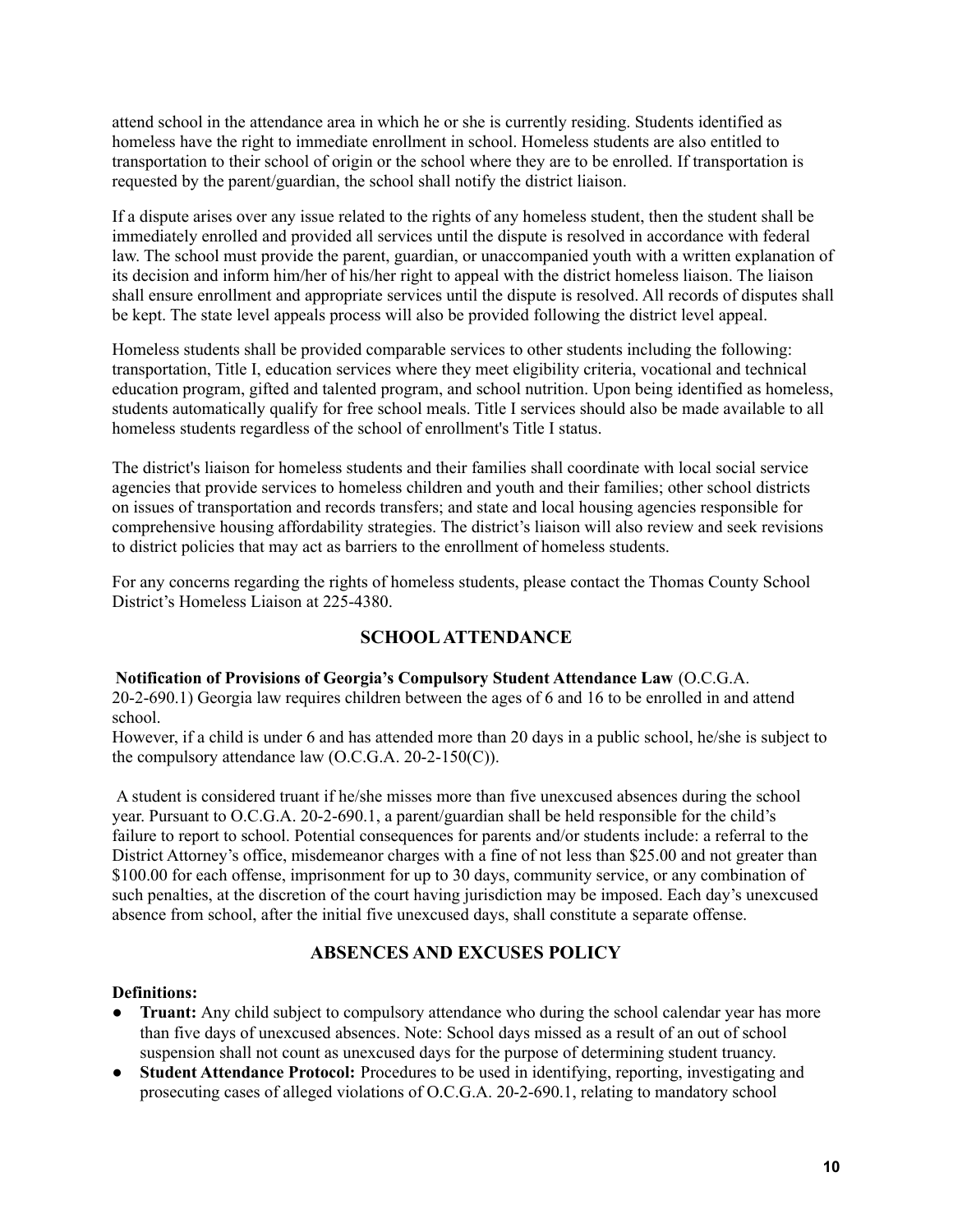attend school in the attendance area in which he or she is currently residing. Students identified as homeless have the right to immediate enrollment in school. Homeless students are also entitled to transportation to their school of origin or the school where they are to be enrolled. If transportation is requested by the parent/guardian, the school shall notify the district liaison.

If a dispute arises over any issue related to the rights of any homeless student, then the student shall be immediately enrolled and provided all services until the dispute is resolved in accordance with federal law. The school must provide the parent, guardian, or unaccompanied youth with a written explanation of its decision and inform him/her of his/her right to appeal with the district homeless liaison. The liaison shall ensure enrollment and appropriate services until the dispute is resolved. All records of disputes shall be kept. The state level appeals process will also be provided following the district level appeal.

Homeless students shall be provided comparable services to other students including the following: transportation, Title I, education services where they meet eligibility criteria, vocational and technical education program, gifted and talented program, and school nutrition. Upon being identified as homeless, students automatically qualify for free school meals. Title I services should also be made available to all homeless students regardless of the school of enrollment's Title I status.

The district's liaison for homeless students and their families shall coordinate with local social service agencies that provide services to homeless children and youth and their families; other school districts on issues of transportation and records transfers; and state and local housing agencies responsible for comprehensive housing affordability strategies. The district's liaison will also review and seek revisions to district policies that may act as barriers to the enrollment of homeless students.

For any concerns regarding the rights of homeless students, please contact the Thomas County School District's Homeless Liaison at 225-4380.

## SCHOOL ATTENDANCE

**Notification of Provisions of Georgia's Compulsory Student Attendance Law** (O.C.G.A. 20-2-690.1) Georgia law requires children between the ages of 6 and 16 to be enrolled in and attend school.

However, if a child is under 6 and has attended more than 20 days in a public school, he/she is subject to the compulsory attendance law (O.C.G.A. 20-2-150(C)).

A student is considered truant if he/she misses more than five unexcused absences during the school year. Pursuant to O.C.G.A. 20-2-690.1, a parent/guardian shall be held responsible for the child's failure to report to school. Potential consequences for parents and/or students include: a referral to the District Attorney's office, misdemeanor charges with a fine of not less than $25.00 and not greater than $100.00 for each offense, imprisonment for up to 30 days, community service, or any combination of such penalties, at the discretion of the court having jurisdiction may be imposed. Each day's unexcused absence from school, after the initial five unexcused days, shall constitute a separate offense.

## ABSENCES AND EXCUSES POLICY

**Definitions:**

- **Truant:** Any child subject to compulsory attendance who during the school calendar year has more than five days of unexcused absences. Note: School days missed as a result of an out of school suspension shall not count as unexcused days for the purpose of determining student truancy.
- **Student Attendance Protocol:** Procedures to be used in identifying, reporting, investigating and prosecuting cases of alleged violations of O.C.G.A. 20-2-690.1, relating to mandatory school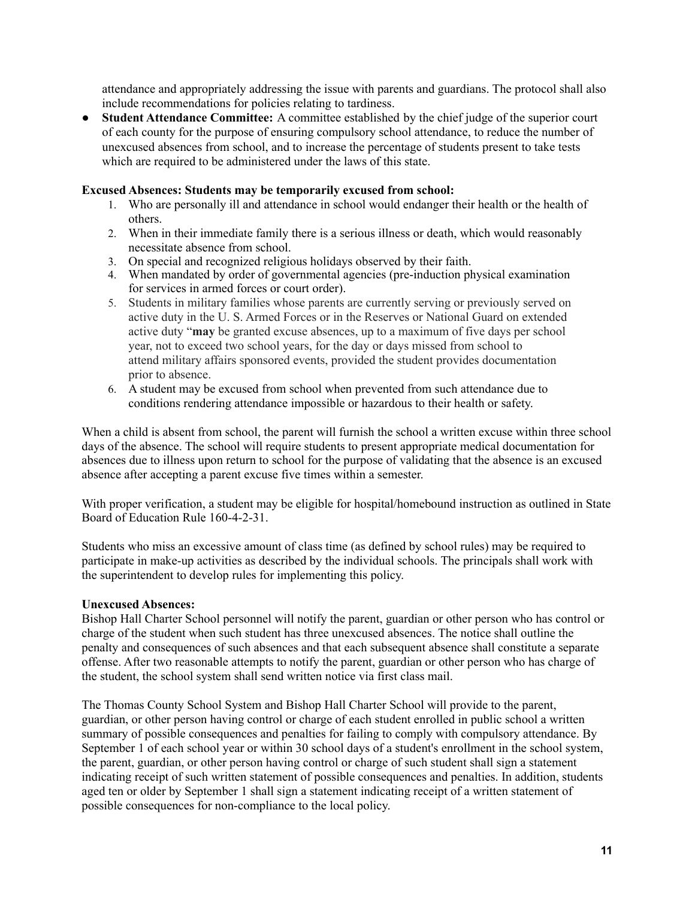attendance and appropriately addressing the issue with parents and guardians. The protocol shall also include recommendations for policies relating to tardiness.

- **Student Attendance Committee:** A committee established by the chief judge of the superior court of each county for the purpose of ensuring compulsory school attendance, to reduce the number of unexcused absences from school, and to increase the percentage of students present to take tests which are required to be administered under the laws of this state.

**Excused Absences: Students may be temporarily excused from school:**

1. Who are personally ill and attendance in school would endanger their health or the health of others.
2. When in their immediate family there is a serious illness or death, which would reasonably necessitate absence from school.
3. On special and recognized religious holidays observed by their faith.
4. When mandated by order of governmental agencies (pre-induction physical examination for services in armed forces or court order).
5. Students in military families whose parents are currently serving or previously served on active duty in the U. S. Armed Forces or in the Reserves or National Guard on extended active duty "**may** be granted excuse absences, up to a maximum of five days per school year, not to exceed two school years, for the day or days missed from school to attend military affairs sponsored events, provided the student provides documentation prior to absence.
6. A student may be excused from school when prevented from such attendance due to conditions rendering attendance impossible or hazardous to their health or safety.

When a child is absent from school, the parent will furnish the school a written excuse within three school days of the absence. The school will require students to present appropriate medical documentation for absences due to illness upon return to school for the purpose of validating that the absence is an excused absence after accepting a parent excuse five times within a semester.

With proper verification, a student may be eligible for hospital/homebound instruction as outlined in State Board of Education Rule 160-4-2-31.

Students who miss an excessive amount of class time (as defined by school rules) may be required to participate in make-up activities as described by the individual schools. The principals shall work with the superintendent to develop rules for implementing this policy.

**Unexcused Absences:**

Bishop Hall Charter School personnel will notify the parent, guardian or other person who has control or charge of the student when such student has three unexcused absences. The notice shall outline the penalty and consequences of such absences and that each subsequent absence shall constitute a separate offense. After two reasonable attempts to notify the parent, guardian or other person who has charge of the student, the school system shall send written notice via first class mail.

The Thomas County School System and Bishop Hall Charter School will provide to the parent, guardian, or other person having control or charge of each student enrolled in public school a written summary of possible consequences and penalties for failing to comply with compulsory attendance. By September 1 of each school year or within 30 school days of a student's enrollment in the school system, the parent, guardian, or other person having control or charge of such student shall sign a statement indicating receipt of such written statement of possible consequences and penalties. In addition, students aged ten or older by September 1 shall sign a statement indicating receipt of a written statement of possible consequences for non-compliance to the local policy.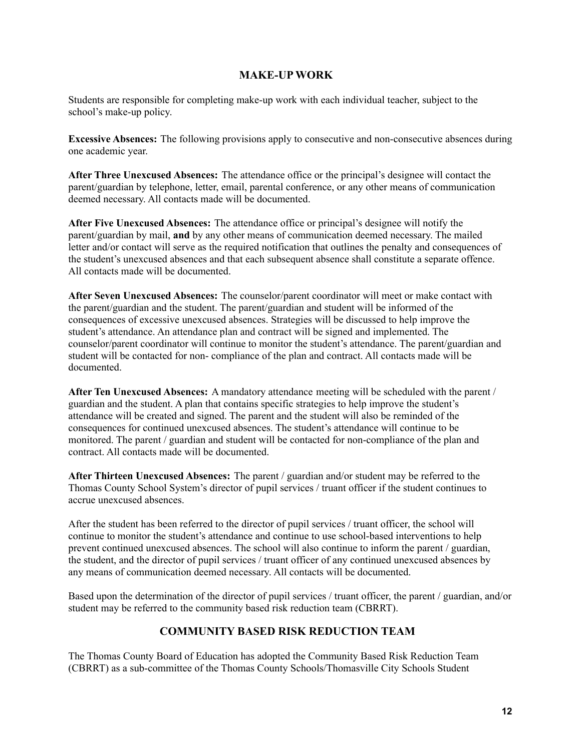## MAKE-UP WORK

Students are responsible for completing make-up work with each individual teacher, subject to the school's make-up policy.

**Excessive Absences:** The following provisions apply to consecutive and non-consecutive absences during one academic year.

**After Three Unexcused Absences:** The attendance office or the principal's designee will contact the parent/guardian by telephone, letter, email, parental conference, or any other means of communication deemed necessary. All contacts made will be documented.

**After Five Unexcused Absences:** The attendance office or principal's designee will notify the parent/guardian by mail, **and** by any other means of communication deemed necessary. The mailed letter and/or contact will serve as the required notification that outlines the penalty and consequences of the student's unexcused absences and that each subsequent absence shall constitute a separate offence. All contacts made will be documented.

**After Seven Unexcused Absences:** The counselor/parent coordinator will meet or make contact with the parent/guardian and the student. The parent/guardian and student will be informed of the consequences of excessive unexcused absences. Strategies will be discussed to help improve the student's attendance. An attendance plan and contract will be signed and implemented. The counselor/parent coordinator will continue to monitor the student's attendance. The parent/guardian and student will be contacted for non- compliance of the plan and contract. All contacts made will be documented.

**After Ten Unexcused Absences:** A mandatory attendance meeting will be scheduled with the parent / guardian and the student. A plan that contains specific strategies to help improve the student's attendance will be created and signed. The parent and the student will also be reminded of the consequences for continued unexcused absences. The student's attendance will continue to be monitored. The parent / guardian and student will be contacted for non-compliance of the plan and contract. All contacts made will be documented.

**After Thirteen Unexcused Absences:** The parent / guardian and/or student may be referred to the Thomas County School System's director of pupil services / truant officer if the student continues to accrue unexcused absences.

After the student has been referred to the director of pupil services / truant officer, the school will continue to monitor the student's attendance and continue to use school-based interventions to help prevent continued unexcused absences. The school will also continue to inform the parent / guardian, the student, and the director of pupil services / truant officer of any continued unexcused absences by any means of communication deemed necessary. All contacts will be documented.

Based upon the determination of the director of pupil services / truant officer, the parent / guardian, and/or student may be referred to the community based risk reduction team (CBRRT).

## COMMUNITY BASED RISK REDUCTION TEAM

The Thomas County Board of Education has adopted the Community Based Risk Reduction Team (CBRRT) as a sub-committee of the Thomas County Schools/Thomasville City Schools Student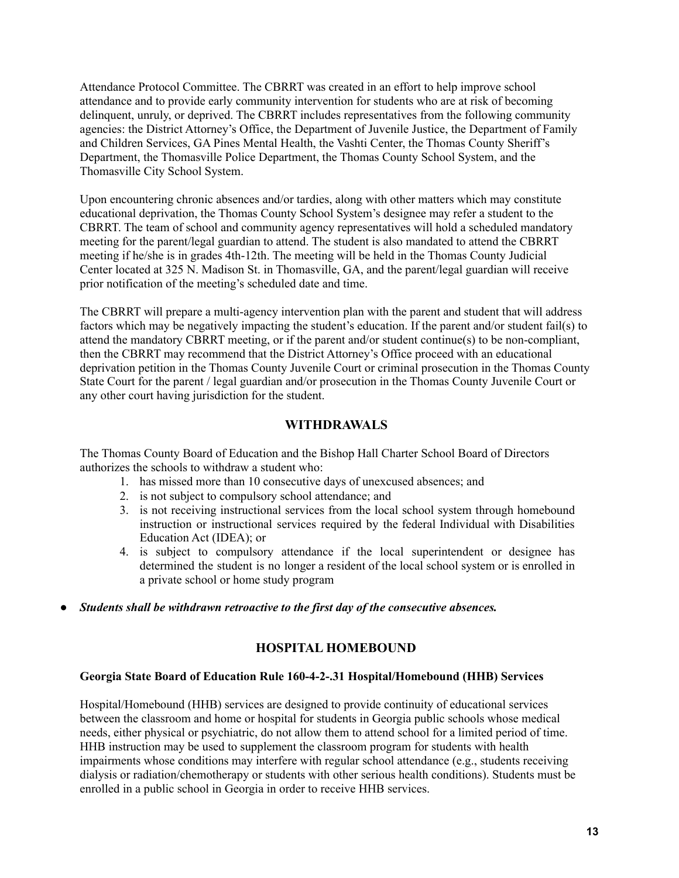Attendance Protocol Committee. The CBRRT was created in an effort to help improve school attendance and to provide early community intervention for students who are at risk of becoming delinquent, unruly, or deprived. The CBRRT includes representatives from the following community agencies: the District Attorney's Office, the Department of Juvenile Justice, the Department of Family and Children Services, GA Pines Mental Health, the Vashti Center, the Thomas County Sheriff's Department, the Thomasville Police Department, the Thomas County School System, and the Thomasville City School System.

Upon encountering chronic absences and/or tardies, along with other matters which may constitute educational deprivation, the Thomas County School System's designee may refer a student to the CBRRT. The team of school and community agency representatives will hold a scheduled mandatory meeting for the parent/legal guardian to attend. The student is also mandated to attend the CBRRT meeting if he/she is in grades 4th-12th. The meeting will be held in the Thomas County Judicial Center located at 325 N. Madison St. in Thomasville, GA, and the parent/legal guardian will receive prior notification of the meeting's scheduled date and time.

The CBRRT will prepare a multi-agency intervention plan with the parent and student that will address factors which may be negatively impacting the student's education. If the parent and/or student fail(s) to attend the mandatory CBRRT meeting, or if the parent and/or student continue(s) to be non-compliant, then the CBRRT may recommend that the District Attorney's Office proceed with an educational deprivation petition in the Thomas County Juvenile Court or criminal prosecution in the Thomas County State Court for the parent / legal guardian and/or prosecution in the Thomas County Juvenile Court or any other court having jurisdiction for the student.

## WITHDRAWALS

The Thomas County Board of Education and the Bishop Hall Charter School Board of Directors authorizes the schools to withdraw a student who:

1. has missed more than 10 consecutive days of unexcused absences; and
2. is not subject to compulsory school attendance; and
3. is not receiving instructional services from the local school system through homebound instruction or instructional services required by the federal Individual with Disabilities Education Act (IDEA); or
4. is subject to compulsory attendance if the local superintendent or designee has determined the student is no longer a resident of the local school system or is enrolled in a private school or home study program

- ***Students shall be withdrawn retroactive to the first day of the consecutive absences.***

## HOSPITAL HOMEBOUND

**Georgia State Board of Education Rule 160-4-2-.31 Hospital/Homebound (HHB) Services**

Hospital/Homebound (HHB) services are designed to provide continuity of educational services between the classroom and home or hospital for students in Georgia public schools whose medical needs, either physical or psychiatric, do not allow them to attend school for a limited period of time. HHB instruction may be used to supplement the classroom program for students with health impairments whose conditions may interfere with regular school attendance (e.g., students receiving dialysis or radiation/chemotherapy or students with other serious health conditions). Students must be enrolled in a public school in Georgia in order to receive HHB services.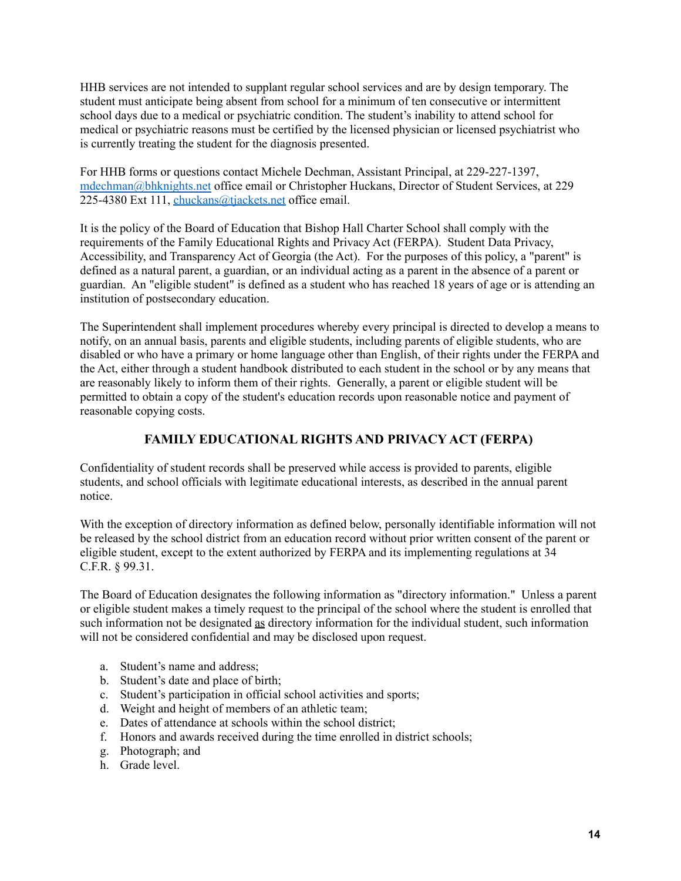HHB services are not intended to supplant regular school services and are by design temporary. The student must anticipate being absent from school for a minimum of ten consecutive or intermittent school days due to a medical or psychiatric condition. The student's inability to attend school for medical or psychiatric reasons must be certified by the licensed physician or licensed psychiatrist who is currently treating the student for the diagnosis presented.

For HHB forms or questions contact Michele Dechman, Assistant Principal, at 229-227-1397, [mdechman@bhknights.net](mailto:mdechman@bhknights.net) office email or Christopher Huckans, Director of Student Services, at 229 225-4380 Ext 111, [chuckans@tjackets.net](mailto:chuckans@tjackets.net) office email.

It is the policy of the Board of Education that Bishop Hall Charter School shall comply with the requirements of the Family Educational Rights and Privacy Act (FERPA). Student Data Privacy, Accessibility, and Transparency Act of Georgia (the Act). For the purposes of this policy, a "parent" is defined as a natural parent, a guardian, or an individual acting as a parent in the absence of a parent or guardian. An "eligible student" is defined as a student who has reached 18 years of age or is attending an institution of postsecondary education.

The Superintendent shall implement procedures whereby every principal is directed to develop a means to notify, on an annual basis, parents and eligible students, including parents of eligible students, who are disabled or who have a primary or home language other than English, of their rights under the FERPA and the Act, either through a student handbook distributed to each student in the school or by any means that are reasonably likely to inform them of their rights. Generally, a parent or eligible student will be permitted to obtain a copy of the student's education records upon reasonable notice and payment of reasonable copying costs.

## FAMILY EDUCATIONAL RIGHTS AND PRIVACY ACT (FERPA)

Confidentiality of student records shall be preserved while access is provided to parents, eligible students, and school officials with legitimate educational interests, as described in the annual parent notice.

With the exception of directory information as defined below, personally identifiable information will not be released by the school district from an education record without prior written consent of the parent or eligible student, except to the extent authorized by FERPA and its implementing regulations at 34 C.F.R. § 99.31.

The Board of Education designates the following information as "directory information." Unless a parent or eligible student makes a timely request to the principal of the school where the student is enrolled that such information not be designated as directory information for the individual student, such information will not be considered confidential and may be disclosed upon request.

a. Student's name and address;
b. Student's date and place of birth;
c. Student's participation in official school activities and sports;
d. Weight and height of members of an athletic team;
e. Dates of attendance at schools within the school district;
f. Honors and awards received during the time enrolled in district schools;
g. Photograph; and
h. Grade level.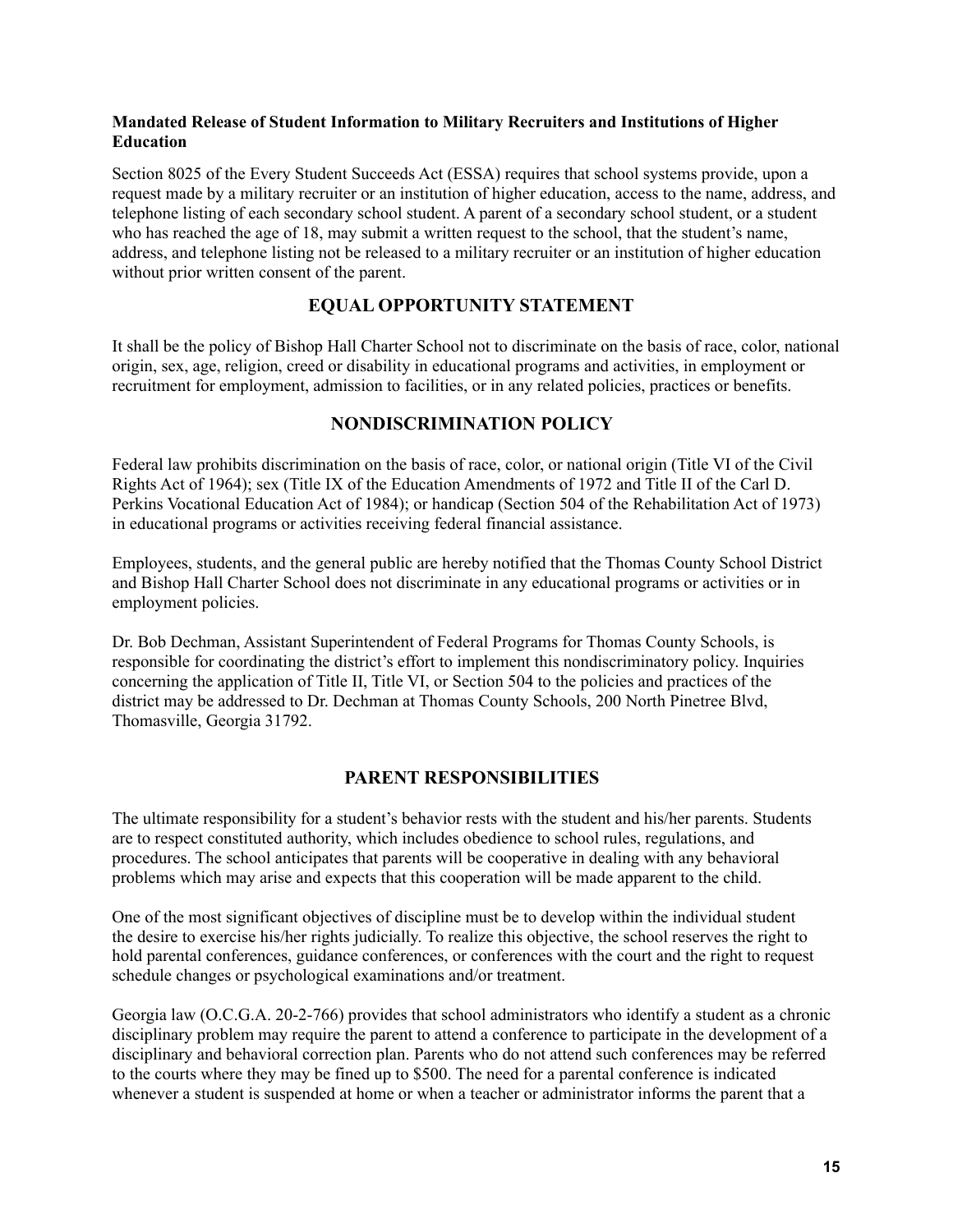**Mandated Release of Student Information to Military Recruiters and Institutions of Higher Education**

Section 8025 of the Every Student Succeeds Act (ESSA) requires that school systems provide, upon a request made by a military recruiter or an institution of higher education, access to the name, address, and telephone listing of each secondary school student. A parent of a secondary school student, or a student who has reached the age of 18, may submit a written request to the school, that the student's name, address, and telephone listing not be released to a military recruiter or an institution of higher education without prior written consent of the parent.

## EQUAL OPPORTUNITY STATEMENT

It shall be the policy of Bishop Hall Charter School not to discriminate on the basis of race, color, national origin, sex, age, religion, creed or disability in educational programs and activities, in employment or recruitment for employment, admission to facilities, or in any related policies, practices or benefits.

## NONDISCRIMINATION POLICY

Federal law prohibits discrimination on the basis of race, color, or national origin (Title VI of the Civil Rights Act of 1964); sex (Title IX of the Education Amendments of 1972 and Title II of the Carl D. Perkins Vocational Education Act of 1984); or handicap (Section 504 of the Rehabilitation Act of 1973) in educational programs or activities receiving federal financial assistance.

Employees, students, and the general public are hereby notified that the Thomas County School District and Bishop Hall Charter School does not discriminate in any educational programs or activities or in employment policies.

Dr. Bob Dechman, Assistant Superintendent of Federal Programs for Thomas County Schools, is responsible for coordinating the district's effort to implement this nondiscriminatory policy. Inquiries concerning the application of Title II, Title VI, or Section 504 to the policies and practices of the district may be addressed to Dr. Dechman at Thomas County Schools, 200 North Pinetree Blvd, Thomasville, Georgia 31792.

## PARENT RESPONSIBILITIES

The ultimate responsibility for a student's behavior rests with the student and his/her parents. Students are to respect constituted authority, which includes obedience to school rules, regulations, and procedures. The school anticipates that parents will be cooperative in dealing with any behavioral problems which may arise and expects that this cooperation will be made apparent to the child.

One of the most significant objectives of discipline must be to develop within the individual student the desire to exercise his/her rights judicially. To realize this objective, the school reserves the right to hold parental conferences, guidance conferences, or conferences with the court and the right to request schedule changes or psychological examinations and/or treatment.

Georgia law (O.C.G.A. 20-2-766) provides that school administrators who identify a student as a chronic disciplinary problem may require the parent to attend a conference to participate in the development of a disciplinary and behavioral correction plan. Parents who do not attend such conferences may be referred to the courts where they may be fined up to $500. The need for a parental conference is indicated whenever a student is suspended at home or when a teacher or administrator informs the parent that a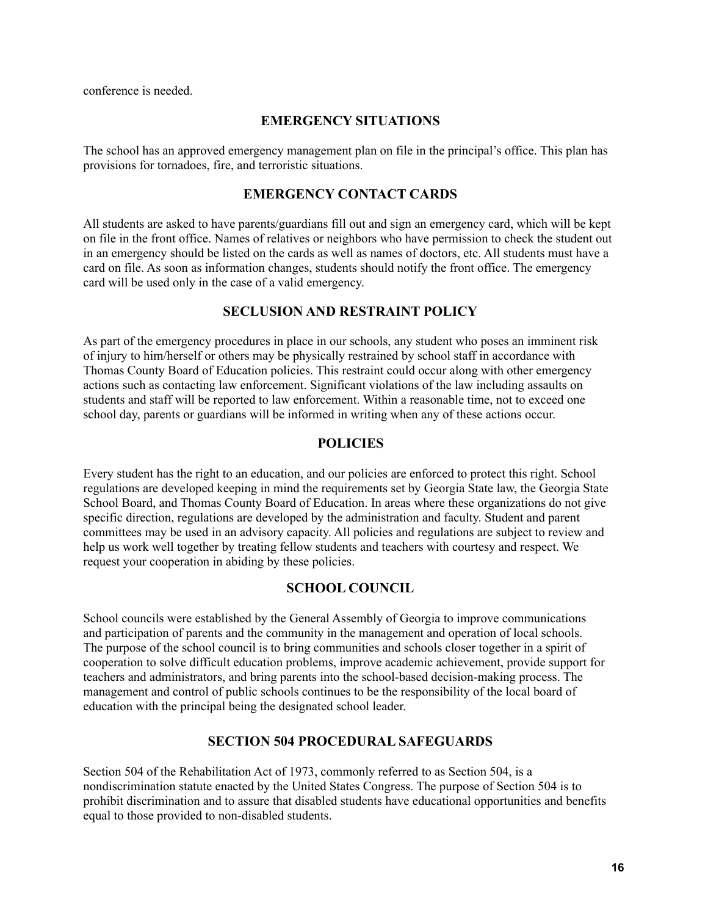conference is needed.

## EMERGENCY SITUATIONS

The school has an approved emergency management plan on file in the principal's office. This plan has provisions for tornadoes, fire, and terroristic situations.

## EMERGENCY CONTACT CARDS

All students are asked to have parents/guardians fill out and sign an emergency card, which will be kept on file in the front office. Names of relatives or neighbors who have permission to check the student out in an emergency should be listed on the cards as well as names of doctors, etc. All students must have a card on file. As soon as information changes, students should notify the front office. The emergency card will be used only in the case of a valid emergency.

## SECLUSION AND RESTRAINT POLICY

As part of the emergency procedures in place in our schools, any student who poses an imminent risk of injury to him/herself or others may be physically restrained by school staff in accordance with Thomas County Board of Education policies. This restraint could occur along with other emergency actions such as contacting law enforcement. Significant violations of the law including assaults on students and staff will be reported to law enforcement. Within a reasonable time, not to exceed one school day, parents or guardians will be informed in writing when any of these actions occur.

## POLICIES

Every student has the right to an education, and our policies are enforced to protect this right. School regulations are developed keeping in mind the requirements set by Georgia State law, the Georgia State School Board, and Thomas County Board of Education. In areas where these organizations do not give specific direction, regulations are developed by the administration and faculty. Student and parent committees may be used in an advisory capacity. All policies and regulations are subject to review and help us work well together by treating fellow students and teachers with courtesy and respect. We request your cooperation in abiding by these policies.

## SCHOOL COUNCIL

School councils were established by the General Assembly of Georgia to improve communications and participation of parents and the community in the management and operation of local schools. The purpose of the school council is to bring communities and schools closer together in a spirit of cooperation to solve difficult education problems, improve academic achievement, provide support for teachers and administrators, and bring parents into the school-based decision-making process. The management and control of public schools continues to be the responsibility of the local board of education with the principal being the designated school leader.

## SECTION 504 PROCEDURAL SAFEGUARDS

Section 504 of the Rehabilitation Act of 1973, commonly referred to as Section 504, is a nondiscrimination statute enacted by the United States Congress. The purpose of Section 504 is to prohibit discrimination and to assure that disabled students have educational opportunities and benefits equal to those provided to non-disabled students.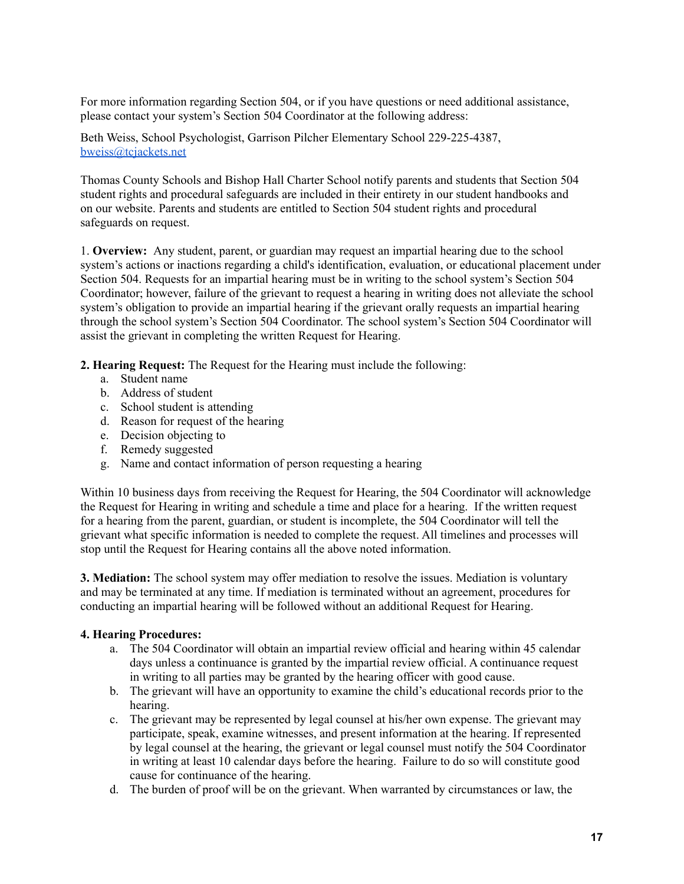For more information regarding Section 504, or if you have questions or need additional assistance, please contact your system's Section 504 Coordinator at the following address:

Beth Weiss, School Psychologist, Garrison Pilcher Elementary School 229-225-4387, [bweiss@tcjackets.net](mailto:bweiss@tcjackets.net)

Thomas County Schools and Bishop Hall Charter School notify parents and students that Section 504 student rights and procedural safeguards are included in their entirety in our student handbooks and on our website. Parents and students are entitled to Section 504 student rights and procedural safeguards on request.

1. **Overview:** Any student, parent, or guardian may request an impartial hearing due to the school system's actions or inactions regarding a child's identification, evaluation, or educational placement under Section 504. Requests for an impartial hearing must be in writing to the school system's Section 504 Coordinator; however, failure of the grievant to request a hearing in writing does not alleviate the school system's obligation to provide an impartial hearing if the grievant orally requests an impartial hearing through the school system's Section 504 Coordinator. The school system's Section 504 Coordinator will assist the grievant in completing the written Request for Hearing.

**2. Hearing Request:** The Request for the Hearing must include the following:

a. Student name
b. Address of student
c. School student is attending
d. Reason for request of the hearing
e. Decision objecting to
f. Remedy suggested
g. Name and contact information of person requesting a hearing

Within 10 business days from receiving the Request for Hearing, the 504 Coordinator will acknowledge the Request for Hearing in writing and schedule a time and place for a hearing. If the written request for a hearing from the parent, guardian, or student is incomplete, the 504 Coordinator will tell the grievant what specific information is needed to complete the request. All timelines and processes will stop until the Request for Hearing contains all the above noted information.

**3. Mediation:** The school system may offer mediation to resolve the issues. Mediation is voluntary and may be terminated at any time. If mediation is terminated without an agreement, procedures for conducting an impartial hearing will be followed without an additional Request for Hearing.

**4. Hearing Procedures:**

a. The 504 Coordinator will obtain an impartial review official and hearing within 45 calendar days unless a continuance is granted by the impartial review official. A continuance request in writing to all parties may be granted by the hearing officer with good cause.
b. The grievant will have an opportunity to examine the child's educational records prior to the hearing.
c. The grievant may be represented by legal counsel at his/her own expense. The grievant may participate, speak, examine witnesses, and present information at the hearing. If represented by legal counsel at the hearing, the grievant or legal counsel must notify the 504 Coordinator in writing at least 10 calendar days before the hearing. Failure to do so will constitute good cause for continuance of the hearing.
d. The burden of proof will be on the grievant. When warranted by circumstances or law, the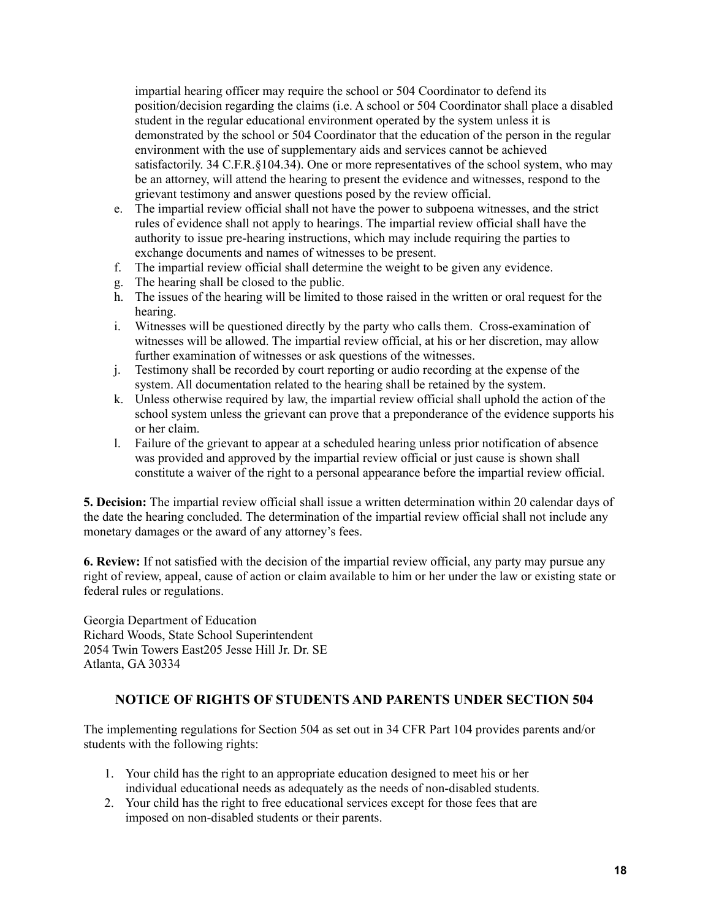impartial hearing officer may require the school or 504 Coordinator to defend its position/decision regarding the claims (i.e. A school or 504 Coordinator shall place a disabled student in the regular educational environment operated by the system unless it is demonstrated by the school or 504 Coordinator that the education of the person in the regular environment with the use of supplementary aids and services cannot be achieved satisfactorily. 34 C.F.R.§104.34). One or more representatives of the school system, who may be an attorney, will attend the hearing to present the evidence and witnesses, respond to the grievant testimony and answer questions posed by the review official.

e. The impartial review official shall not have the power to subpoena witnesses, and the strict rules of evidence shall not apply to hearings. The impartial review official shall have the authority to issue pre-hearing instructions, which may include requiring the parties to exchange documents and names of witnesses to be present.
f. The impartial review official shall determine the weight to be given any evidence.
g. The hearing shall be closed to the public.
h. The issues of the hearing will be limited to those raised in the written or oral request for the hearing.
i. Witnesses will be questioned directly by the party who calls them. Cross-examination of witnesses will be allowed. The impartial review official, at his or her discretion, may allow further examination of witnesses or ask questions of the witnesses.
j. Testimony shall be recorded by court reporting or audio recording at the expense of the system. All documentation related to the hearing shall be retained by the system.
k. Unless otherwise required by law, the impartial review official shall uphold the action of the school system unless the grievant can prove that a preponderance of the evidence supports his or her claim.
l. Failure of the grievant to appear at a scheduled hearing unless prior notification of absence was provided and approved by the impartial review official or just cause is shown shall constitute a waiver of the right to a personal appearance before the impartial review official.

**5. Decision:** The impartial review official shall issue a written determination within 20 calendar days of the date the hearing concluded. The determination of the impartial review official shall not include any monetary damages or the award of any attorney's fees.

**6. Review:** If not satisfied with the decision of the impartial review official, any party may pursue any right of review, appeal, cause of action or claim available to him or her under the law or existing state or federal rules or regulations.

Georgia Department of Education
Richard Woods, State School Superintendent
2054 Twin Towers East205 Jesse Hill Jr. Dr. SE
Atlanta, GA 30334

## NOTICE OF RIGHTS OF STUDENTS AND PARENTS UNDER SECTION 504

The implementing regulations for Section 504 as set out in 34 CFR Part 104 provides parents and/or students with the following rights:

1. Your child has the right to an appropriate education designed to meet his or her individual educational needs as adequately as the needs of non-disabled students.
2. Your child has the right to free educational services except for those fees that are imposed on non-disabled students or their parents.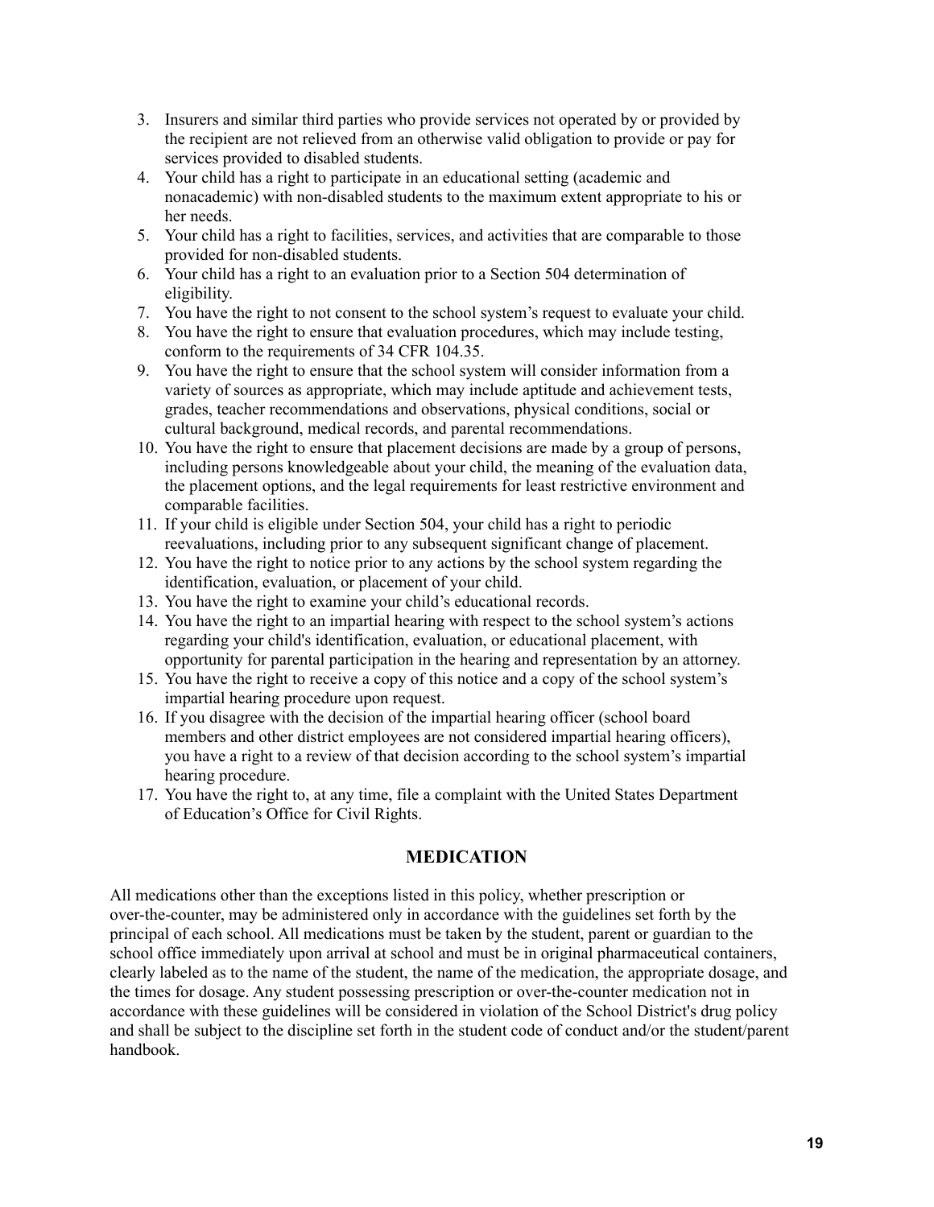3. Insurers and similar third parties who provide services not operated by or provided by the recipient are not relieved from an otherwise valid obligation to provide or pay for services provided to disabled students.
4. Your child has a right to participate in an educational setting (academic and nonacademic) with non-disabled students to the maximum extent appropriate to his or her needs.
5. Your child has a right to facilities, services, and activities that are comparable to those provided for non-disabled students.
6. Your child has a right to an evaluation prior to a Section 504 determination of eligibility.
7. You have the right to not consent to the school system's request to evaluate your child.
8. You have the right to ensure that evaluation procedures, which may include testing, conform to the requirements of 34 CFR 104.35.
9. You have the right to ensure that the school system will consider information from a variety of sources as appropriate, which may include aptitude and achievement tests, grades, teacher recommendations and observations, physical conditions, social or cultural background, medical records, and parental recommendations.
10. You have the right to ensure that placement decisions are made by a group of persons, including persons knowledgeable about your child, the meaning of the evaluation data, the placement options, and the legal requirements for least restrictive environment and comparable facilities.
11. If your child is eligible under Section 504, your child has a right to periodic reevaluations, including prior to any subsequent significant change of placement.
12. You have the right to notice prior to any actions by the school system regarding the identification, evaluation, or placement of your child.
13. You have the right to examine your child's educational records.
14. You have the right to an impartial hearing with respect to the school system's actions regarding your child's identification, evaluation, or educational placement, with opportunity for parental participation in the hearing and representation by an attorney.
15. You have the right to receive a copy of this notice and a copy of the school system's impartial hearing procedure upon request.
16. If you disagree with the decision of the impartial hearing officer (school board members and other district employees are not considered impartial hearing officers), you have a right to a review of that decision according to the school system's impartial hearing procedure.
17. You have the right to, at any time, file a complaint with the United States Department of Education's Office for Civil Rights.

## MEDICATION

All medications other than the exceptions listed in this policy, whether prescription or over-the-counter, may be administered only in accordance with the guidelines set forth by the principal of each school. All medications must be taken by the student, parent or guardian to the school office immediately upon arrival at school and must be in original pharmaceutical containers, clearly labeled as to the name of the student, the name of the medication, the appropriate dosage, and the times for dosage. Any student possessing prescription or over-the-counter medication not in accordance with these guidelines will be considered in violation of the School District's drug policy and shall be subject to the discipline set forth in the student code of conduct and/or the student/parent handbook.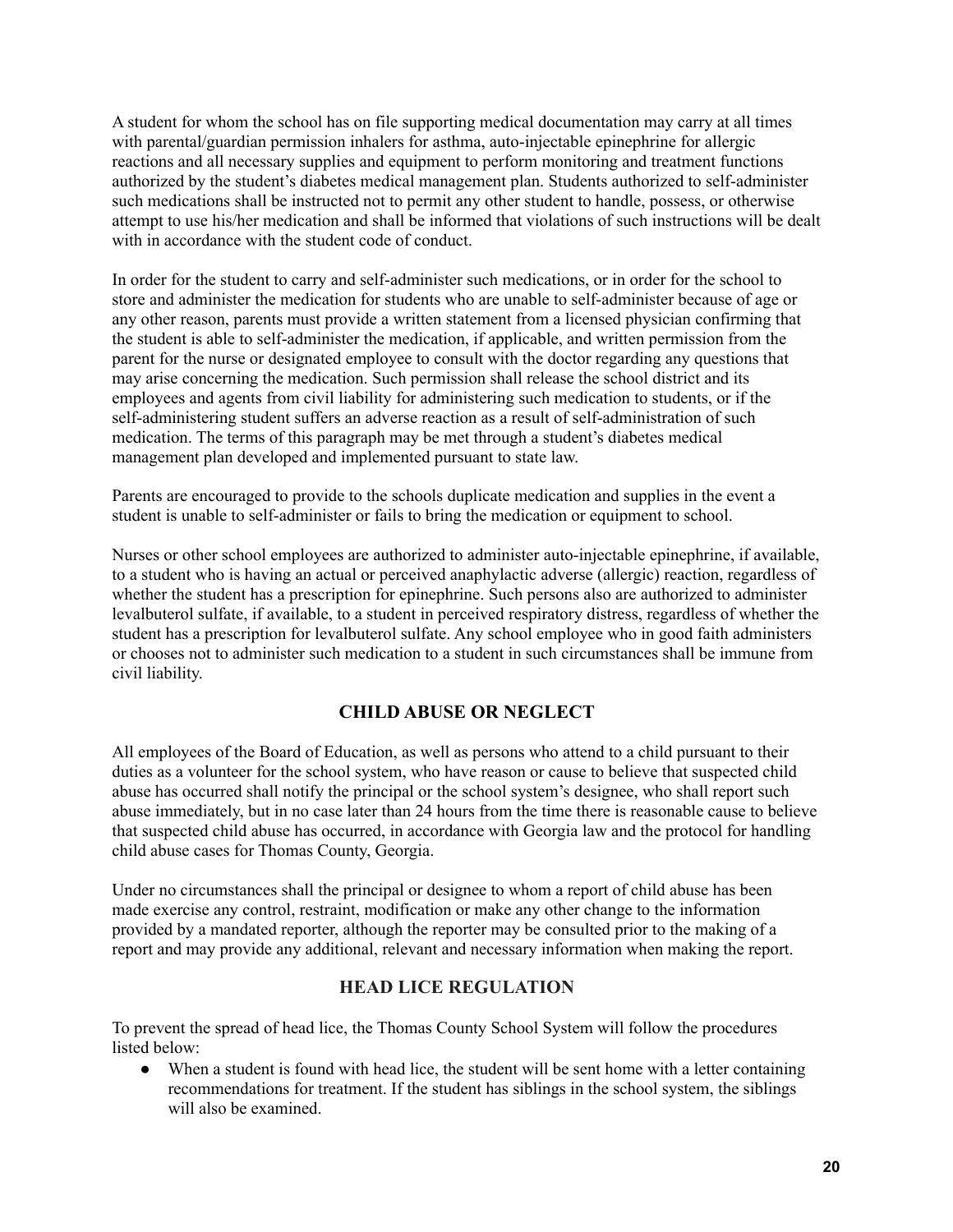A student for whom the school has on file supporting medical documentation may carry at all times with parental/guardian permission inhalers for asthma, auto-injectable epinephrine for allergic reactions and all necessary supplies and equipment to perform monitoring and treatment functions authorized by the student's diabetes medical management plan. Students authorized to self-administer such medications shall be instructed not to permit any other student to handle, possess, or otherwise attempt to use his/her medication and shall be informed that violations of such instructions will be dealt with in accordance with the student code of conduct.

In order for the student to carry and self-administer such medications, or in order for the school to store and administer the medication for students who are unable to self-administer because of age or any other reason, parents must provide a written statement from a licensed physician confirming that the student is able to self-administer the medication, if applicable, and written permission from the parent for the nurse or designated employee to consult with the doctor regarding any questions that may arise concerning the medication. Such permission shall release the school district and its employees and agents from civil liability for administering such medication to students, or if the self-administering student suffers an adverse reaction as a result of self-administration of such medication. The terms of this paragraph may be met through a student's diabetes medical management plan developed and implemented pursuant to state law.

Parents are encouraged to provide to the schools duplicate medication and supplies in the event a student is unable to self-administer or fails to bring the medication or equipment to school.

Nurses or other school employees are authorized to administer auto-injectable epinephrine, if available, to a student who is having an actual or perceived anaphylactic adverse (allergic) reaction, regardless of whether the student has a prescription for epinephrine. Such persons also are authorized to administer levalbuterol sulfate, if available, to a student in perceived respiratory distress, regardless of whether the student has a prescription for levalbuterol sulfate. Any school employee who in good faith administers or chooses not to administer such medication to a student in such circumstances shall be immune from civil liability.

## CHILD ABUSE OR NEGLECT

All employees of the Board of Education, as well as persons who attend to a child pursuant to their duties as a volunteer for the school system, who have reason or cause to believe that suspected child abuse has occurred shall notify the principal or the school system's designee, who shall report such abuse immediately, but in no case later than 24 hours from the time there is reasonable cause to believe that suspected child abuse has occurred, in accordance with Georgia law and the protocol for handling child abuse cases for Thomas County, Georgia.

Under no circumstances shall the principal or designee to whom a report of child abuse has been made exercise any control, restraint, modification or make any other change to the information provided by a mandated reporter, although the reporter may be consulted prior to the making of a report and may provide any additional, relevant and necessary information when making the report.

## HEAD LICE REGULATION

To prevent the spread of head lice, the Thomas County School System will follow the procedures listed below:

- When a student is found with head lice, the student will be sent home with a letter containing recommendations for treatment. If the student has siblings in the school system, the siblings will also be examined.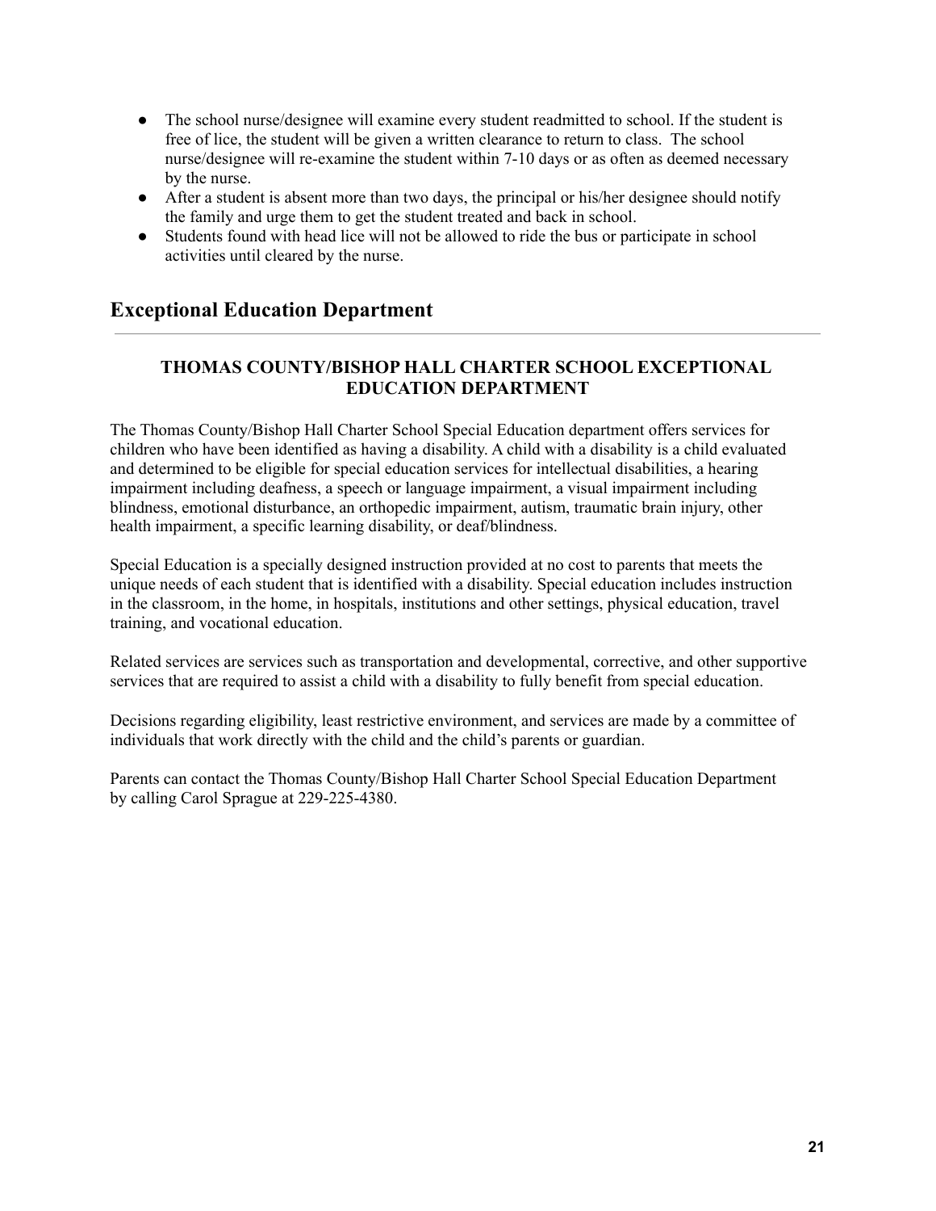- The school nurse/designee will examine every student readmitted to school. If the student is free of lice, the student will be given a written clearance to return to class. The school nurse/designee will re-examine the student within 7-10 days or as often as deemed necessary by the nurse.
- After a student is absent more than two days, the principal or his/her designee should notify the family and urge them to get the student treated and back in school.
- Students found with head lice will not be allowed to ride the bus or participate in school activities until cleared by the nurse.

## Exceptional Education Department

### THOMAS COUNTY/BISHOP HALL CHARTER SCHOOL EXCEPTIONAL EDUCATION DEPARTMENT

The Thomas County/Bishop Hall Charter School Special Education department offers services for children who have been identified as having a disability. A child with a disability is a child evaluated and determined to be eligible for special education services for intellectual disabilities, a hearing impairment including deafness, a speech or language impairment, a visual impairment including blindness, emotional disturbance, an orthopedic impairment, autism, traumatic brain injury, other health impairment, a specific learning disability, or deaf/blindness.

Special Education is a specially designed instruction provided at no cost to parents that meets the unique needs of each student that is identified with a disability. Special education includes instruction in the classroom, in the home, in hospitals, institutions and other settings, physical education, travel training, and vocational education.

Related services are services such as transportation and developmental, corrective, and other supportive services that are required to assist a child with a disability to fully benefit from special education.

Decisions regarding eligibility, least restrictive environment, and services are made by a committee of individuals that work directly with the child and the child's parents or guardian.

Parents can contact the Thomas County/Bishop Hall Charter School Special Education Department by calling Carol Sprague at 229-225-4380.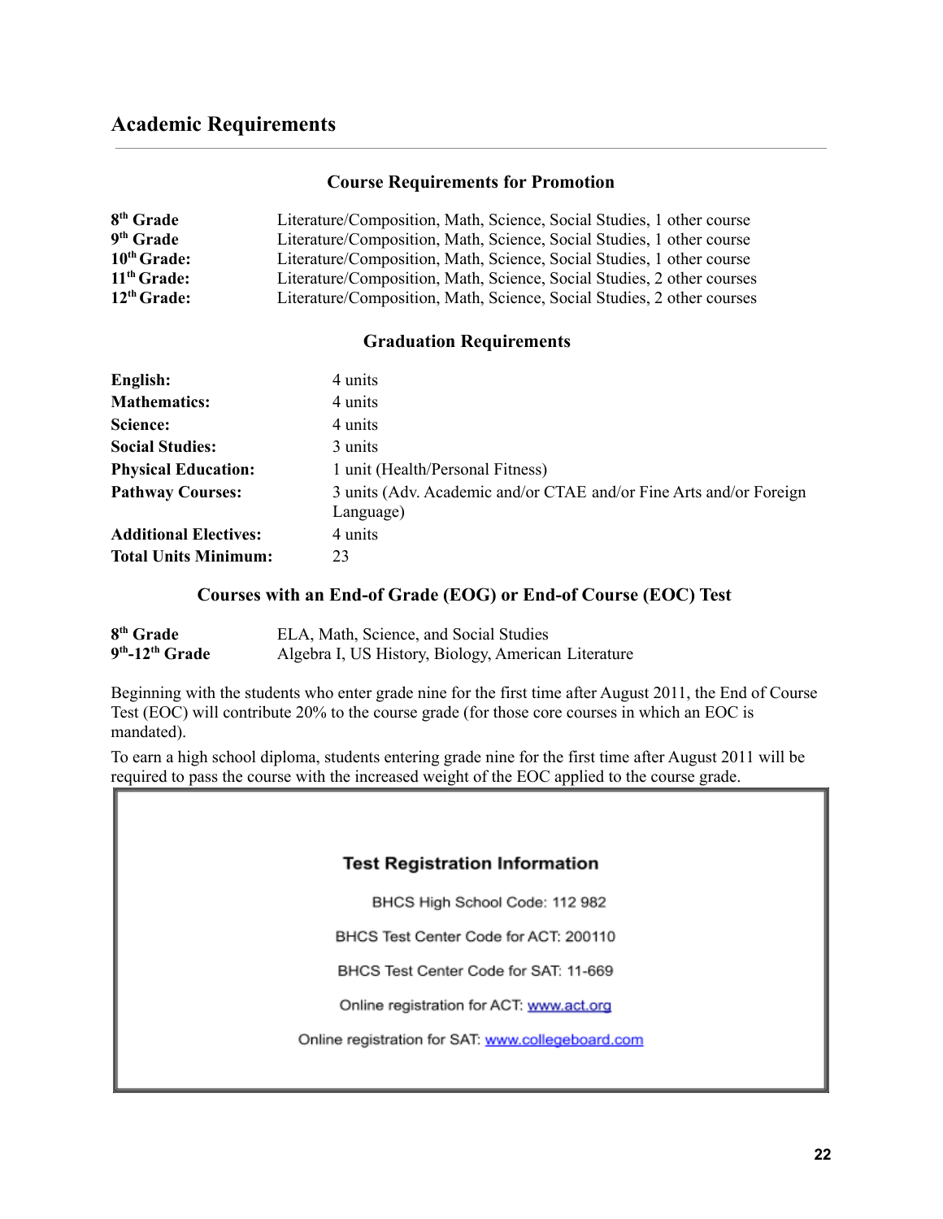## Academic Requirements

### Course Requirements for Promotion

| | |
|---|---|
| **8th Grade** | Literature/Composition, Math, Science, Social Studies, 1 other course |
| **9th Grade** | Literature/Composition, Math, Science, Social Studies, 1 other course |
| **10th Grade:** | Literature/Composition, Math, Science, Social Studies, 1 other course |
| **11th Grade:** | Literature/Composition, Math, Science, Social Studies, 2 other courses |
| **12th Grade:** | Literature/Composition, Math, Science, Social Studies, 2 other courses |

### Graduation Requirements

| | |
|---|---|
| **English:** | 4 units |
| **Mathematics:** | 4 units |
| **Science:** | 4 units |
| **Social Studies:** | 3 units |
| **Physical Education:** | 1 unit (Health/Personal Fitness) |
| **Pathway Courses:** | 3 units (Adv. Academic and/or CTAE and/or Fine Arts and/or Foreign Language) |
| **Additional Electives:** | 4 units |
| **Total Units Minimum:** | 23 |

### Courses with an End-of Grade (EOG) or End-of Course (EOC) Test

| | |
|---|---|
| **8th Grade** | ELA, Math, Science, and Social Studies |
| **9th-12th Grade** | Algebra I, US History, Biology, American Literature |

Beginning with the students who enter grade nine for the first time after August 2011, the End of Course Test (EOC) will contribute 20% to the course grade (for those core courses in which an EOC is mandated).

To earn a high school diploma, students entering grade nine for the first time after August 2011 will be required to pass the course with the increased weight of the EOC applied to the course grade.

**Test Registration Information**

BHCS High School Code: 112 982

BHCS Test Center Code for ACT: 200110

BHCS Test Center Code for SAT: 11-669

Online registration for ACT: www.act.org

Online registration for SAT: www.collegeboard.com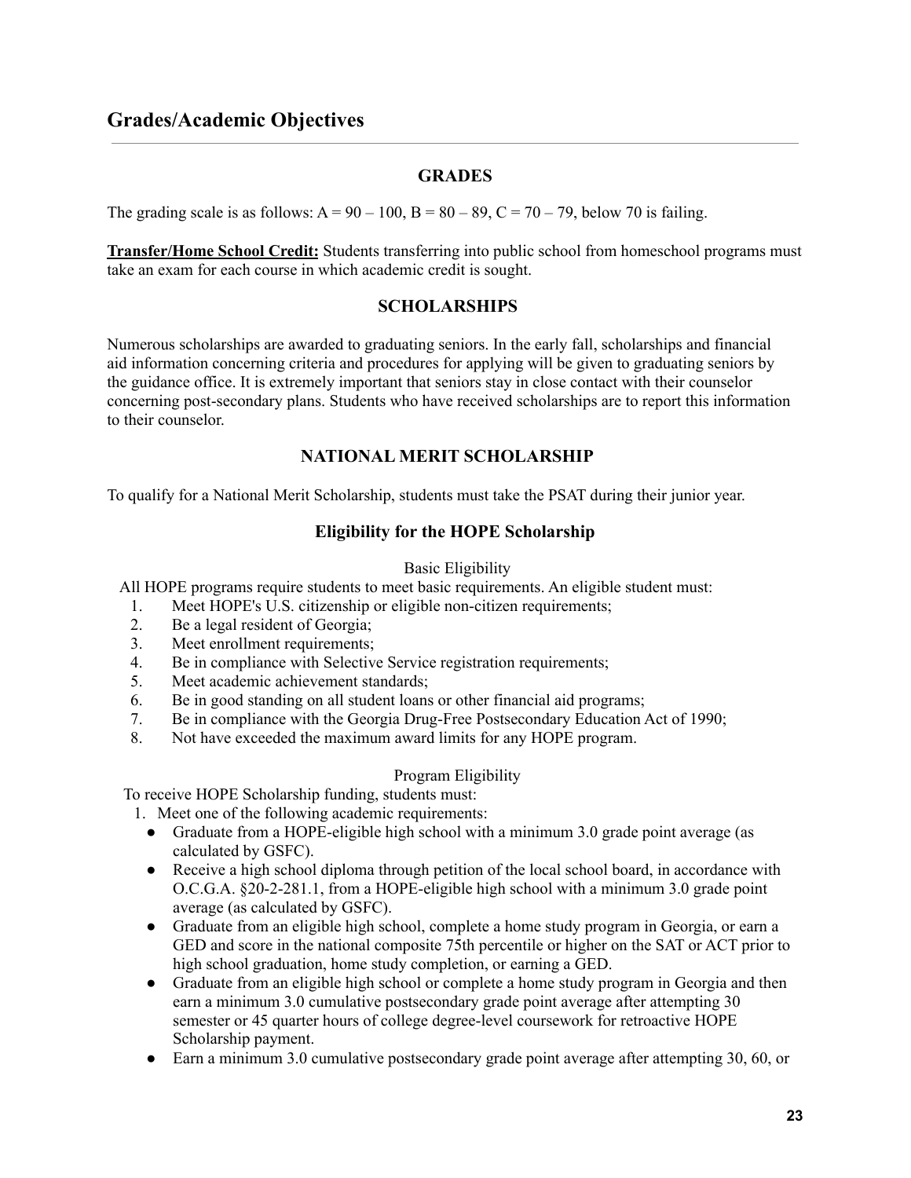## Grades/Academic Objectives

### GRADES

The grading scale is as follows: A = 90 – 100, B = 80 – 89, C = 70 – 79, below 70 is failing.

**Transfer/Home School Credit:** Students transferring into public school from homeschool programs must take an exam for each course in which academic credit is sought.

### SCHOLARSHIPS

Numerous scholarships are awarded to graduating seniors. In the early fall, scholarships and financial aid information concerning criteria and procedures for applying will be given to graduating seniors by the guidance office. It is extremely important that seniors stay in close contact with their counselor concerning post-secondary plans. Students who have received scholarships are to report this information to their counselor.

### NATIONAL MERIT SCHOLARSHIP

To qualify for a National Merit Scholarship, students must take the PSAT during their junior year.

### Eligibility for the HOPE Scholarship

Basic Eligibility

All HOPE programs require students to meet basic requirements. An eligible student must:

1. Meet HOPE's U.S. citizenship or eligible non-citizen requirements;
2. Be a legal resident of Georgia;
3. Meet enrollment requirements;
4. Be in compliance with Selective Service registration requirements;
5. Meet academic achievement standards;
6. Be in good standing on all student loans or other financial aid programs;
7. Be in compliance with the Georgia Drug-Free Postsecondary Education Act of 1990;
8. Not have exceeded the maximum award limits for any HOPE program.

Program Eligibility

To receive HOPE Scholarship funding, students must:

1. Meet one of the following academic requirements:
   - Graduate from a HOPE-eligible high school with a minimum 3.0 grade point average (as calculated by GSFC).
   - Receive a high school diploma through petition of the local school board, in accordance with O.C.G.A. §20-2-281.1, from a HOPE-eligible high school with a minimum 3.0 grade point average (as calculated by GSFC).
   - Graduate from an eligible high school, complete a home study program in Georgia, or earn a GED and score in the national composite 75th percentile or higher on the SAT or ACT prior to high school graduation, home study completion, or earning a GED.
   - Graduate from an eligible high school or complete a home study program in Georgia and then earn a minimum 3.0 cumulative postsecondary grade point average after attempting 30 semester or 45 quarter hours of college degree-level coursework for retroactive HOPE Scholarship payment.
   - Earn a minimum 3.0 cumulative postsecondary grade point average after attempting 30, 60, or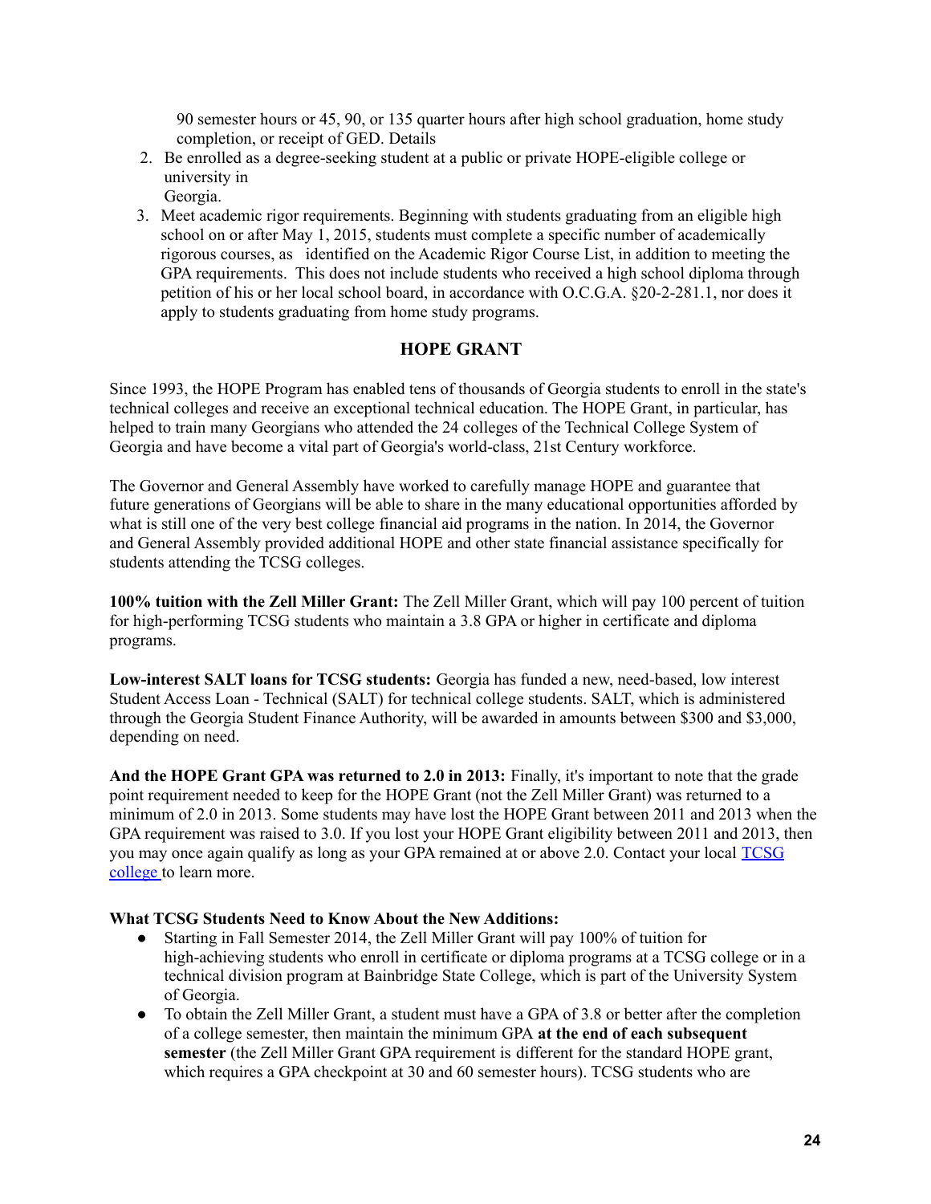90 semester hours or 45, 90, or 135 quarter hours after high school graduation, home study completion, or receipt of GED. Details

2. Be enrolled as a degree-seeking student at a public or private HOPE-eligible college or university in Georgia.
3. Meet academic rigor requirements. Beginning with students graduating from an eligible high school on or after May 1, 2015, students must complete a specific number of academically rigorous courses, as identified on the Academic Rigor Course List, in addition to meeting the GPA requirements. This does not include students who received a high school diploma through petition of his or her local school board, in accordance with O.C.G.A. §20-2-281.1, nor does it apply to students graduating from home study programs.

## HOPE GRANT

Since 1993, the HOPE Program has enabled tens of thousands of Georgia students to enroll in the state's technical colleges and receive an exceptional technical education. The HOPE Grant, in particular, has helped to train many Georgians who attended the 24 colleges of the Technical College System of Georgia and have become a vital part of Georgia's world-class, 21st Century workforce.

The Governor and General Assembly have worked to carefully manage HOPE and guarantee that future generations of Georgians will be able to share in the many educational opportunities afforded by what is still one of the very best college financial aid programs in the nation. In 2014, the Governor and General Assembly provided additional HOPE and other state financial assistance specifically for students attending the TCSG colleges.

**100% tuition with the Zell Miller Grant:** The Zell Miller Grant, which will pay 100 percent of tuition for high-performing TCSG students who maintain a 3.8 GPA or higher in certificate and diploma programs.

**Low-interest SALT loans for TCSG students:** Georgia has funded a new, need-based, low interest Student Access Loan - Technical (SALT) for technical college students. SALT, which is administered through the Georgia Student Finance Authority, will be awarded in amounts between $300 and $3,000, depending on need.

**And the HOPE Grant GPA was returned to 2.0 in 2013:** Finally, it's important to note that the grade point requirement needed to keep for the HOPE Grant (not the Zell Miller Grant) was returned to a minimum of 2.0 in 2013. Some students may have lost the HOPE Grant between 2011 and 2013 when the GPA requirement was raised to 3.0. If you lost your HOPE Grant eligibility between 2011 and 2013, then you may once again qualify as long as your GPA remained at or above 2.0. Contact your local [TCSG college](#) to learn more.

**What TCSG Students Need to Know About the New Additions:**

- Starting in Fall Semester 2014, the Zell Miller Grant will pay 100% of tuition for high-achieving students who enroll in certificate or diploma programs at a TCSG college or in a technical division program at Bainbridge State College, which is part of the University System of Georgia.
- To obtain the Zell Miller Grant, a student must have a GPA of 3.8 or better after the completion of a college semester, then maintain the minimum GPA **at the end of each subsequent semester** (the Zell Miller Grant GPA requirement is different for the standard HOPE grant, which requires a GPA checkpoint at 30 and 60 semester hours). TCSG students who are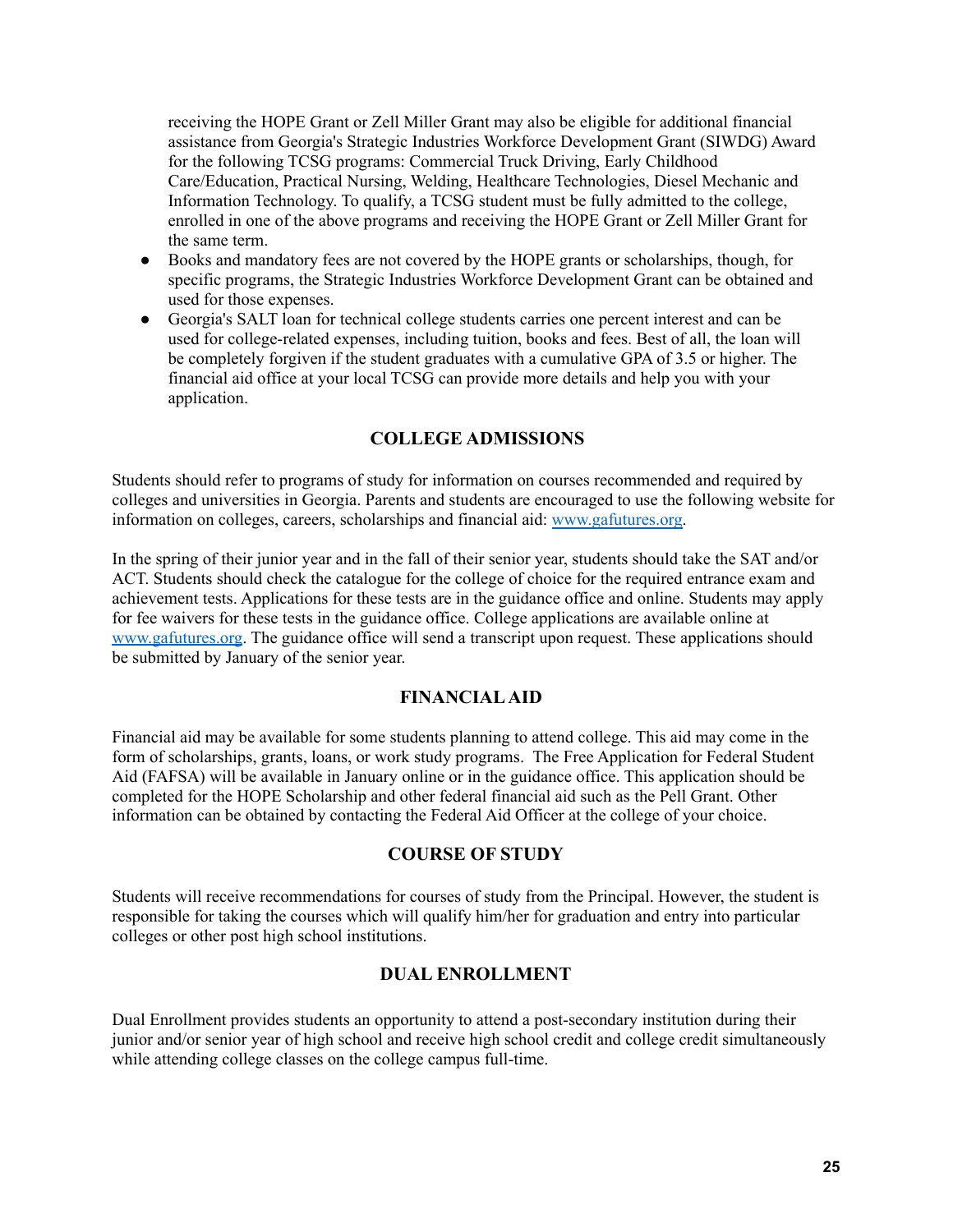receiving the HOPE Grant or Zell Miller Grant may also be eligible for additional financial assistance from Georgia's Strategic Industries Workforce Development Grant (SIWDG) Award for the following TCSG programs: Commercial Truck Driving, Early Childhood Care/Education, Practical Nursing, Welding, Healthcare Technologies, Diesel Mechanic and Information Technology. To qualify, a TCSG student must be fully admitted to the college, enrolled in one of the above programs and receiving the HOPE Grant or Zell Miller Grant for the same term.

- Books and mandatory fees are not covered by the HOPE grants or scholarships, though, for specific programs, the Strategic Industries Workforce Development Grant can be obtained and used for those expenses.
- Georgia's SALT loan for technical college students carries one percent interest and can be used for college-related expenses, including tuition, books and fees. Best of all, the loan will be completely forgiven if the student graduates with a cumulative GPA of 3.5 or higher. The financial aid office at your local TCSG can provide more details and help you with your application.

## COLLEGE ADMISSIONS

Students should refer to programs of study for information on courses recommended and required by colleges and universities in Georgia. Parents and students are encouraged to use the following website for information on colleges, careers, scholarships and financial aid: [www.gafutures.org](http://www.gafutures.org).

In the spring of their junior year and in the fall of their senior year, students should take the SAT and/or ACT. Students should check the catalogue for the college of choice for the required entrance exam and achievement tests. Applications for these tests are in the guidance office and online. Students may apply for fee waivers for these tests in the guidance office. College applications are available online at [www.gafutures.org](http://www.gafutures.org). The guidance office will send a transcript upon request. These applications should be submitted by January of the senior year.

## FINANCIAL AID

Financial aid may be available for some students planning to attend college. This aid may come in the form of scholarships, grants, loans, or work study programs. The Free Application for Federal Student Aid (FAFSA) will be available in January online or in the guidance office. This application should be completed for the HOPE Scholarship and other federal financial aid such as the Pell Grant. Other information can be obtained by contacting the Federal Aid Officer at the college of your choice.

## COURSE OF STUDY

Students will receive recommendations for courses of study from the Principal. However, the student is responsible for taking the courses which will qualify him/her for graduation and entry into particular colleges or other post high school institutions.

## DUAL ENROLLMENT

Dual Enrollment provides students an opportunity to attend a post-secondary institution during their junior and/or senior year of high school and receive high school credit and college credit simultaneously while attending college classes on the college campus full-time.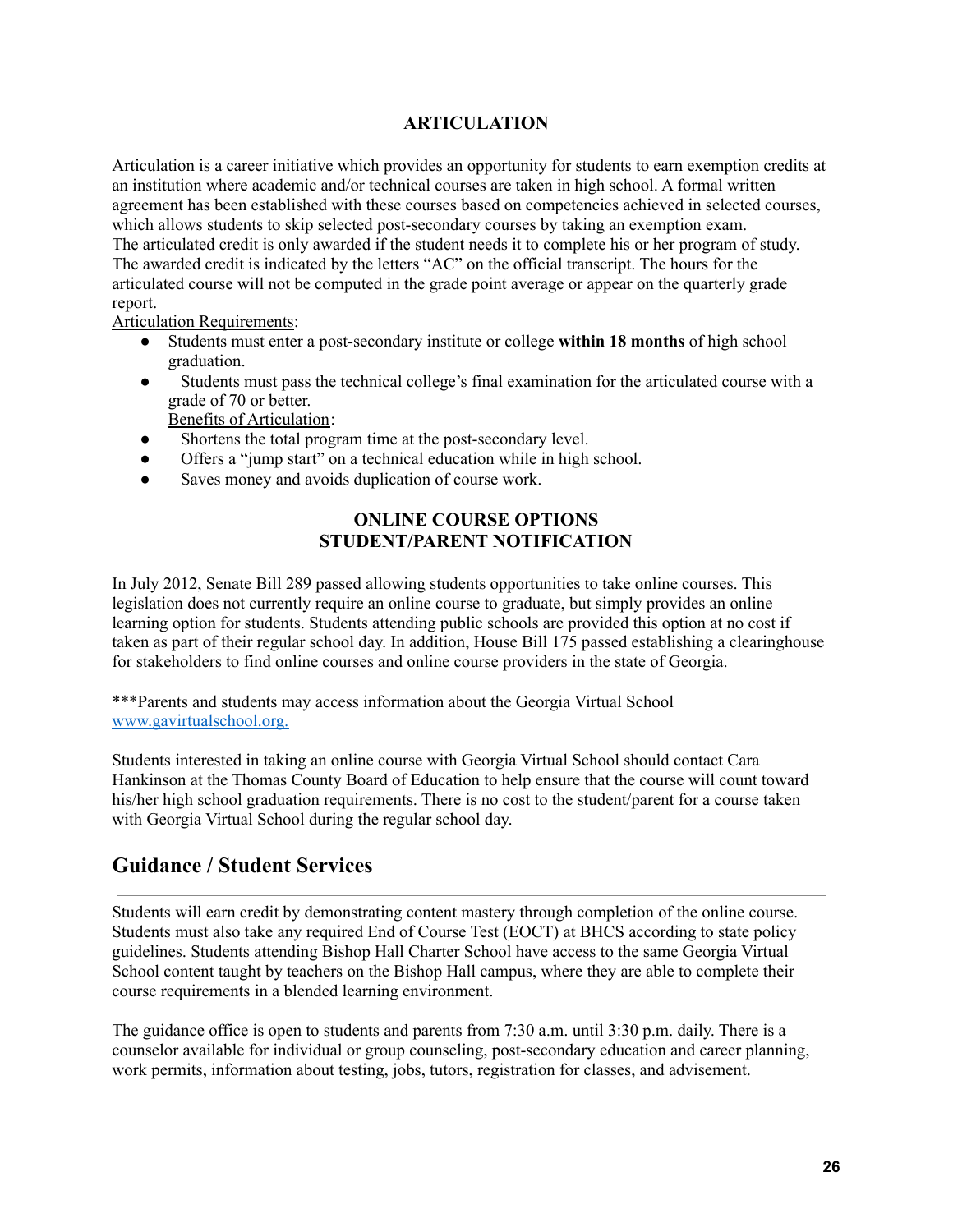## ARTICULATION

Articulation is a career initiative which provides an opportunity for students to earn exemption credits at an institution where academic and/or technical courses are taken in high school. A formal written agreement has been established with these courses based on competencies achieved in selected courses, which allows students to skip selected post-secondary courses by taking an exemption exam. The articulated credit is only awarded if the student needs it to complete his or her program of study. The awarded credit is indicated by the letters "AC" on the official transcript. The hours for the articulated course will not be computed in the grade point average or appear on the quarterly grade report.

Articulation Requirements:

- Students must enter a post-secondary institute or college **within 18 months** of high school graduation.
- Students must pass the technical college's final examination for the articulated course with a grade of 70 or better.

Benefits of Articulation:

- Shortens the total program time at the post-secondary level.
- Offers a "jump start" on a technical education while in high school.
- Saves money and avoids duplication of course work.

## ONLINE COURSE OPTIONS
## STUDENT/PARENT NOTIFICATION

In July 2012, Senate Bill 289 passed allowing students opportunities to take online courses. This legislation does not currently require an online course to graduate, but simply provides an online learning option for students. Students attending public schools are provided this option at no cost if taken as part of their regular school day. In addition, House Bill 175 passed establishing a clearinghouse for stakeholders to find online courses and online course providers in the state of Georgia.

***Parents and students may access information about the Georgia Virtual School www.gavirtualschool.org.

Students interested in taking an online course with Georgia Virtual School should contact Cara Hankinson at the Thomas County Board of Education to help ensure that the course will count toward his/her high school graduation requirements. There is no cost to the student/parent for a course taken with Georgia Virtual School during the regular school day.

## Guidance / Student Services

Students will earn credit by demonstrating content mastery through completion of the online course. Students must also take any required End of Course Test (EOCT) at BHCS according to state policy guidelines. Students attending Bishop Hall Charter School have access to the same Georgia Virtual School content taught by teachers on the Bishop Hall campus, where they are able to complete their course requirements in a blended learning environment.

The guidance office is open to students and parents from 7:30 a.m. until 3:30 p.m. daily. There is a counselor available for individual or group counseling, post-secondary education and career planning, work permits, information about testing, jobs, tutors, registration for classes, and advisement.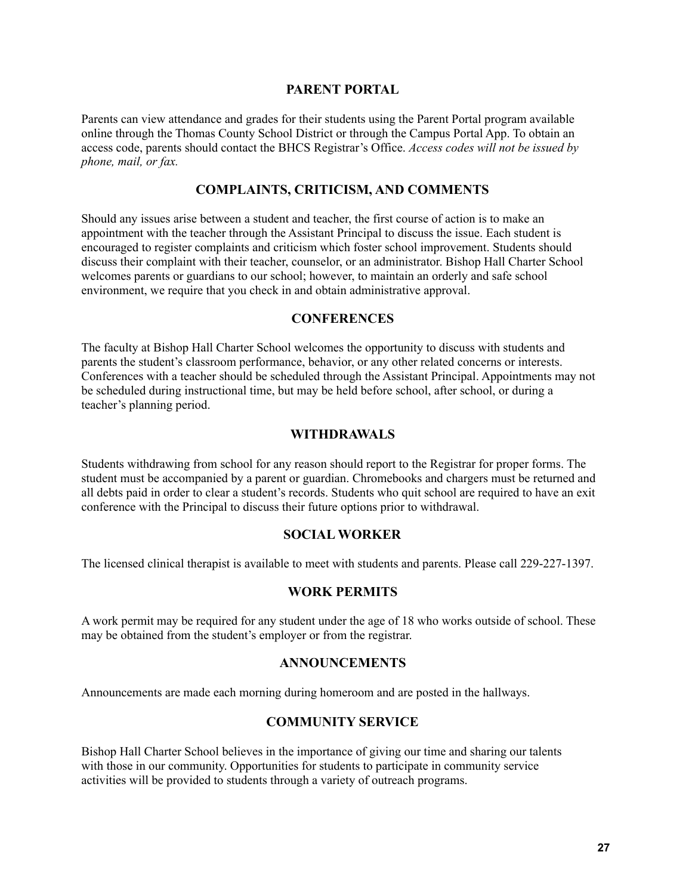## PARENT PORTAL

Parents can view attendance and grades for their students using the Parent Portal program available online through the Thomas County School District or through the Campus Portal App. To obtain an access code, parents should contact the BHCS Registrar's Office. *Access codes will not be issued by phone, mail, or fax.*

## COMPLAINTS, CRITICISM, AND COMMENTS

Should any issues arise between a student and teacher, the first course of action is to make an appointment with the teacher through the Assistant Principal to discuss the issue. Each student is encouraged to register complaints and criticism which foster school improvement. Students should discuss their complaint with their teacher, counselor, or an administrator. Bishop Hall Charter School welcomes parents or guardians to our school; however, to maintain an orderly and safe school environment, we require that you check in and obtain administrative approval.

## CONFERENCES

The faculty at Bishop Hall Charter School welcomes the opportunity to discuss with students and parents the student's classroom performance, behavior, or any other related concerns or interests. Conferences with a teacher should be scheduled through the Assistant Principal. Appointments may not be scheduled during instructional time, but may be held before school, after school, or during a teacher's planning period.

## WITHDRAWALS

Students withdrawing from school for any reason should report to the Registrar for proper forms. The student must be accompanied by a parent or guardian. Chromebooks and chargers must be returned and all debts paid in order to clear a student's records. Students who quit school are required to have an exit conference with the Principal to discuss their future options prior to withdrawal.

## SOCIAL WORKER

The licensed clinical therapist is available to meet with students and parents. Please call 229-227-1397.

## WORK PERMITS

A work permit may be required for any student under the age of 18 who works outside of school. These may be obtained from the student's employer or from the registrar.

## ANNOUNCEMENTS

Announcements are made each morning during homeroom and are posted in the hallways.

## COMMUNITY SERVICE

Bishop Hall Charter School believes in the importance of giving our time and sharing our talents with those in our community. Opportunities for students to participate in community service activities will be provided to students through a variety of outreach programs.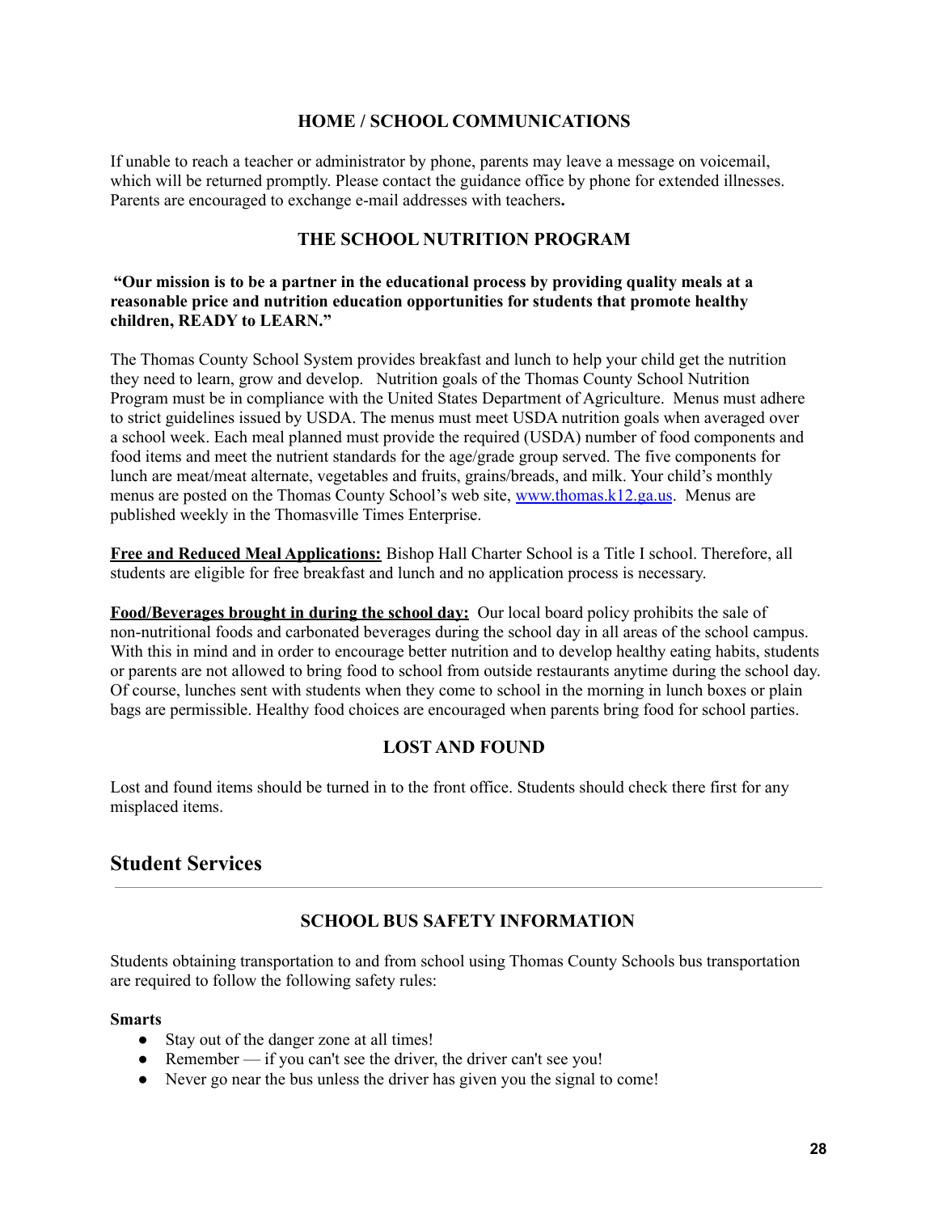### HOME / SCHOOL COMMUNICATIONS

If unable to reach a teacher or administrator by phone, parents may leave a message on voicemail, which will be returned promptly. Please contact the guidance office by phone for extended illnesses. Parents are encouraged to exchange e-mail addresses with teachers**.**

### THE SCHOOL NUTRITION PROGRAM

**"Our mission is to be a partner in the educational process by providing quality meals at a reasonable price and nutrition education opportunities for students that promote healthy children, READY to LEARN."**

The Thomas County School System provides breakfast and lunch to help your child get the nutrition they need to learn, grow and develop. Nutrition goals of the Thomas County School Nutrition Program must be in compliance with the United States Department of Agriculture. Menus must adhere to strict guidelines issued by USDA. The menus must meet USDA nutrition goals when averaged over a school week. Each meal planned must provide the required (USDA) number of food components and food items and meet the nutrient standards for the age/grade group served. The five components for lunch are meat/meat alternate, vegetables and fruits, grains/breads, and milk. Your child's monthly menus are posted on the Thomas County School's web site, [www.thomas.k12.ga.us](http://www.thomas.k12.ga.us). Menus are published weekly in the Thomasville Times Enterprise.

**Free and Reduced Meal Applications:** Bishop Hall Charter School is a Title I school. Therefore, all students are eligible for free breakfast and lunch and no application process is necessary.

**Food/Beverages brought in during the school day:** Our local board policy prohibits the sale of non-nutritional foods and carbonated beverages during the school day in all areas of the school campus. With this in mind and in order to encourage better nutrition and to develop healthy eating habits, students or parents are not allowed to bring food to school from outside restaurants anytime during the school day. Of course, lunches sent with students when they come to school in the morning in lunch boxes or plain bags are permissible. Healthy food choices are encouraged when parents bring food for school parties.

### LOST AND FOUND

Lost and found items should be turned in to the front office. Students should check there first for any misplaced items.

## Student Services

---

### SCHOOL BUS SAFETY INFORMATION

Students obtaining transportation to and from school using Thomas County Schools bus transportation are required to follow the following safety rules:

**Smarts**

- Stay out of the danger zone at all times!
- Remember — if you can't see the driver, the driver can't see you!
- Never go near the bus unless the driver has given you the signal to come!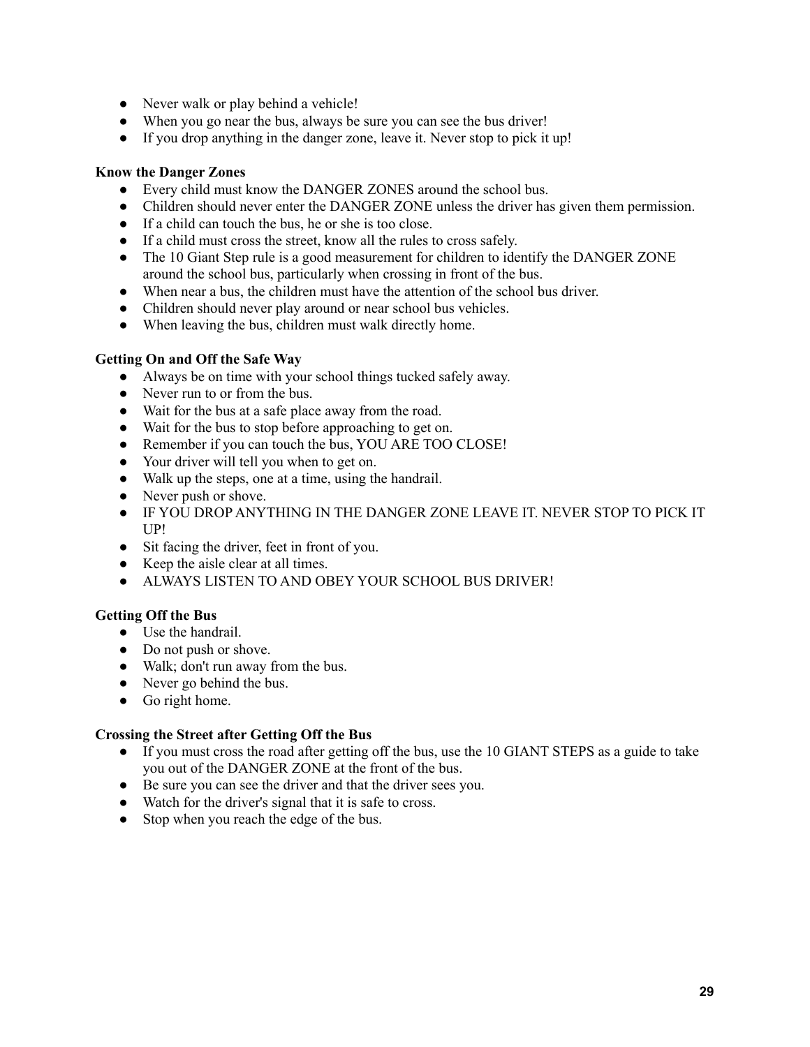- Never walk or play behind a vehicle!
- When you go near the bus, always be sure you can see the bus driver!
- If you drop anything in the danger zone, leave it. Never stop to pick it up!

**Know the Danger Zones**

- Every child must know the DANGER ZONES around the school bus.
- Children should never enter the DANGER ZONE unless the driver has given them permission.
- If a child can touch the bus, he or she is too close.
- If a child must cross the street, know all the rules to cross safely.
- The 10 Giant Step rule is a good measurement for children to identify the DANGER ZONE around the school bus, particularly when crossing in front of the bus.
- When near a bus, the children must have the attention of the school bus driver.
- Children should never play around or near school bus vehicles.
- When leaving the bus, children must walk directly home.

**Getting On and Off the Safe Way**

- Always be on time with your school things tucked safely away.
- Never run to or from the bus.
- Wait for the bus at a safe place away from the road.
- Wait for the bus to stop before approaching to get on.
- Remember if you can touch the bus, YOU ARE TOO CLOSE!
- Your driver will tell you when to get on.
- Walk up the steps, one at a time, using the handrail.
- Never push or shove.
- IF YOU DROP ANYTHING IN THE DANGER ZONE LEAVE IT. NEVER STOP TO PICK IT UP!
- Sit facing the driver, feet in front of you.
- Keep the aisle clear at all times.
- ALWAYS LISTEN TO AND OBEY YOUR SCHOOL BUS DRIVER!

**Getting Off the Bus**

- Use the handrail.
- Do not push or shove.
- Walk; don't run away from the bus.
- Never go behind the bus.
- Go right home.

**Crossing the Street after Getting Off the Bus**

- If you must cross the road after getting off the bus, use the 10 GIANT STEPS as a guide to take you out of the DANGER ZONE at the front of the bus.
- Be sure you can see the driver and that the driver sees you.
- Watch for the driver's signal that it is safe to cross.
- Stop when you reach the edge of the bus.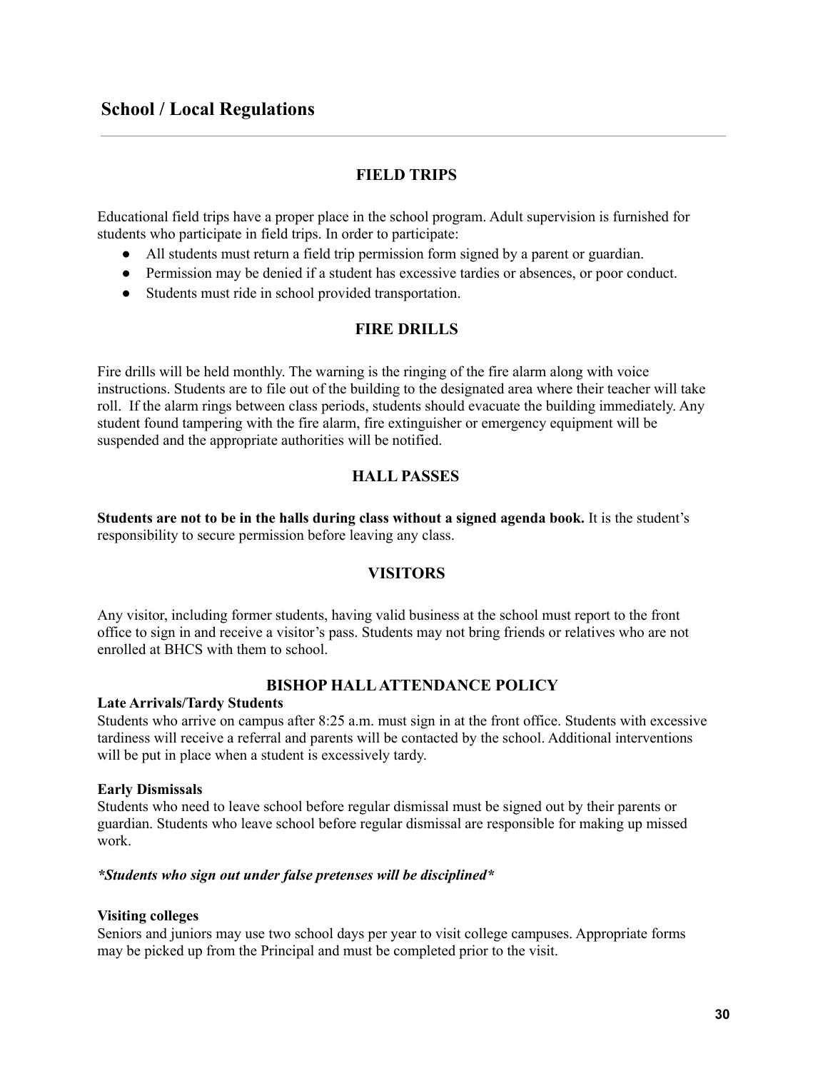## School / Local Regulations

### FIELD TRIPS

Educational field trips have a proper place in the school program. Adult supervision is furnished for students who participate in field trips. In order to participate:

- All students must return a field trip permission form signed by a parent or guardian.
- Permission may be denied if a student has excessive tardies or absences, or poor conduct.
- Students must ride in school provided transportation.

### FIRE DRILLS

Fire drills will be held monthly. The warning is the ringing of the fire alarm along with voice instructions. Students are to file out of the building to the designated area where their teacher will take roll. If the alarm rings between class periods, students should evacuate the building immediately. Any student found tampering with the fire alarm, fire extinguisher or emergency equipment will be suspended and the appropriate authorities will be notified.

### HALL PASSES

**Students are not to be in the halls during class without a signed agenda book.** It is the student's responsibility to secure permission before leaving any class.

### VISITORS

Any visitor, including former students, having valid business at the school must report to the front office to sign in and receive a visitor's pass. Students may not bring friends or relatives who are not enrolled at BHCS with them to school.

### BISHOP HALL ATTENDANCE POLICY

**Late Arrivals/Tardy Students**

Students who arrive on campus after 8:25 a.m. must sign in at the front office. Students with excessive tardiness will receive a referral and parents will be contacted by the school. Additional interventions will be put in place when a student is excessively tardy.

**Early Dismissals**

Students who need to leave school before regular dismissal must be signed out by their parents or guardian. Students who leave school before regular dismissal are responsible for making up missed work.

***\*Students who sign out under false pretenses will be disciplined\****

**Visiting colleges**

Seniors and juniors may use two school days per year to visit college campuses. Appropriate forms may be picked up from the Principal and must be completed prior to the visit.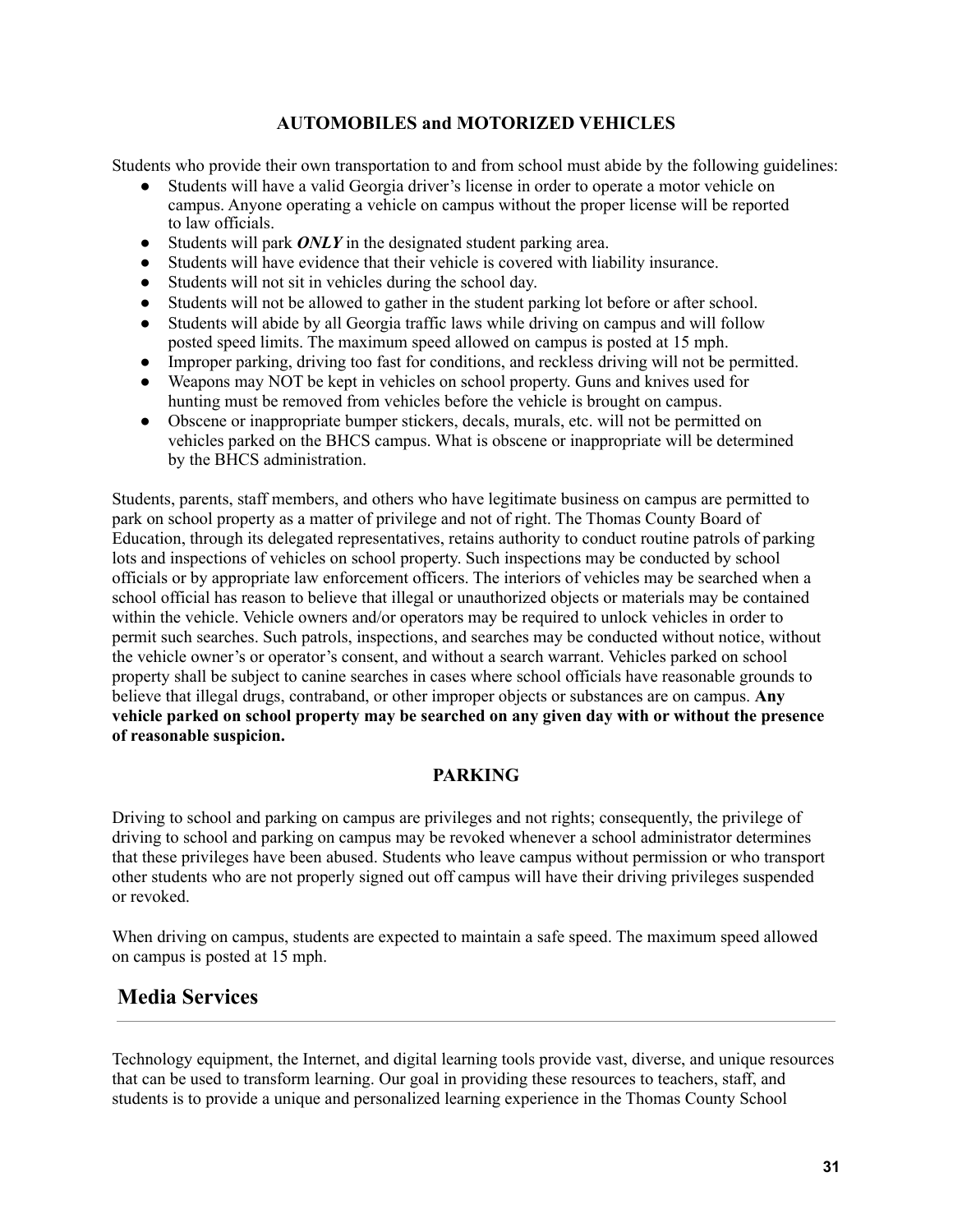## AUTOMOBILES and MOTORIZED VEHICLES

Students who provide their own transportation to and from school must abide by the following guidelines:

- Students will have a valid Georgia driver's license in order to operate a motor vehicle on campus. Anyone operating a vehicle on campus without the proper license will be reported to law officials.
- Students will park ***ONLY*** in the designated student parking area.
- Students will have evidence that their vehicle is covered with liability insurance.
- Students will not sit in vehicles during the school day.
- Students will not be allowed to gather in the student parking lot before or after school.
- Students will abide by all Georgia traffic laws while driving on campus and will follow posted speed limits. The maximum speed allowed on campus is posted at 15 mph.
- Improper parking, driving too fast for conditions, and reckless driving will not be permitted.
- Weapons may NOT be kept in vehicles on school property. Guns and knives used for hunting must be removed from vehicles before the vehicle is brought on campus.
- Obscene or inappropriate bumper stickers, decals, murals, etc. will not be permitted on vehicles parked on the BHCS campus. What is obscene or inappropriate will be determined by the BHCS administration.

Students, parents, staff members, and others who have legitimate business on campus are permitted to park on school property as a matter of privilege and not of right. The Thomas County Board of Education, through its delegated representatives, retains authority to conduct routine patrols of parking lots and inspections of vehicles on school property. Such inspections may be conducted by school officials or by appropriate law enforcement officers. The interiors of vehicles may be searched when a school official has reason to believe that illegal or unauthorized objects or materials may be contained within the vehicle. Vehicle owners and/or operators may be required to unlock vehicles in order to permit such searches. Such patrols, inspections, and searches may be conducted without notice, without the vehicle owner's or operator's consent, and without a search warrant. Vehicles parked on school property shall be subject to canine searches in cases where school officials have reasonable grounds to believe that illegal drugs, contraband, or other improper objects or substances are on campus. **Any vehicle parked on school property may be searched on any given day with or without the presence of reasonable suspicion.**

## PARKING

Driving to school and parking on campus are privileges and not rights; consequently, the privilege of driving to school and parking on campus may be revoked whenever a school administrator determines that these privileges have been abused. Students who leave campus without permission or who transport other students who are not properly signed out off campus will have their driving privileges suspended or revoked.

When driving on campus, students are expected to maintain a safe speed. The maximum speed allowed on campus is posted at 15 mph.

# Media Services

Technology equipment, the Internet, and digital learning tools provide vast, diverse, and unique resources that can be used to transform learning. Our goal in providing these resources to teachers, staff, and students is to provide a unique and personalized learning experience in the Thomas County School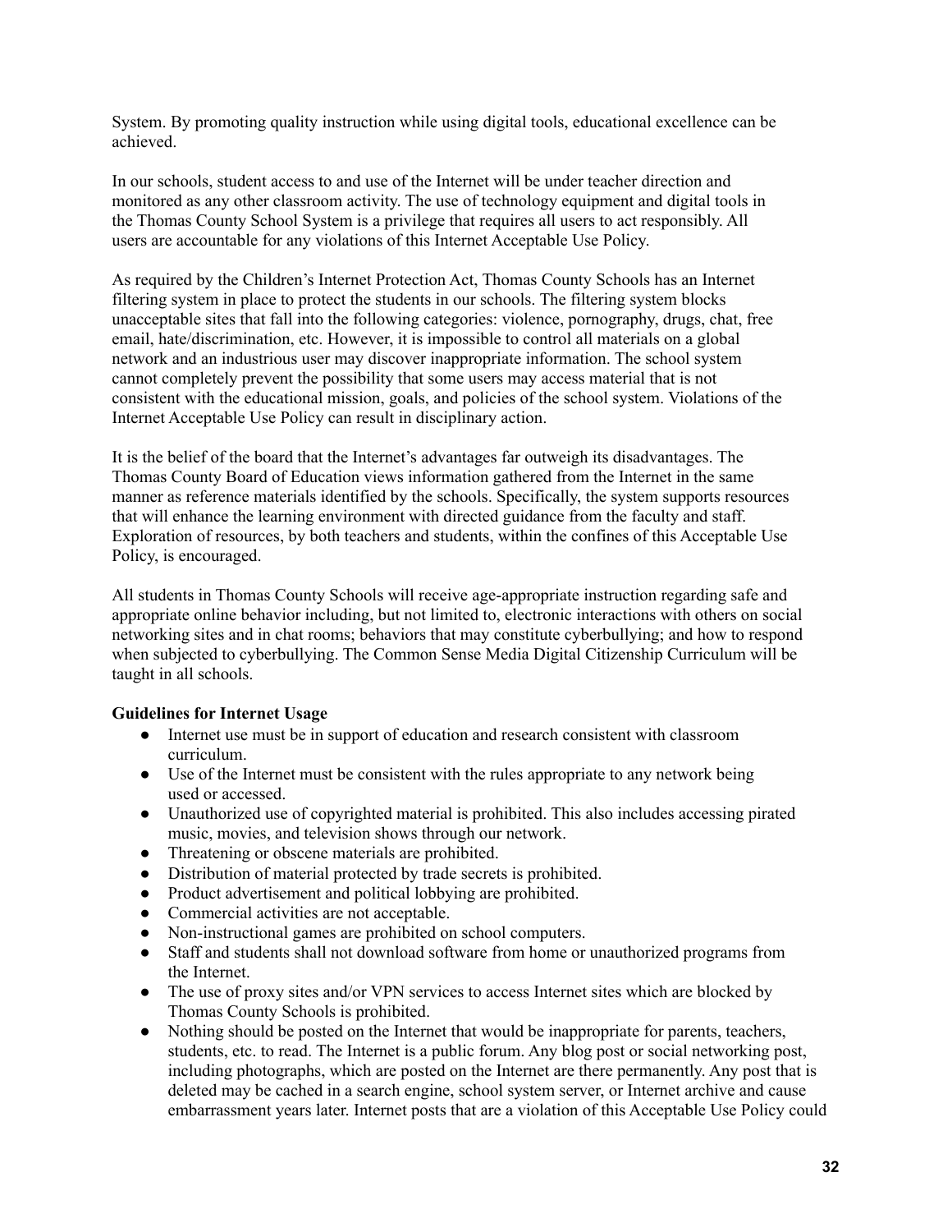System. By promoting quality instruction while using digital tools, educational excellence can be achieved.

In our schools, student access to and use of the Internet will be under teacher direction and monitored as any other classroom activity. The use of technology equipment and digital tools in the Thomas County School System is a privilege that requires all users to act responsibly. All users are accountable for any violations of this Internet Acceptable Use Policy.

As required by the Children's Internet Protection Act, Thomas County Schools has an Internet filtering system in place to protect the students in our schools. The filtering system blocks unacceptable sites that fall into the following categories: violence, pornography, drugs, chat, free email, hate/discrimination, etc. However, it is impossible to control all materials on a global network and an industrious user may discover inappropriate information. The school system cannot completely prevent the possibility that some users may access material that is not consistent with the educational mission, goals, and policies of the school system. Violations of the Internet Acceptable Use Policy can result in disciplinary action.

It is the belief of the board that the Internet's advantages far outweigh its disadvantages. The Thomas County Board of Education views information gathered from the Internet in the same manner as reference materials identified by the schools. Specifically, the system supports resources that will enhance the learning environment with directed guidance from the faculty and staff. Exploration of resources, by both teachers and students, within the confines of this Acceptable Use Policy, is encouraged.

All students in Thomas County Schools will receive age-appropriate instruction regarding safe and appropriate online behavior including, but not limited to, electronic interactions with others on social networking sites and in chat rooms; behaviors that may constitute cyberbullying; and how to respond when subjected to cyberbullying. The Common Sense Media Digital Citizenship Curriculum will be taught in all schools.

**Guidelines for Internet Usage**

- Internet use must be in support of education and research consistent with classroom curriculum.
- Use of the Internet must be consistent with the rules appropriate to any network being used or accessed.
- Unauthorized use of copyrighted material is prohibited. This also includes accessing pirated music, movies, and television shows through our network.
- Threatening or obscene materials are prohibited.
- Distribution of material protected by trade secrets is prohibited.
- Product advertisement and political lobbying are prohibited.
- Commercial activities are not acceptable.
- Non-instructional games are prohibited on school computers.
- Staff and students shall not download software from home or unauthorized programs from the Internet.
- The use of proxy sites and/or VPN services to access Internet sites which are blocked by Thomas County Schools is prohibited.
- Nothing should be posted on the Internet that would be inappropriate for parents, teachers, students, etc. to read. The Internet is a public forum. Any blog post or social networking post, including photographs, which are posted on the Internet are there permanently. Any post that is deleted may be cached in a search engine, school system server, or Internet archive and cause embarrassment years later. Internet posts that are a violation of this Acceptable Use Policy could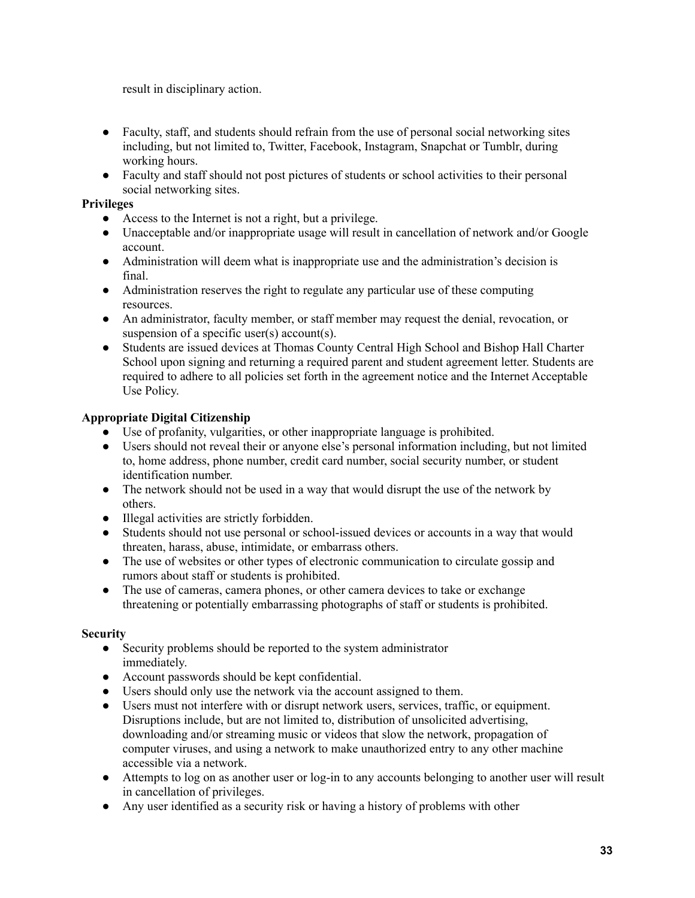result in disciplinary action.

- Faculty, staff, and students should refrain from the use of personal social networking sites including, but not limited to, Twitter, Facebook, Instagram, Snapchat or Tumblr, during working hours.
- Faculty and staff should not post pictures of students or school activities to their personal social networking sites.

**Privileges**

- Access to the Internet is not a right, but a privilege.
- Unacceptable and/or inappropriate usage will result in cancellation of network and/or Google account.
- Administration will deem what is inappropriate use and the administration's decision is final.
- Administration reserves the right to regulate any particular use of these computing resources.
- An administrator, faculty member, or staff member may request the denial, revocation, or suspension of a specific user(s) account(s).
- Students are issued devices at Thomas County Central High School and Bishop Hall Charter School upon signing and returning a required parent and student agreement letter. Students are required to adhere to all policies set forth in the agreement notice and the Internet Acceptable Use Policy.

**Appropriate Digital Citizenship**

- Use of profanity, vulgarities, or other inappropriate language is prohibited.
- Users should not reveal their or anyone else's personal information including, but not limited to, home address, phone number, credit card number, social security number, or student identification number.
- The network should not be used in a way that would disrupt the use of the network by others.
- Illegal activities are strictly forbidden.
- Students should not use personal or school-issued devices or accounts in a way that would threaten, harass, abuse, intimidate, or embarrass others.
- The use of websites or other types of electronic communication to circulate gossip and rumors about staff or students is prohibited.
- The use of cameras, camera phones, or other camera devices to take or exchange threatening or potentially embarrassing photographs of staff or students is prohibited.

**Security**

- Security problems should be reported to the system administrator immediately.
- Account passwords should be kept confidential.
- Users should only use the network via the account assigned to them.
- Users must not interfere with or disrupt network users, services, traffic, or equipment. Disruptions include, but are not limited to, distribution of unsolicited advertising, downloading and/or streaming music or videos that slow the network, propagation of computer viruses, and using a network to make unauthorized entry to any other machine accessible via a network.
- Attempts to log on as another user or log-in to any accounts belonging to another user will result in cancellation of privileges.
- Any user identified as a security risk or having a history of problems with other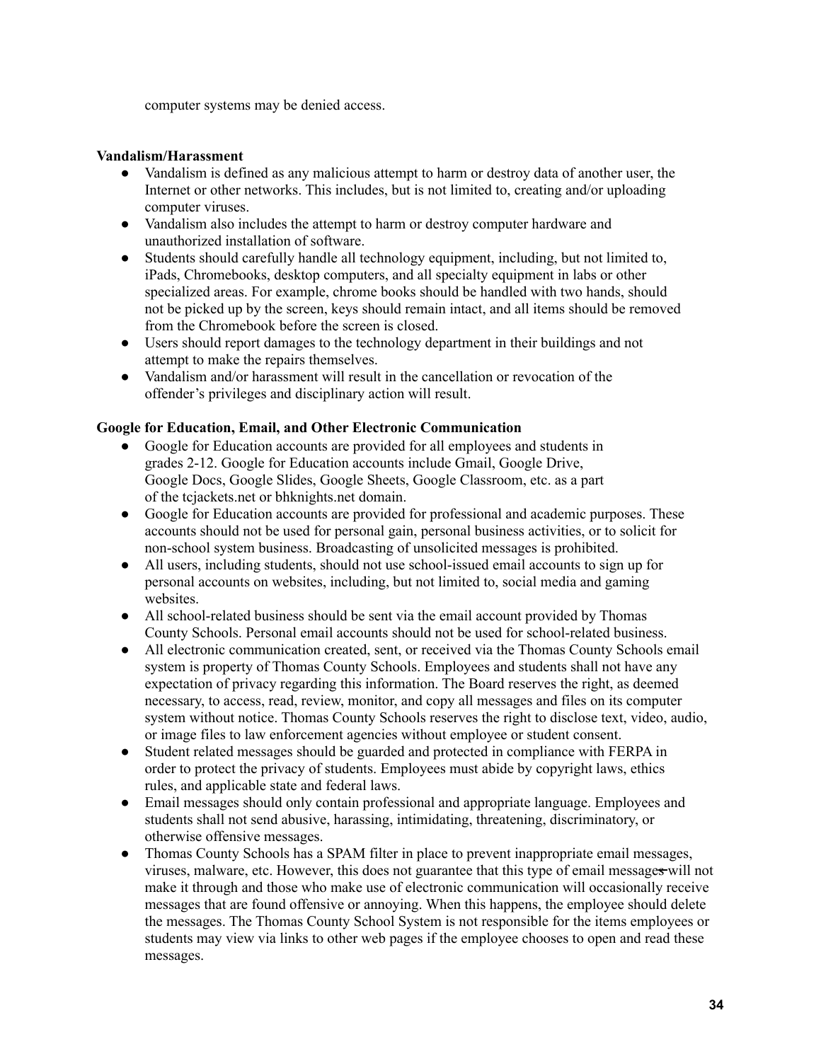computer systems may be denied access.

**Vandalism/Harassment**

- Vandalism is defined as any malicious attempt to harm or destroy data of another user, the Internet or other networks. This includes, but is not limited to, creating and/or uploading computer viruses.
- Vandalism also includes the attempt to harm or destroy computer hardware and unauthorized installation of software.
- Students should carefully handle all technology equipment, including, but not limited to, iPads, Chromebooks, desktop computers, and all specialty equipment in labs or other specialized areas. For example, chrome books should be handled with two hands, should not be picked up by the screen, keys should remain intact, and all items should be removed from the Chromebook before the screen is closed.
- Users should report damages to the technology department in their buildings and not attempt to make the repairs themselves.
- Vandalism and/or harassment will result in the cancellation or revocation of the offender's privileges and disciplinary action will result.

**Google for Education, Email, and Other Electronic Communication**

- Google for Education accounts are provided for all employees and students in grades 2-12. Google for Education accounts include Gmail, Google Drive, Google Docs, Google Slides, Google Sheets, Google Classroom, etc. as a part of the tcjackets.net or bhknights.net domain.
- Google for Education accounts are provided for professional and academic purposes. These accounts should not be used for personal gain, personal business activities, or to solicit for non-school system business. Broadcasting of unsolicited messages is prohibited.
- All users, including students, should not use school-issued email accounts to sign up for personal accounts on websites, including, but not limited to, social media and gaming websites.
- All school-related business should be sent via the email account provided by Thomas County Schools. Personal email accounts should not be used for school-related business.
- All electronic communication created, sent, or received via the Thomas County Schools email system is property of Thomas County Schools. Employees and students shall not have any expectation of privacy regarding this information. The Board reserves the right, as deemed necessary, to access, read, review, monitor, and copy all messages and files on its computer system without notice. Thomas County Schools reserves the right to disclose text, video, audio, or image files to law enforcement agencies without employee or student consent.
- Student related messages should be guarded and protected in compliance with FERPA in order to protect the privacy of students. Employees must abide by copyright laws, ethics rules, and applicable state and federal laws.
- Email messages should only contain professional and appropriate language. Employees and students shall not send abusive, harassing, intimidating, threatening, discriminatory, or otherwise offensive messages.
- Thomas County Schools has a SPAM filter in place to prevent inappropriate email messages, viruses, malware, etc. However, this does not guarantee that this type of email messages will not make it through and those who make use of electronic communication will occasionally receive messages that are found offensive or annoying. When this happens, the employee should delete the messages. The Thomas County School System is not responsible for the items employees or students may view via links to other web pages if the employee chooses to open and read these messages.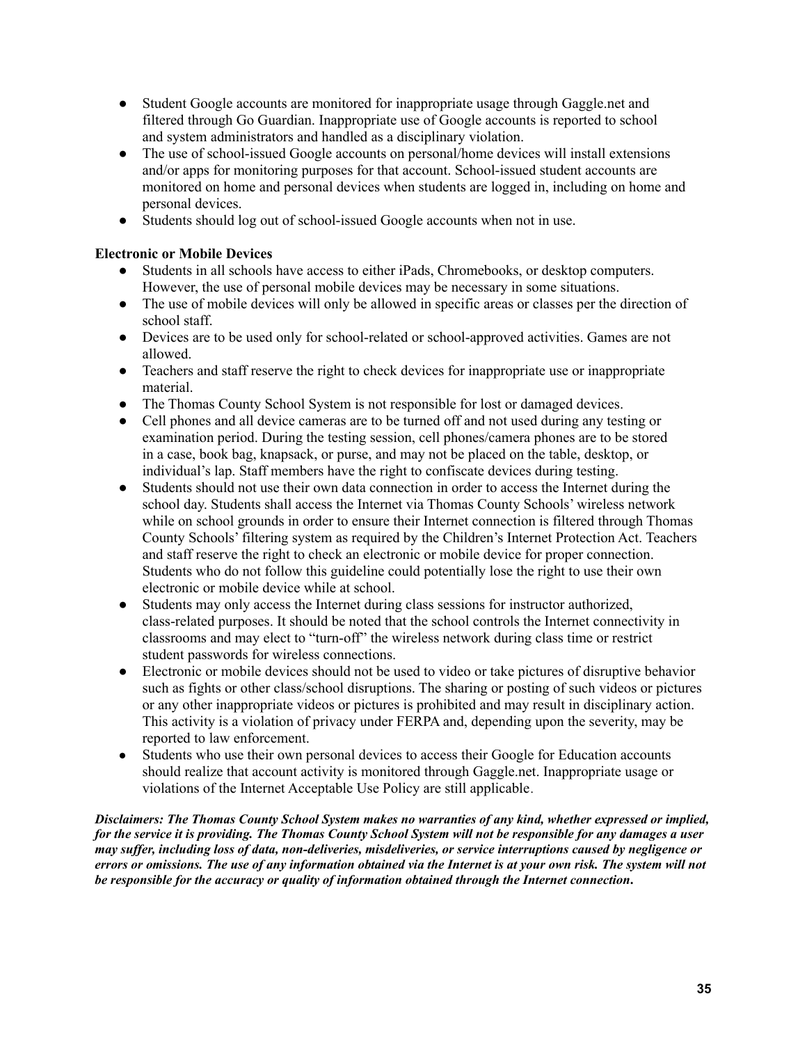- Student Google accounts are monitored for inappropriate usage through Gaggle.net and filtered through Go Guardian. Inappropriate use of Google accounts is reported to school and system administrators and handled as a disciplinary violation.
- The use of school-issued Google accounts on personal/home devices will install extensions and/or apps for monitoring purposes for that account. School-issued student accounts are monitored on home and personal devices when students are logged in, including on home and personal devices.
- Students should log out of school-issued Google accounts when not in use.

**Electronic or Mobile Devices**

- Students in all schools have access to either iPads, Chromebooks, or desktop computers. However, the use of personal mobile devices may be necessary in some situations.
- The use of mobile devices will only be allowed in specific areas or classes per the direction of school staff.
- Devices are to be used only for school-related or school-approved activities. Games are not allowed.
- Teachers and staff reserve the right to check devices for inappropriate use or inappropriate material.
- The Thomas County School System is not responsible for lost or damaged devices.
- Cell phones and all device cameras are to be turned off and not used during any testing or examination period. During the testing session, cell phones/camera phones are to be stored in a case, book bag, knapsack, or purse, and may not be placed on the table, desktop, or individual's lap. Staff members have the right to confiscate devices during testing.
- Students should not use their own data connection in order to access the Internet during the school day. Students shall access the Internet via Thomas County Schools' wireless network while on school grounds in order to ensure their Internet connection is filtered through Thomas County Schools' filtering system as required by the Children's Internet Protection Act. Teachers and staff reserve the right to check an electronic or mobile device for proper connection. Students who do not follow this guideline could potentially lose the right to use their own electronic or mobile device while at school.
- Students may only access the Internet during class sessions for instructor authorized, class-related purposes. It should be noted that the school controls the Internet connectivity in classrooms and may elect to "turn-off" the wireless network during class time or restrict student passwords for wireless connections.
- Electronic or mobile devices should not be used to video or take pictures of disruptive behavior such as fights or other class/school disruptions. The sharing or posting of such videos or pictures or any other inappropriate videos or pictures is prohibited and may result in disciplinary action. This activity is a violation of privacy under FERPA and, depending upon the severity, may be reported to law enforcement.
- Students who use their own personal devices to access their Google for Education accounts should realize that account activity is monitored through Gaggle.net. Inappropriate usage or violations of the Internet Acceptable Use Policy are still applicable.

***Disclaimers: The Thomas County School System makes no warranties of any kind, whether expressed or implied, for the service it is providing. The Thomas County School System will not be responsible for any damages a user may suffer, including loss of data, non-deliveries, misdeliveries, or service interruptions caused by negligence or errors or omissions. The use of any information obtained via the Internet is at your own risk. The system will not be responsible for the accuracy or quality of information obtained through the Internet connection.***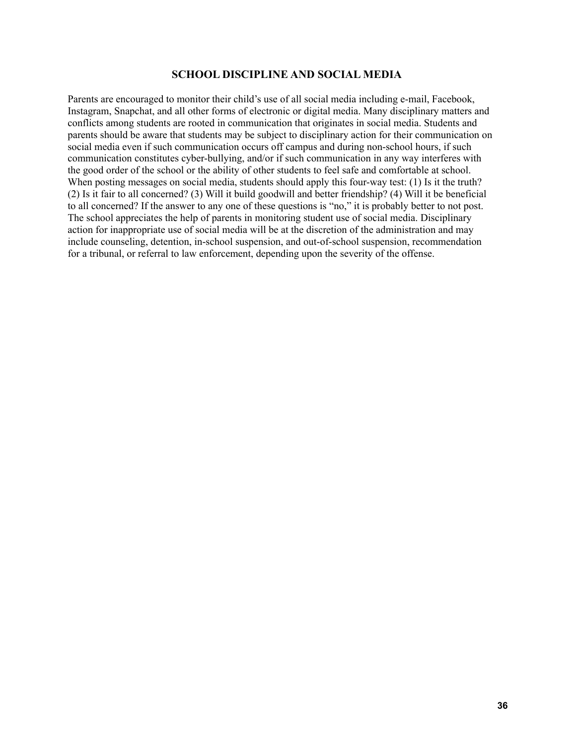## SCHOOL DISCIPLINE AND SOCIAL MEDIA

Parents are encouraged to monitor their child's use of all social media including e-mail, Facebook, Instagram, Snapchat, and all other forms of electronic or digital media. Many disciplinary matters and conflicts among students are rooted in communication that originates in social media. Students and parents should be aware that students may be subject to disciplinary action for their communication on social media even if such communication occurs off campus and during non-school hours, if such communication constitutes cyber-bullying, and/or if such communication in any way interferes with the good order of the school or the ability of other students to feel safe and comfortable at school. When posting messages on social media, students should apply this four-way test: (1) Is it the truth? (2) Is it fair to all concerned? (3) Will it build goodwill and better friendship? (4) Will it be beneficial to all concerned? If the answer to any one of these questions is "no," it is probably better to not post. The school appreciates the help of parents in monitoring student use of social media. Disciplinary action for inappropriate use of social media will be at the discretion of the administration and may include counseling, detention, in-school suspension, and out-of-school suspension, recommendation for a tribunal, or referral to law enforcement, depending upon the severity of the offense.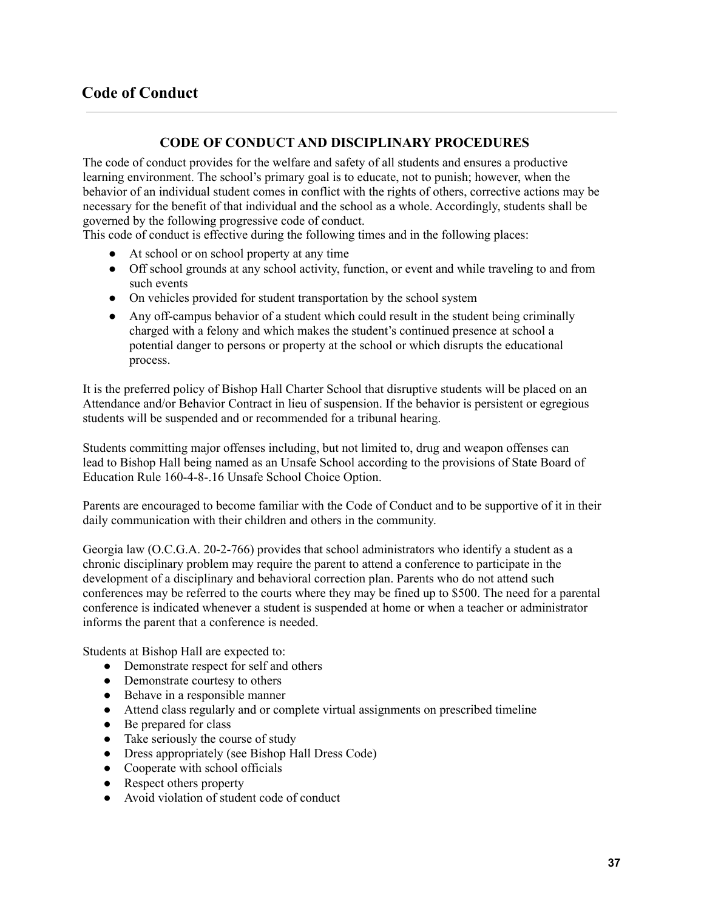# Code of Conduct

## CODE OF CONDUCT AND DISCIPLINARY PROCEDURES

The code of conduct provides for the welfare and safety of all students and ensures a productive learning environment. The school's primary goal is to educate, not to punish; however, when the behavior of an individual student comes in conflict with the rights of others, corrective actions may be necessary for the benefit of that individual and the school as a whole. Accordingly, students shall be governed by the following progressive code of conduct.
This code of conduct is effective during the following times and in the following places:

- At school or on school property at any time
- Off school grounds at any school activity, function, or event and while traveling to and from such events
- On vehicles provided for student transportation by the school system
- Any off-campus behavior of a student which could result in the student being criminally charged with a felony and which makes the student's continued presence at school a potential danger to persons or property at the school or which disrupts the educational process.

It is the preferred policy of Bishop Hall Charter School that disruptive students will be placed on an Attendance and/or Behavior Contract in lieu of suspension. If the behavior is persistent or egregious students will be suspended and or recommended for a tribunal hearing.

Students committing major offenses including, but not limited to, drug and weapon offenses can lead to Bishop Hall being named as an Unsafe School according to the provisions of State Board of Education Rule 160-4-8-.16 Unsafe School Choice Option.

Parents are encouraged to become familiar with the Code of Conduct and to be supportive of it in their daily communication with their children and others in the community.

Georgia law (O.C.G.A. 20-2-766) provides that school administrators who identify a student as a chronic disciplinary problem may require the parent to attend a conference to participate in the development of a disciplinary and behavioral correction plan. Parents who do not attend such conferences may be referred to the courts where they may be fined up to $500. The need for a parental conference is indicated whenever a student is suspended at home or when a teacher or administrator informs the parent that a conference is needed.

Students at Bishop Hall are expected to:

- Demonstrate respect for self and others
- Demonstrate courtesy to others
- Behave in a responsible manner
- Attend class regularly and or complete virtual assignments on prescribed timeline
- Be prepared for class
- Take seriously the course of study
- Dress appropriately (see Bishop Hall Dress Code)
- Cooperate with school officials
- Respect others property
- Avoid violation of student code of conduct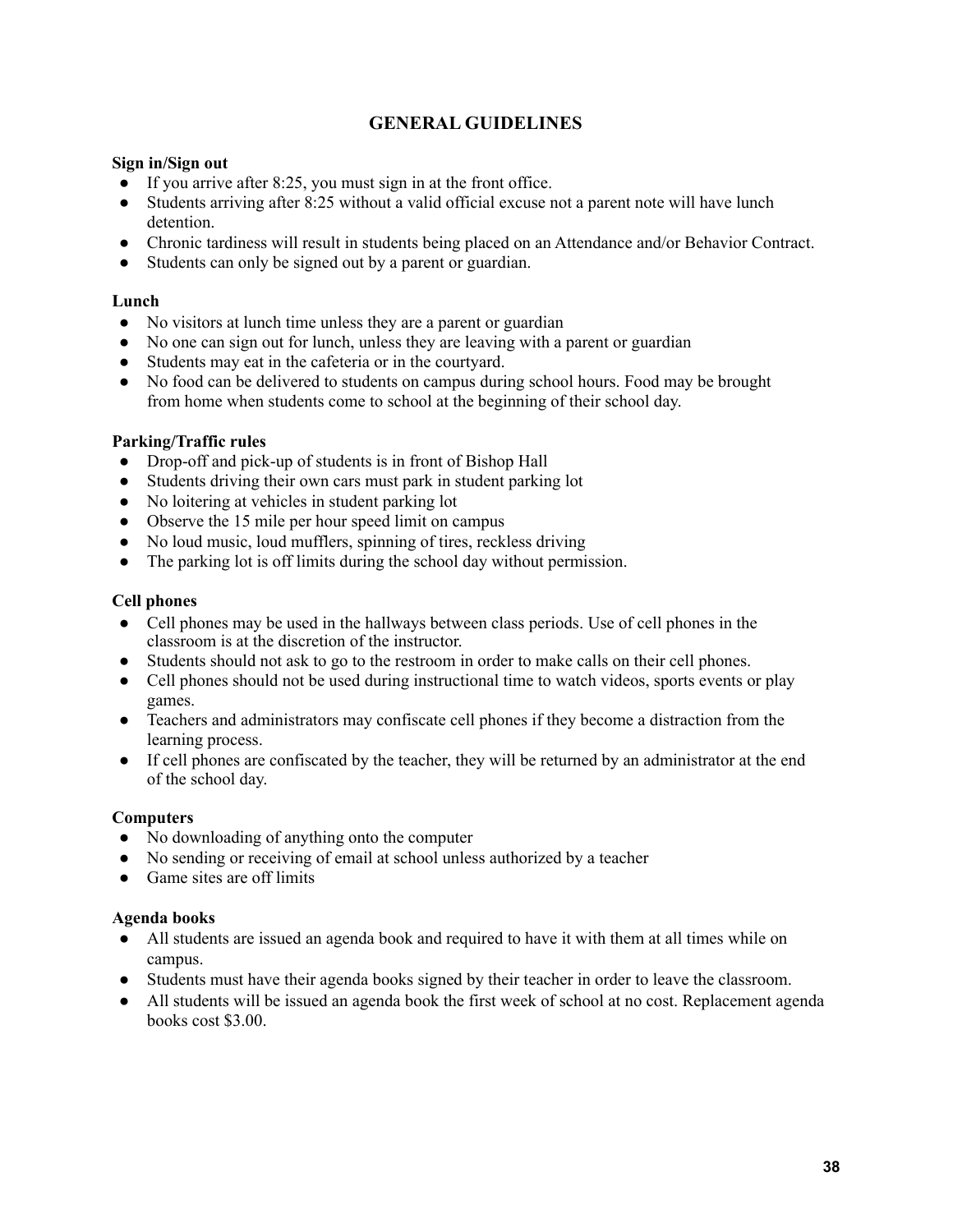# GENERAL GUIDELINES

**Sign in/Sign out**

- If you arrive after 8:25, you must sign in at the front office.
- Students arriving after 8:25 without a valid official excuse not a parent note will have lunch detention.
- Chronic tardiness will result in students being placed on an Attendance and/or Behavior Contract.
- Students can only be signed out by a parent or guardian.

**Lunch**

- No visitors at lunch time unless they are a parent or guardian
- No one can sign out for lunch, unless they are leaving with a parent or guardian
- Students may eat in the cafeteria or in the courtyard.
- No food can be delivered to students on campus during school hours. Food may be brought from home when students come to school at the beginning of their school day.

**Parking/Traffic rules**

- Drop-off and pick-up of students is in front of Bishop Hall
- Students driving their own cars must park in student parking lot
- No loitering at vehicles in student parking lot
- Observe the 15 mile per hour speed limit on campus
- No loud music, loud mufflers, spinning of tires, reckless driving
- The parking lot is off limits during the school day without permission.

**Cell phones**

- Cell phones may be used in the hallways between class periods. Use of cell phones in the classroom is at the discretion of the instructor.
- Students should not ask to go to the restroom in order to make calls on their cell phones.
- Cell phones should not be used during instructional time to watch videos, sports events or play games.
- Teachers and administrators may confiscate cell phones if they become a distraction from the learning process.
- If cell phones are confiscated by the teacher, they will be returned by an administrator at the end of the school day.

**Computers**

- No downloading of anything onto the computer
- No sending or receiving of email at school unless authorized by a teacher
- Game sites are off limits

**Agenda books**

- All students are issued an agenda book and required to have it with them at all times while on campus.
- Students must have their agenda books signed by their teacher in order to leave the classroom.
- All students will be issued an agenda book the first week of school at no cost. Replacement agenda books cost $3.00.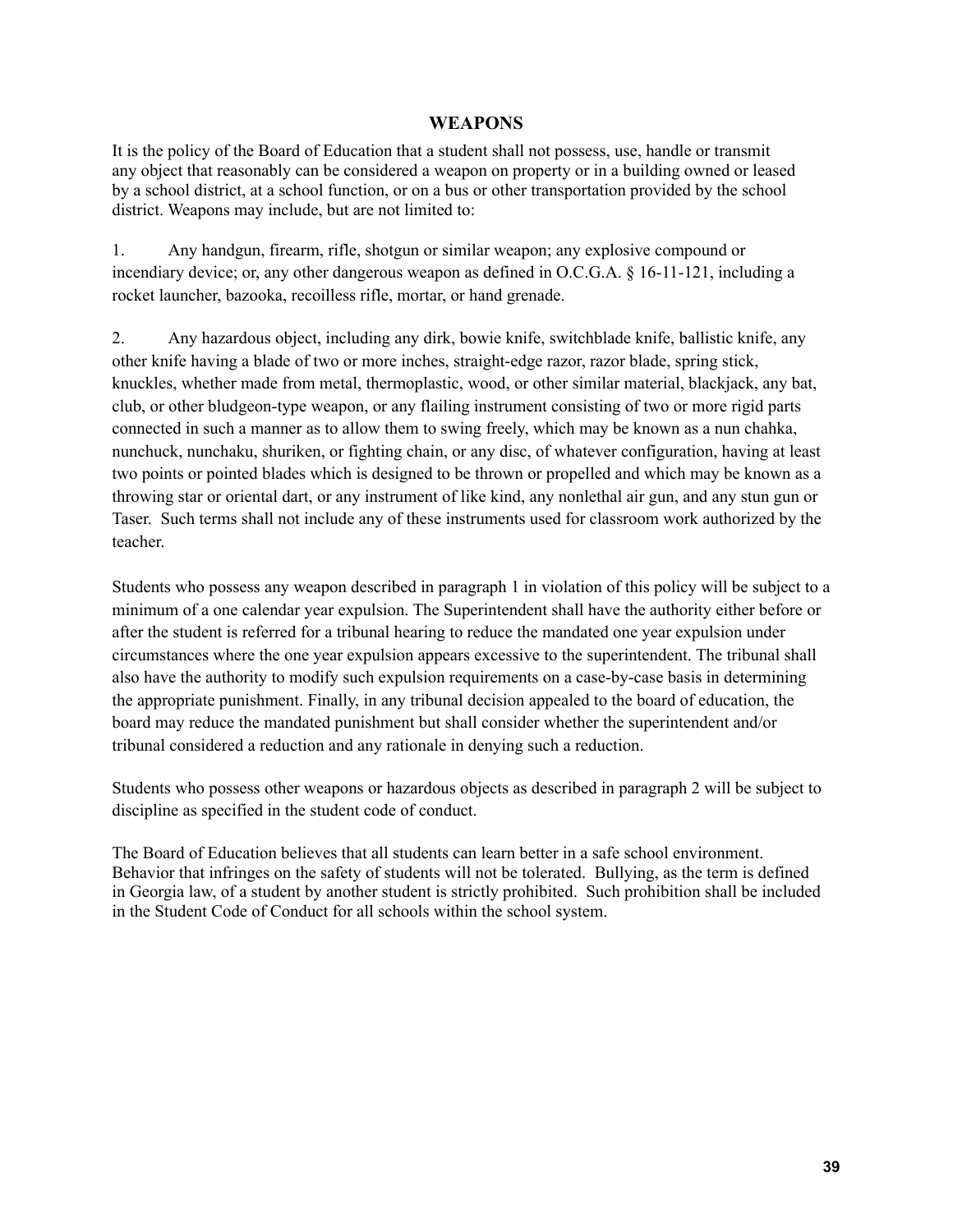## WEAPONS

It is the policy of the Board of Education that a student shall not possess, use, handle or transmit any object that reasonably can be considered a weapon on property or in a building owned or leased by a school district, at a school function, or on a bus or other transportation provided by the school district. Weapons may include, but are not limited to:

1. Any handgun, firearm, rifle, shotgun or similar weapon; any explosive compound or incendiary device; or, any other dangerous weapon as defined in O.C.G.A. § 16-11-121, including a rocket launcher, bazooka, recoilless rifle, mortar, or hand grenade.

2. Any hazardous object, including any dirk, bowie knife, switchblade knife, ballistic knife, any other knife having a blade of two or more inches, straight-edge razor, razor blade, spring stick, knuckles, whether made from metal, thermoplastic, wood, or other similar material, blackjack, any bat, club, or other bludgeon-type weapon, or any flailing instrument consisting of two or more rigid parts connected in such a manner as to allow them to swing freely, which may be known as a nun chahka, nunchuck, nunchaku, shuriken, or fighting chain, or any disc, of whatever configuration, having at least two points or pointed blades which is designed to be thrown or propelled and which may be known as a throwing star or oriental dart, or any instrument of like kind, any nonlethal air gun, and any stun gun or Taser. Such terms shall not include any of these instruments used for classroom work authorized by the teacher.

Students who possess any weapon described in paragraph 1 in violation of this policy will be subject to a minimum of a one calendar year expulsion. The Superintendent shall have the authority either before or after the student is referred for a tribunal hearing to reduce the mandated one year expulsion under circumstances where the one year expulsion appears excessive to the superintendent. The tribunal shall also have the authority to modify such expulsion requirements on a case-by-case basis in determining the appropriate punishment. Finally, in any tribunal decision appealed to the board of education, the board may reduce the mandated punishment but shall consider whether the superintendent and/or tribunal considered a reduction and any rationale in denying such a reduction.

Students who possess other weapons or hazardous objects as described in paragraph 2 will be subject to discipline as specified in the student code of conduct.

The Board of Education believes that all students can learn better in a safe school environment. Behavior that infringes on the safety of students will not be tolerated. Bullying, as the term is defined in Georgia law, of a student by another student is strictly prohibited. Such prohibition shall be included in the Student Code of Conduct for all schools within the school system.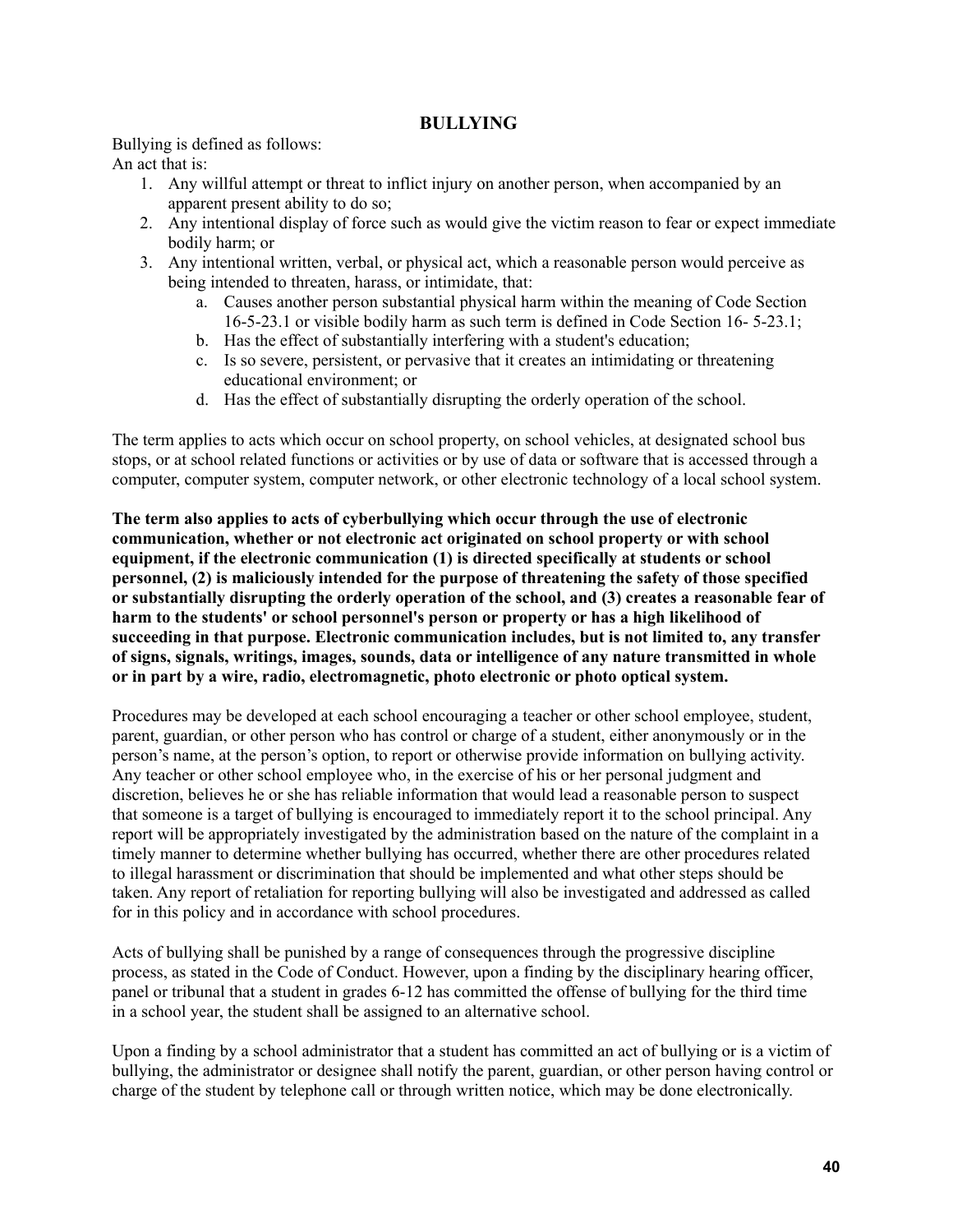## BULLYING

Bullying is defined as follows:
An act that is:

1. Any willful attempt or threat to inflict injury on another person, when accompanied by an apparent present ability to do so;
2. Any intentional display of force such as would give the victim reason to fear or expect immediate bodily harm; or
3. Any intentional written, verbal, or physical act, which a reasonable person would perceive as being intended to threaten, harass, or intimidate, that:
   a. Causes another person substantial physical harm within the meaning of Code Section 16-5-23.1 or visible bodily harm as such term is defined in Code Section 16- 5-23.1;
   b. Has the effect of substantially interfering with a student's education;
   c. Is so severe, persistent, or pervasive that it creates an intimidating or threatening educational environment; or
   d. Has the effect of substantially disrupting the orderly operation of the school.

The term applies to acts which occur on school property, on school vehicles, at designated school bus stops, or at school related functions or activities or by use of data or software that is accessed through a computer, computer system, computer network, or other electronic technology of a local school system.

**The term also applies to acts of cyberbullying which occur through the use of electronic communication, whether or not electronic act originated on school property or with school equipment, if the electronic communication (1) is directed specifically at students or school personnel, (2) is maliciously intended for the purpose of threatening the safety of those specified or substantially disrupting the orderly operation of the school, and (3) creates a reasonable fear of harm to the students' or school personnel's person or property or has a high likelihood of succeeding in that purpose. Electronic communication includes, but is not limited to, any transfer of signs, signals, writings, images, sounds, data or intelligence of any nature transmitted in whole or in part by a wire, radio, electromagnetic, photo electronic or photo optical system.**

Procedures may be developed at each school encouraging a teacher or other school employee, student, parent, guardian, or other person who has control or charge of a student, either anonymously or in the person's name, at the person's option, to report or otherwise provide information on bullying activity. Any teacher or other school employee who, in the exercise of his or her personal judgment and discretion, believes he or she has reliable information that would lead a reasonable person to suspect that someone is a target of bullying is encouraged to immediately report it to the school principal. Any report will be appropriately investigated by the administration based on the nature of the complaint in a timely manner to determine whether bullying has occurred, whether there are other procedures related to illegal harassment or discrimination that should be implemented and what other steps should be taken. Any report of retaliation for reporting bullying will also be investigated and addressed as called for in this policy and in accordance with school procedures.

Acts of bullying shall be punished by a range of consequences through the progressive discipline process, as stated in the Code of Conduct. However, upon a finding by the disciplinary hearing officer, panel or tribunal that a student in grades 6-12 has committed the offense of bullying for the third time in a school year, the student shall be assigned to an alternative school.

Upon a finding by a school administrator that a student has committed an act of bullying or is a victim of bullying, the administrator or designee shall notify the parent, guardian, or other person having control or charge of the student by telephone call or through written notice, which may be done electronically.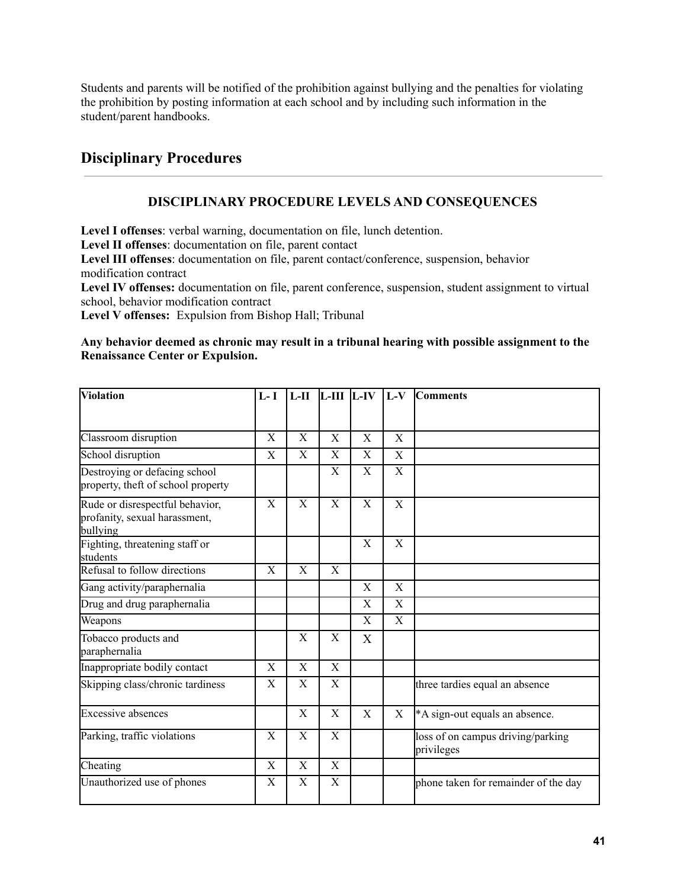Students and parents will be notified of the prohibition against bullying and the penalties for violating the prohibition by posting information at each school and by including such information in the student/parent handbooks.

## Disciplinary Procedures

### DISCIPLINARY PROCEDURE LEVELS AND CONSEQUENCES

**Level I offenses**: verbal warning, documentation on file, lunch detention.
**Level II offenses**: documentation on file, parent contact
**Level III offenses**: documentation on file, parent contact/conference, suspension, behavior modification contract
**Level IV offenses:** documentation on file, parent conference, suspension, student assignment to virtual school, behavior modification contract
**Level V offenses:** Expulsion from Bishop Hall; Tribunal

**Any behavior deemed as chronic may result in a tribunal hearing with possible assignment to the Renaissance Center or Expulsion.**

| Violation | L- I | L-II | L-III | L-IV | L-V | Comments |
|---|---|---|---|---|---|---|
| Classroom disruption | X | X | X | X | X | |
| School disruption | X | X | X | X | X | |
| Destroying or defacing school property, theft of school property | | | X | X | X | |
| Rude or disrespectful behavior, profanity, sexual harassment, bullying | X | X | X | X | X | |
| Fighting, threatening staff or students | | | | X | X | |
| Refusal to follow directions | X | X | X | | | |
| Gang activity/paraphernalia | | | | X | X | |
| Drug and drug paraphernalia | | | | X | X | |
| Weapons | | | | X | X | |
| Tobacco products and paraphernalia | | X | X | X | | |
| Inappropriate bodily contact | X | X | X | | | |
| Skipping class/chronic tardiness | X | X | X | | | three tardies equal an absence |
| Excessive absences | | X | X | X | X | *A sign-out equals an absence. |
| Parking, traffic violations | X | X | X | | | loss of on campus driving/parking privileges |
| Cheating | X | X | X | | | |
| Unauthorized use of phones | X | X | X | | | phone taken for remainder of the day |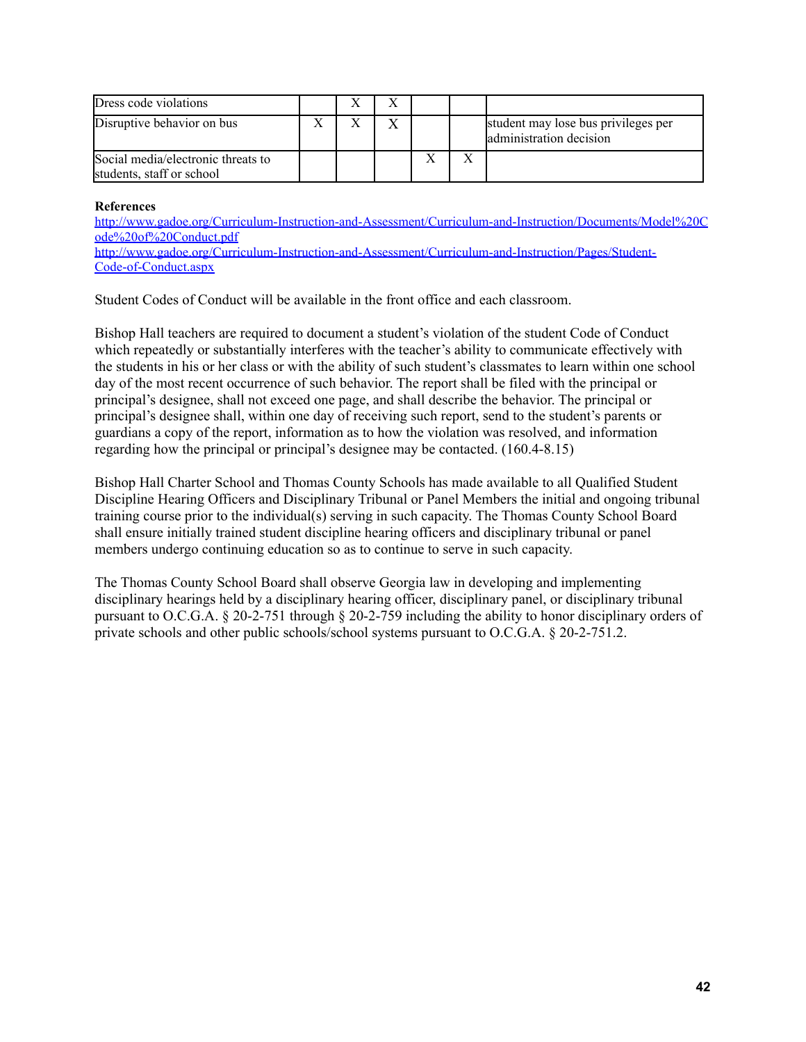| Dress code violations | | X | X | | | |
| --- | --- | --- | --- | --- | --- | --- |
| Disruptive behavior on bus | X | X | X | | | student may lose bus privileges per administration decision |
| Social media/electronic threats to students, staff or school | | | | X | X | |

**References**

http://www.gadoe.org/Curriculum-Instruction-and-Assessment/Curriculum-and-Instruction/Documents/Model%20Code%20of%20Conduct.pdf

http://www.gadoe.org/Curriculum-Instruction-and-Assessment/Curriculum-and-Instruction/Pages/Student-Code-of-Conduct.aspx

Student Codes of Conduct will be available in the front office and each classroom.

Bishop Hall teachers are required to document a student's violation of the student Code of Conduct which repeatedly or substantially interferes with the teacher's ability to communicate effectively with the students in his or her class or with the ability of such student's classmates to learn within one school day of the most recent occurrence of such behavior. The report shall be filed with the principal or principal's designee, shall not exceed one page, and shall describe the behavior. The principal or principal's designee shall, within one day of receiving such report, send to the student's parents or guardians a copy of the report, information as to how the violation was resolved, and information regarding how the principal or principal's designee may be contacted. (160.4-8.15)

Bishop Hall Charter School and Thomas County Schools has made available to all Qualified Student Discipline Hearing Officers and Disciplinary Tribunal or Panel Members the initial and ongoing tribunal training course prior to the individual(s) serving in such capacity. The Thomas County School Board shall ensure initially trained student discipline hearing officers and disciplinary tribunal or panel members undergo continuing education so as to continue to serve in such capacity.

The Thomas County School Board shall observe Georgia law in developing and implementing disciplinary hearings held by a disciplinary hearing officer, disciplinary panel, or disciplinary tribunal pursuant to O.C.G.A. § 20-2-751 through § 20-2-759 including the ability to honor disciplinary orders of private schools and other public schools/school systems pursuant to O.C.G.A. § 20-2-751.2.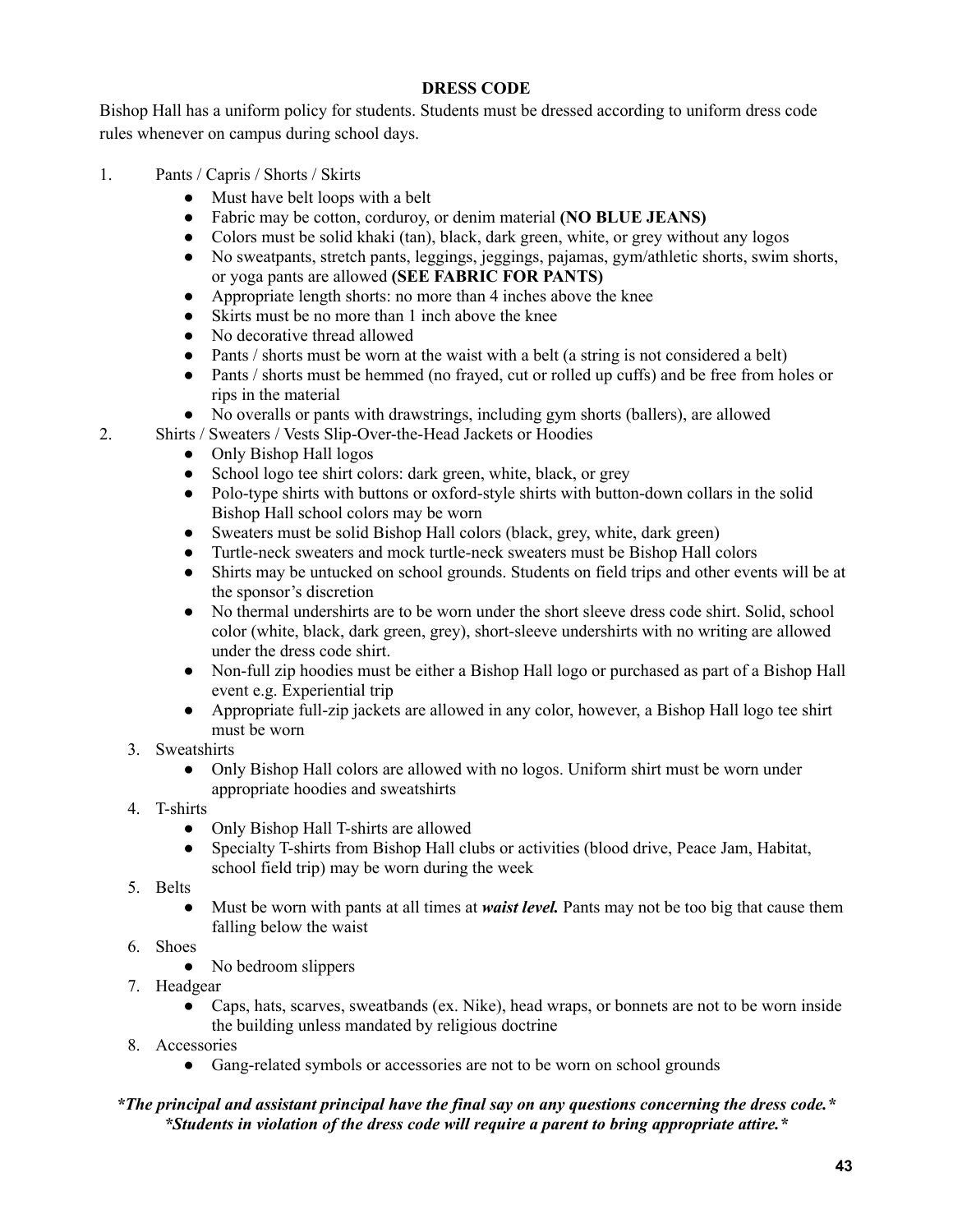# DRESS CODE

Bishop Hall has a uniform policy for students. Students must be dressed according to uniform dress code rules whenever on campus during school days.

1. Pants / Capris / Shorts / Skirts
   - Must have belt loops with a belt
   - Fabric may be cotton, corduroy, or denim material **(NO BLUE JEANS)**
   - Colors must be solid khaki (tan), black, dark green, white, or grey without any logos
   - No sweatpants, stretch pants, leggings, jeggings, pajamas, gym/athletic shorts, swim shorts, or yoga pants are allowed **(SEE FABRIC FOR PANTS)**
   - Appropriate length shorts: no more than 4 inches above the knee
   - Skirts must be no more than 1 inch above the knee
   - No decorative thread allowed
   - Pants / shorts must be worn at the waist with a belt (a string is not considered a belt)
   - Pants / shorts must be hemmed (no frayed, cut or rolled up cuffs) and be free from holes or rips in the material
   - No overalls or pants with drawstrings, including gym shorts (ballers), are allowed
2. Shirts / Sweaters / Vests Slip-Over-the-Head Jackets or Hoodies
   - Only Bishop Hall logos
   - School logo tee shirt colors: dark green, white, black, or grey
   - Polo-type shirts with buttons or oxford-style shirts with button-down collars in the solid Bishop Hall school colors may be worn
   - Sweaters must be solid Bishop Hall colors (black, grey, white, dark green)
   - Turtle-neck sweaters and mock turtle-neck sweaters must be Bishop Hall colors
   - Shirts may be untucked on school grounds. Students on field trips and other events will be at the sponsor's discretion
   - No thermal undershirts are to be worn under the short sleeve dress code shirt. Solid, school color (white, black, dark green, grey), short-sleeve undershirts with no writing are allowed under the dress code shirt.
   - Non-full zip hoodies must be either a Bishop Hall logo or purchased as part of a Bishop Hall event e.g. Experiential trip
   - Appropriate full-zip jackets are allowed in any color, however, a Bishop Hall logo tee shirt must be worn
3. Sweatshirts
   - Only Bishop Hall colors are allowed with no logos. Uniform shirt must be worn under appropriate hoodies and sweatshirts
4. T-shirts
   - Only Bishop Hall T-shirts are allowed
   - Specialty T-shirts from Bishop Hall clubs or activities (blood drive, Peace Jam, Habitat, school field trip) may be worn during the week
5. Belts
   - Must be worn with pants at all times at ***waist level.*** Pants may not be too big that cause them falling below the waist
6. Shoes
   - No bedroom slippers
7. Headgear
   - Caps, hats, scarves, sweatbands (ex. Nike), head wraps, or bonnets are not to be worn inside the building unless mandated by religious doctrine
8. Accessories
   - Gang-related symbols or accessories are not to be worn on school grounds

***\*The principal and assistant principal have the final say on any questions concerning the dress code.\****

***\*Students in violation of the dress code will require a parent to bring appropriate attire.\****